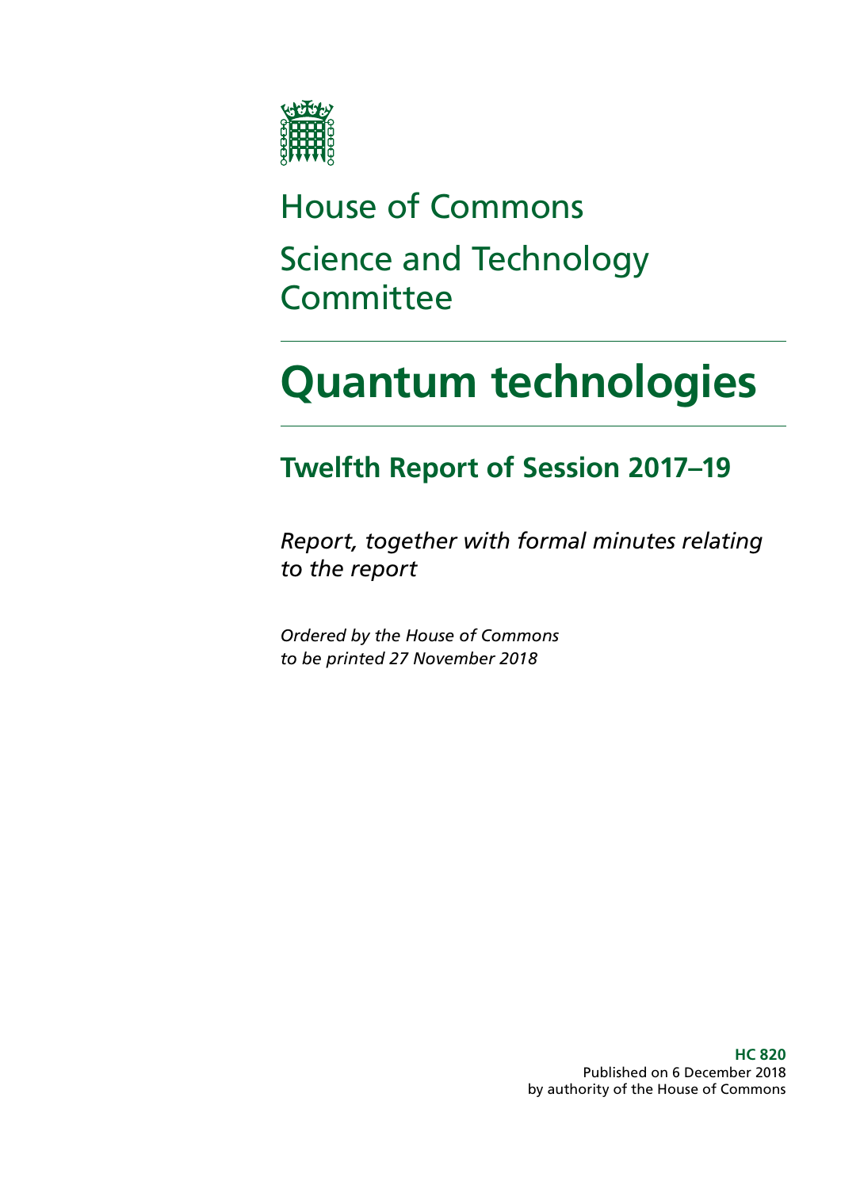# House of Commons

# Science and Technology Committee

# Quantum technologies

## Twelfth Report of Session 2017–19

*Report, together with formal minutes relating to the report*

*Ordered by the House of Commons to be printed 27 November 2018*

**HC 820**
Published on 6 December 2018
by authority of the House of Commons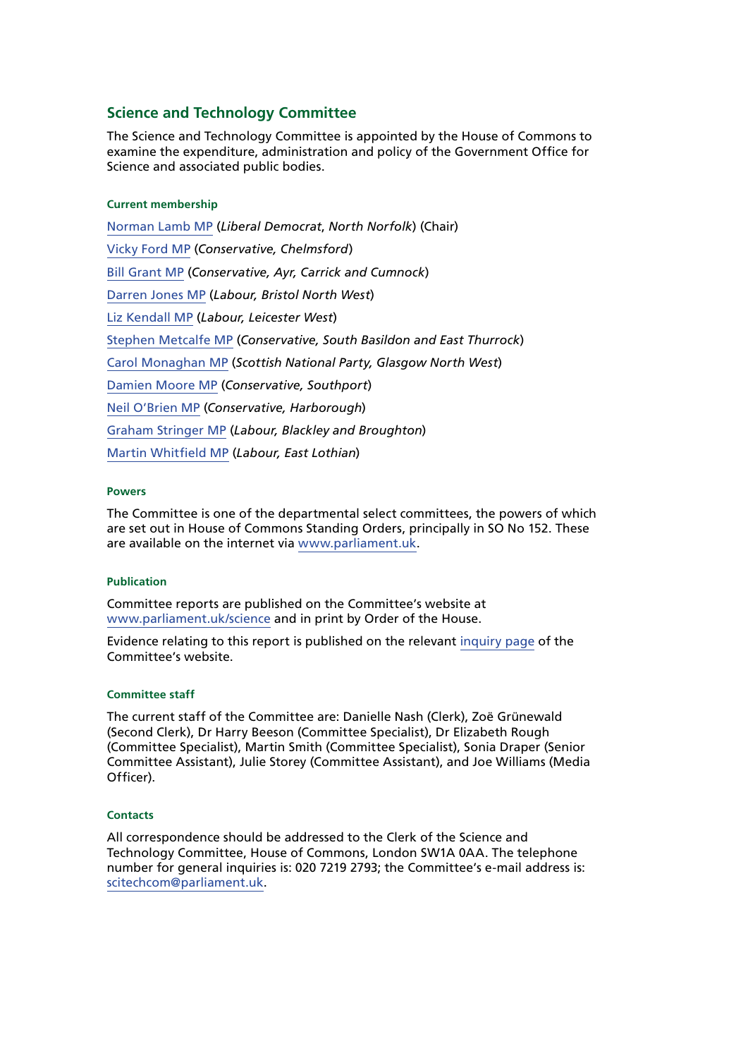## Science and Technology Committee

The Science and Technology Committee is appointed by the House of Commons to examine the expenditure, administration and policy of the Government Office for Science and associated public bodies.

#### Current membership

Norman Lamb MP (*Liberal Democrat, North Norfolk*) (Chair)

Vicky Ford MP (*Conservative, Chelmsford*)

Bill Grant MP (*Conservative, Ayr, Carrick and Cumnock*)

Darren Jones MP (*Labour, Bristol North West*)

Liz Kendall MP (*Labour, Leicester West*)

Stephen Metcalfe MP (*Conservative, South Basildon and East Thurrock*)

Carol Monaghan MP (*Scottish National Party, Glasgow North West*)

Damien Moore MP (*Conservative, Southport*)

Neil O'Brien MP (*Conservative, Harborough*)

Graham Stringer MP (*Labour, Blackley and Broughton*)

Martin Whitfield MP (*Labour, East Lothian*)

#### Powers

The Committee is one of the departmental select committees, the powers of which are set out in House of Commons Standing Orders, principally in SO No 152. These are available on the internet via www.parliament.uk.

#### Publication

Committee reports are published on the Committee's website at www.parliament.uk/science and in print by Order of the House.

Evidence relating to this report is published on the relevant inquiry page of the Committee's website.

#### Committee staff

The current staff of the Committee are: Danielle Nash (Clerk), Zoë Grünewald (Second Clerk), Dr Harry Beeson (Committee Specialist), Dr Elizabeth Rough (Committee Specialist), Martin Smith (Committee Specialist), Sonia Draper (Senior Committee Assistant), Julie Storey (Committee Assistant), and Joe Williams (Media Officer).

#### Contacts

All correspondence should be addressed to the Clerk of the Science and Technology Committee, House of Commons, London SW1A 0AA. The telephone number for general inquiries is: 020 7219 2793; the Committee's e-mail address is: scitechcom@parliament.uk.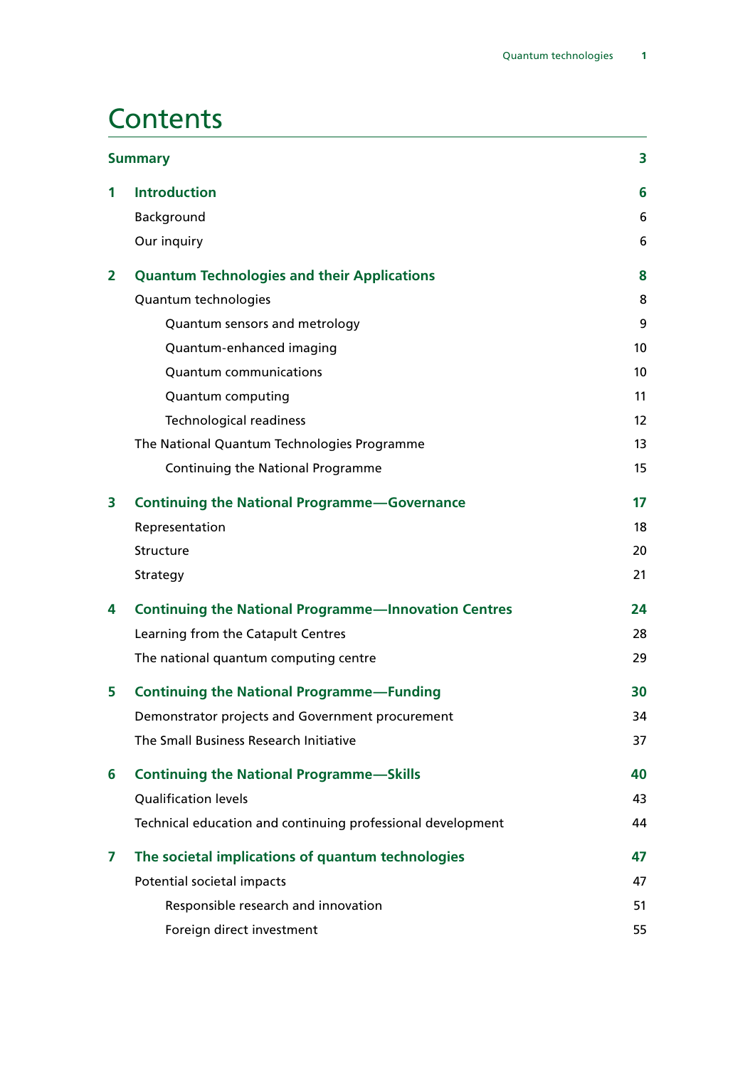# Contents

| | | |
|---|---|---|
| **Summary** | | **3** |
| **1** | **Introduction** | **6** |
| | Background | 6 |
| | Our inquiry | 6 |
| **2** | **Quantum Technologies and their Applications** | **8** |
| | Quantum technologies | 8 |
| | Quantum sensors and metrology | 9 |
| | Quantum-enhanced imaging | 10 |
| | Quantum communications | 10 |
| | Quantum computing | 11 |
| | Technological readiness | 12 |
| | The National Quantum Technologies Programme | 13 |
| | Continuing the National Programme | 15 |
| **3** | **Continuing the National Programme—Governance** | **17** |
| | Representation | 18 |
| | Structure | 20 |
| | Strategy | 21 |
| **4** | **Continuing the National Programme—Innovation Centres** | **24** |
| | Learning from the Catapult Centres | 28 |
| | The national quantum computing centre | 29 |
| **5** | **Continuing the National Programme—Funding** | **30** |
| | Demonstrator projects and Government procurement | 34 |
| | The Small Business Research Initiative | 37 |
| **6** | **Continuing the National Programme—Skills** | **40** |
| | Qualification levels | 43 |
| | Technical education and continuing professional development | 44 |
| **7** | **The societal implications of quantum technologies** | **47** |
| | Potential societal impacts | 47 |
| | Responsible research and innovation | 51 |
| | Foreign direct investment | 55 |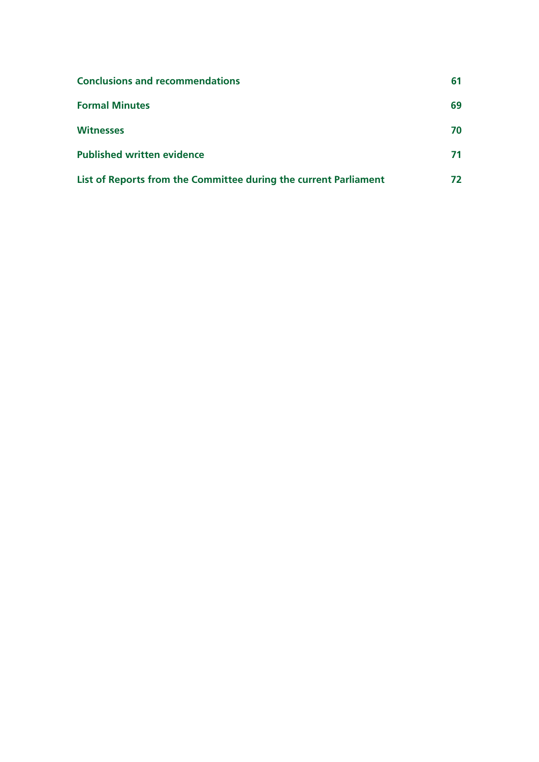**Conclusions and recommendations** 61

**Formal Minutes** 69

**Witnesses** 70

**Published written evidence** 71

**List of Reports from the Committee during the current Parliament** 72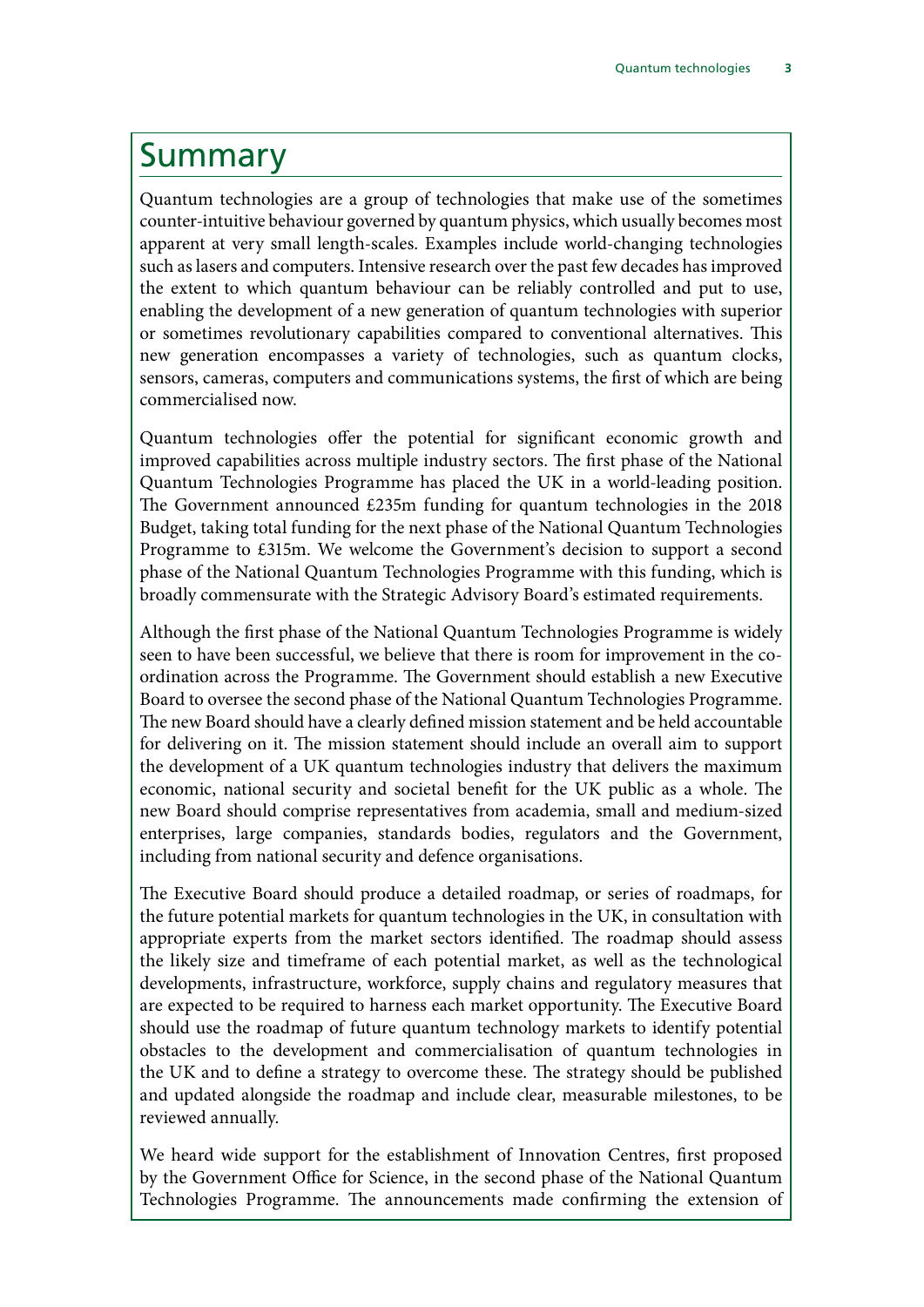# Summary

Quantum technologies are a group of technologies that make use of the sometimes counter-intuitive behaviour governed by quantum physics, which usually becomes most apparent at very small length-scales. Examples include world-changing technologies such as lasers and computers. Intensive research over the past few decades has improved the extent to which quantum behaviour can be reliably controlled and put to use, enabling the development of a new generation of quantum technologies with superior or sometimes revolutionary capabilities compared to conventional alternatives. This new generation encompasses a variety of technologies, such as quantum clocks, sensors, cameras, computers and communications systems, the first of which are being commercialised now.

Quantum technologies offer the potential for significant economic growth and improved capabilities across multiple industry sectors. The first phase of the National Quantum Technologies Programme has placed the UK in a world-leading position. The Government announced £235m funding for quantum technologies in the 2018 Budget, taking total funding for the next phase of the National Quantum Technologies Programme to £315m. We welcome the Government's decision to support a second phase of the National Quantum Technologies Programme with this funding, which is broadly commensurate with the Strategic Advisory Board's estimated requirements.

Although the first phase of the National Quantum Technologies Programme is widely seen to have been successful, we believe that there is room for improvement in the co-ordination across the Programme. The Government should establish a new Executive Board to oversee the second phase of the National Quantum Technologies Programme. The new Board should have a clearly defined mission statement and be held accountable for delivering on it. The mission statement should include an overall aim to support the development of a UK quantum technologies industry that delivers the maximum economic, national security and societal benefit for the UK public as a whole. The new Board should comprise representatives from academia, small and medium-sized enterprises, large companies, standards bodies, regulators and the Government, including from national security and defence organisations.

The Executive Board should produce a detailed roadmap, or series of roadmaps, for the future potential markets for quantum technologies in the UK, in consultation with appropriate experts from the market sectors identified. The roadmap should assess the likely size and timeframe of each potential market, as well as the technological developments, infrastructure, workforce, supply chains and regulatory measures that are expected to be required to harness each market opportunity. The Executive Board should use the roadmap of future quantum technology markets to identify potential obstacles to the development and commercialisation of quantum technologies in the UK and to define a strategy to overcome these. The strategy should be published and updated alongside the roadmap and include clear, measurable milestones, to be reviewed annually.

We heard wide support for the establishment of Innovation Centres, first proposed by the Government Office for Science, in the second phase of the National Quantum Technologies Programme. The announcements made confirming the extension of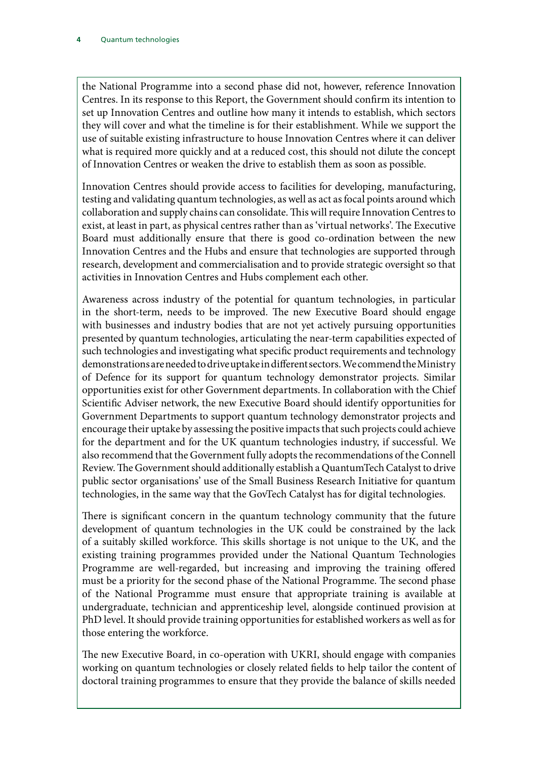the National Programme into a second phase did not, however, reference Innovation Centres. In its response to this Report, the Government should confirm its intention to set up Innovation Centres and outline how many it intends to establish, which sectors they will cover and what the timeline is for their establishment. While we support the use of suitable existing infrastructure to house Innovation Centres where it can deliver what is required more quickly and at a reduced cost, this should not dilute the concept of Innovation Centres or weaken the drive to establish them as soon as possible.

Innovation Centres should provide access to facilities for developing, manufacturing, testing and validating quantum technologies, as well as act as focal points around which collaboration and supply chains can consolidate. This will require Innovation Centres to exist, at least in part, as physical centres rather than as 'virtual networks'. The Executive Board must additionally ensure that there is good co-ordination between the new Innovation Centres and the Hubs and ensure that technologies are supported through research, development and commercialisation and to provide strategic oversight so that activities in Innovation Centres and Hubs complement each other.

Awareness across industry of the potential for quantum technologies, in particular in the short-term, needs to be improved. The new Executive Board should engage with businesses and industry bodies that are not yet actively pursuing opportunities presented by quantum technologies, articulating the near-term capabilities expected of such technologies and investigating what specific product requirements and technology demonstrations are needed to drive uptake in different sectors. We commend the Ministry of Defence for its support for quantum technology demonstrator projects. Similar opportunities exist for other Government departments. In collaboration with the Chief Scientific Adviser network, the new Executive Board should identify opportunities for Government Departments to support quantum technology demonstrator projects and encourage their uptake by assessing the positive impacts that such projects could achieve for the department and for the UK quantum technologies industry, if successful. We also recommend that the Government fully adopts the recommendations of the Connell Review. The Government should additionally establish a QuantumTech Catalyst to drive public sector organisations' use of the Small Business Research Initiative for quantum technologies, in the same way that the GovTech Catalyst has for digital technologies.

There is significant concern in the quantum technology community that the future development of quantum technologies in the UK could be constrained by the lack of a suitably skilled workforce. This skills shortage is not unique to the UK, and the existing training programmes provided under the National Quantum Technologies Programme are well-regarded, but increasing and improving the training offered must be a priority for the second phase of the National Programme. The second phase of the National Programme must ensure that appropriate training is available at undergraduate, technician and apprenticeship level, alongside continued provision at PhD level. It should provide training opportunities for established workers as well as for those entering the workforce.

The new Executive Board, in co-operation with UKRI, should engage with companies working on quantum technologies or closely related fields to help tailor the content of doctoral training programmes to ensure that they provide the balance of skills needed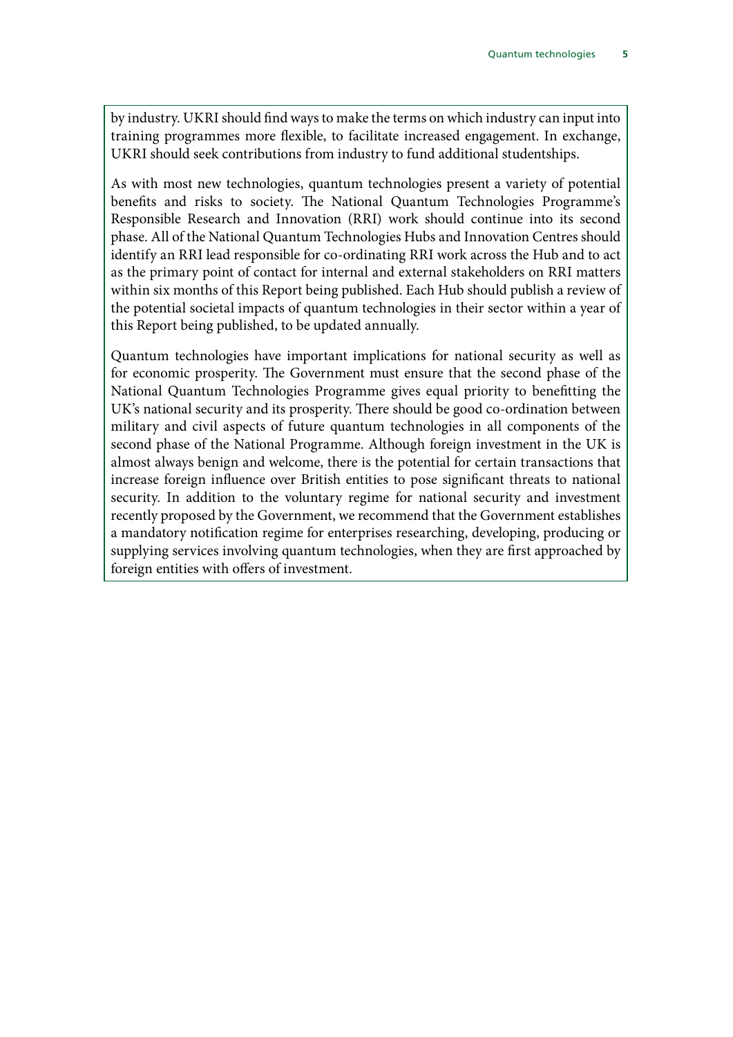by industry. UKRI should find ways to make the terms on which industry can input into training programmes more flexible, to facilitate increased engagement. In exchange, UKRI should seek contributions from industry to fund additional studentships.

As with most new technologies, quantum technologies present a variety of potential benefits and risks to society. The National Quantum Technologies Programme's Responsible Research and Innovation (RRI) work should continue into its second phase. All of the National Quantum Technologies Hubs and Innovation Centres should identify an RRI lead responsible for co-ordinating RRI work across the Hub and to act as the primary point of contact for internal and external stakeholders on RRI matters within six months of this Report being published. Each Hub should publish a review of the potential societal impacts of quantum technologies in their sector within a year of this Report being published, to be updated annually.

Quantum technologies have important implications for national security as well as for economic prosperity. The Government must ensure that the second phase of the National Quantum Technologies Programme gives equal priority to benefitting the UK's national security and its prosperity. There should be good co-ordination between military and civil aspects of future quantum technologies in all components of the second phase of the National Programme. Although foreign investment in the UK is almost always benign and welcome, there is the potential for certain transactions that increase foreign influence over British entities to pose significant threats to national security. In addition to the voluntary regime for national security and investment recently proposed by the Government, we recommend that the Government establishes a mandatory notification regime for enterprises researching, developing, producing or supplying services involving quantum technologies, when they are first approached by foreign entities with offers of investment.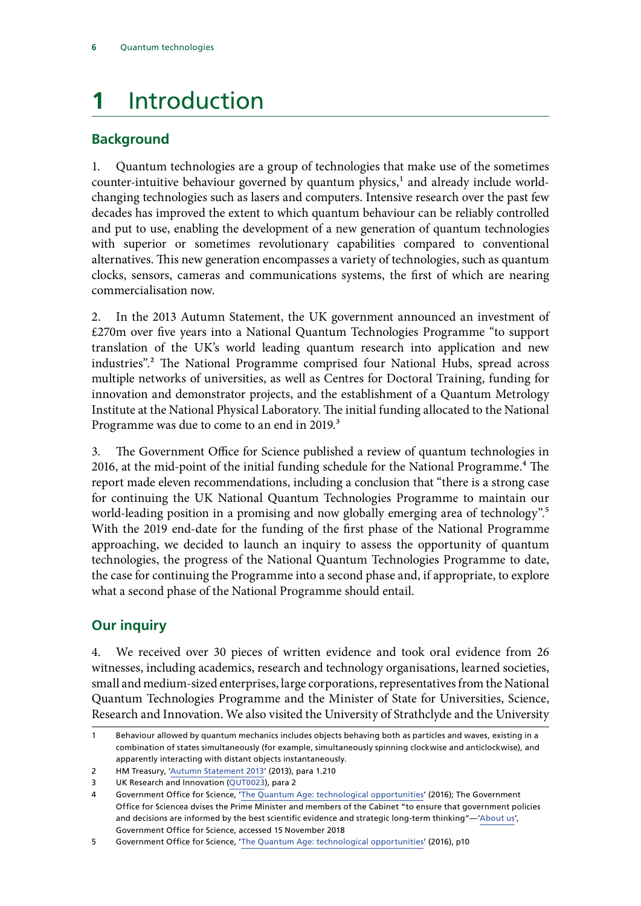# 1 Introduction

## Background

1. Quantum technologies are a group of technologies that make use of the sometimes counter-intuitive behaviour governed by quantum physics,[1] and already include world-changing technologies such as lasers and computers. Intensive research over the past few decades has improved the extent to which quantum behaviour can be reliably controlled and put to use, enabling the development of a new generation of quantum technologies with superior or sometimes revolutionary capabilities compared to conventional alternatives. This new generation encompasses a variety of technologies, such as quantum clocks, sensors, cameras and communications systems, the first of which are nearing commercialisation now.

2. In the 2013 Autumn Statement, the UK government announced an investment of £270m over five years into a National Quantum Technologies Programme "to support translation of the UK's world leading quantum research into application and new industries".[2] The National Programme comprised four National Hubs, spread across multiple networks of universities, as well as Centres for Doctoral Training, funding for innovation and demonstrator projects, and the establishment of a Quantum Metrology Institute at the National Physical Laboratory. The initial funding allocated to the National Programme was due to come to an end in 2019.[3]

3. The Government Office for Science published a review of quantum technologies in 2016, at the mid-point of the initial funding schedule for the National Programme.[4] The report made eleven recommendations, including a conclusion that "there is a strong case for continuing the UK National Quantum Technologies Programme to maintain our world-leading position in a promising and now globally emerging area of technology".[5] With the 2019 end-date for the funding of the first phase of the National Programme approaching, we decided to launch an inquiry to assess the opportunity of quantum technologies, the progress of the National Quantum Technologies Programme to date, the case for continuing the Programme into a second phase and, if appropriate, to explore what a second phase of the National Programme should entail.

## Our inquiry

4. We received over 30 pieces of written evidence and took oral evidence from 26 witnesses, including academics, research and technology organisations, learned societies, small and medium-sized enterprises, large corporations, representatives from the National Quantum Technologies Programme and the Minister of State for Universities, Science, Research and Innovation. We also visited the University of Strathclyde and the University

---

1 Behaviour allowed by quantum mechanics includes objects behaving both as particles and waves, existing in a combination of states simultaneously (for example, simultaneously spinning clockwise and anticlockwise), and apparently interacting with distant objects instantaneously.

2 HM Treasury, 'Autumn Statement 2013' (2013), para 1.210

3 UK Research and Innovation (QUT0023), para 2

4 Government Office for Science, 'The Quantum Age: technological opportunities' (2016); The Government Office for Sciencea dvises the Prime Minister and members of the Cabinet "to ensure that government policies and decisions are informed by the best scientific evidence and strategic long-term thinking"—'About us', Government Office for Science, accessed 15 November 2018

5 Government Office for Science, 'The Quantum Age: technological opportunities' (2016), p10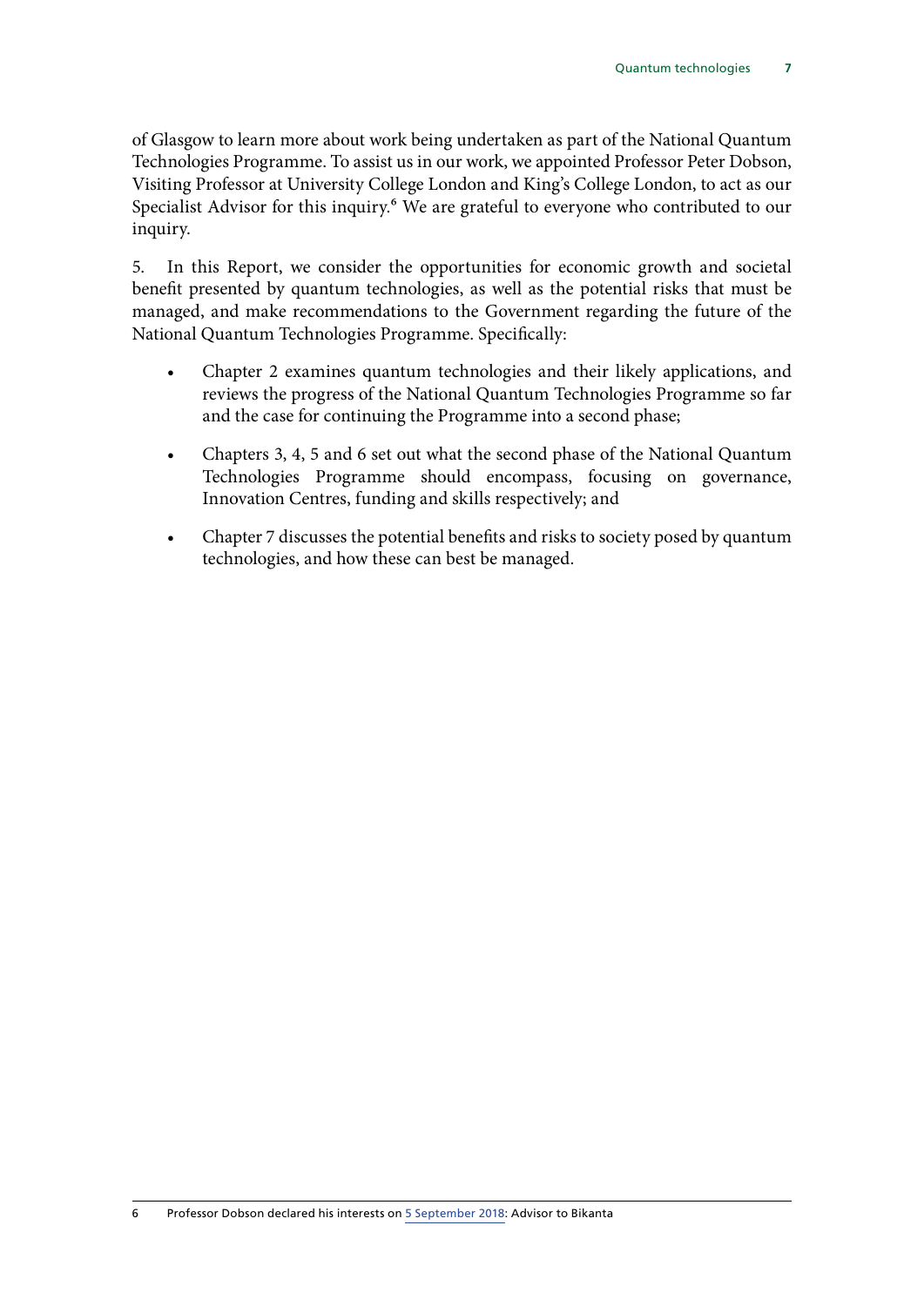of Glasgow to learn more about work being undertaken as part of the National Quantum Technologies Programme. To assist us in our work, we appointed Professor Peter Dobson, Visiting Professor at University College London and King's College London, to act as our Specialist Advisor for this inquiry.[6] We are grateful to everyone who contributed to our inquiry.

5. In this Report, we consider the opportunities for economic growth and societal benefit presented by quantum technologies, as well as the potential risks that must be managed, and make recommendations to the Government regarding the future of the National Quantum Technologies Programme. Specifically:

- Chapter 2 examines quantum technologies and their likely applications, and reviews the progress of the National Quantum Technologies Programme so far and the case for continuing the Programme into a second phase;
- Chapters 3, 4, 5 and 6 set out what the second phase of the National Quantum Technologies Programme should encompass, focusing on governance, Innovation Centres, funding and skills respectively; and
- Chapter 7 discusses the potential benefits and risks to society posed by quantum technologies, and how these can best be managed.

6 Professor Dobson declared his interests on 5 September 2018: Advisor to Bikanta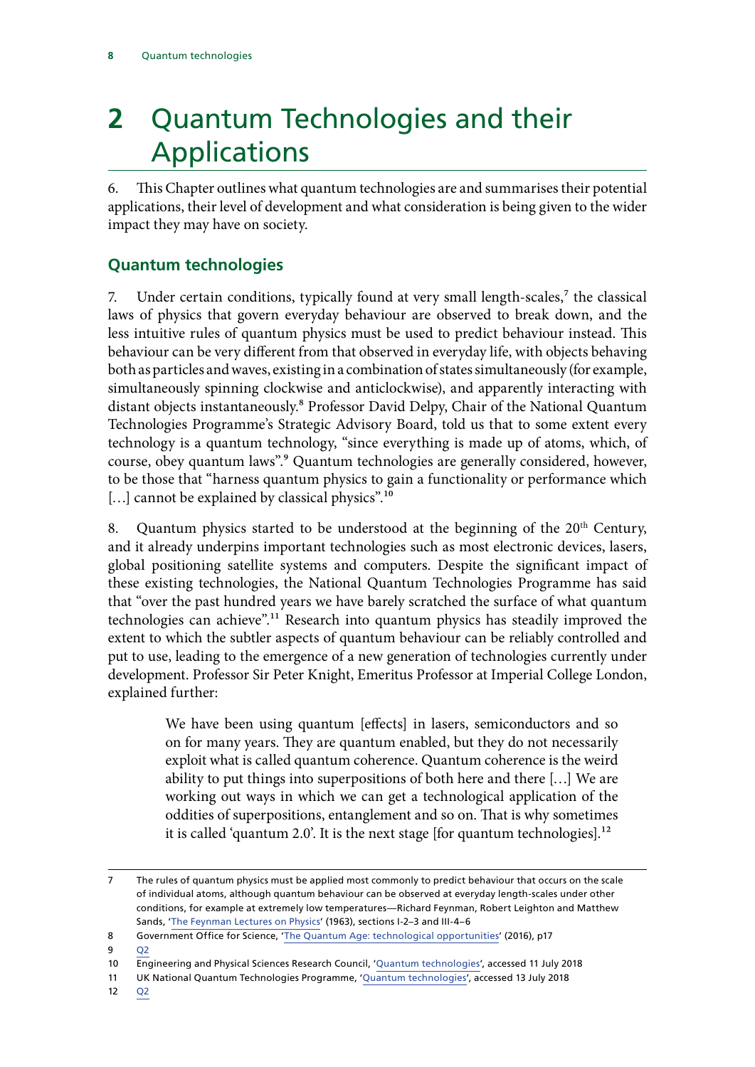# 2 Quantum Technologies and their Applications

6. This Chapter outlines what quantum technologies are and summarises their potential applications, their level of development and what consideration is being given to the wider impact they may have on society.

## Quantum technologies

7. Under certain conditions, typically found at very small length-scales,[7] the classical laws of physics that govern everyday behaviour are observed to break down, and the less intuitive rules of quantum physics must be used to predict behaviour instead. This behaviour can be very different from that observed in everyday life, with objects behaving both as particles and waves, existing in a combination of states simultaneously (for example, simultaneously spinning clockwise and anticlockwise), and apparently interacting with distant objects instantaneously.[8] Professor David Delpy, Chair of the National Quantum Technologies Programme's Strategic Advisory Board, told us that to some extent every technology is a quantum technology, "since everything is made up of atoms, which, of course, obey quantum laws".[9] Quantum technologies are generally considered, however, to be those that "harness quantum physics to gain a functionality or performance which […] cannot be explained by classical physics".[10]

8. Quantum physics started to be understood at the beginning of the 20th Century, and it already underpins important technologies such as most electronic devices, lasers, global positioning satellite systems and computers. Despite the significant impact of these existing technologies, the National Quantum Technologies Programme has said that "over the past hundred years we have barely scratched the surface of what quantum technologies can achieve".[11] Research into quantum physics has steadily improved the extent to which the subtler aspects of quantum behaviour can be reliably controlled and put to use, leading to the emergence of a new generation of technologies currently under development. Professor Sir Peter Knight, Emeritus Professor at Imperial College London, explained further:

> We have been using quantum [effects] in lasers, semiconductors and so on for many years. They are quantum enabled, but they do not necessarily exploit what is called quantum coherence. Quantum coherence is the weird ability to put things into superpositions of both here and there […] We are working out ways in which we can get a technological application of the oddities of superpositions, entanglement and so on. That is why sometimes it is called 'quantum 2.0'. It is the next stage [for quantum technologies].[12]

---

7 The rules of quantum physics must be applied most commonly to predict behaviour that occurs on the scale of individual atoms, although quantum behaviour can be observed at everyday length-scales under other conditions, for example at extremely low temperatures—Richard Feynman, Robert Leighton and Matthew Sands, 'The Feynman Lectures on Physics' (1963), sections I-2–3 and III-4–6

8 Government Office for Science, 'The Quantum Age: technological opportunities' (2016), p17

9 Q2

10 Engineering and Physical Sciences Research Council, 'Quantum technologies', accessed 11 July 2018

11 UK National Quantum Technologies Programme, 'Quantum technologies', accessed 13 July 2018

12 Q2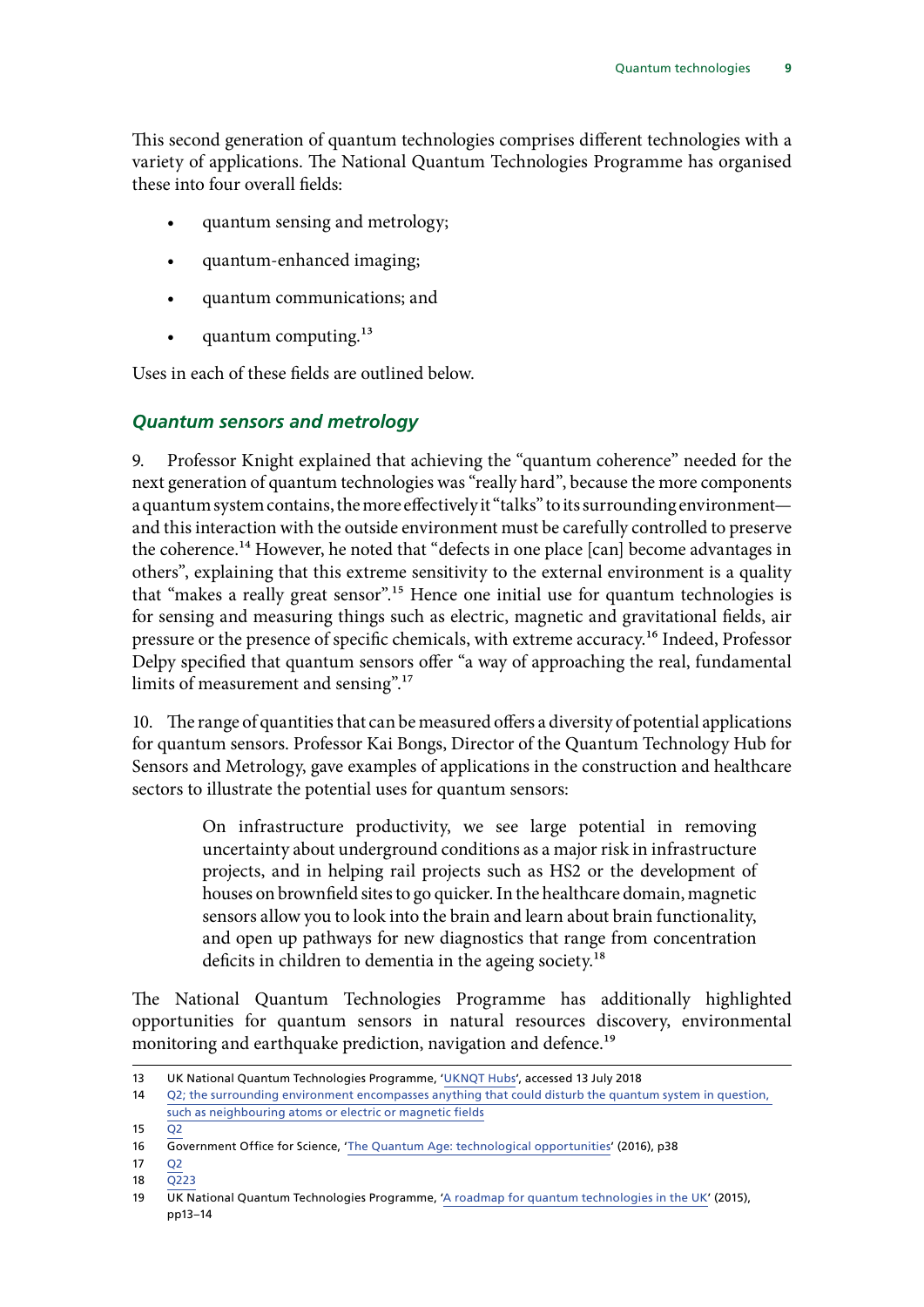This second generation of quantum technologies comprises different technologies with a variety of applications. The National Quantum Technologies Programme has organised these into four overall fields:

- quantum sensing and metrology;
- quantum-enhanced imaging;
- quantum communications; and
- quantum computing.[13]

Uses in each of these fields are outlined below.

### *Quantum sensors and metrology*

9. Professor Knight explained that achieving the "quantum coherence" needed for the next generation of quantum technologies was "really hard", because the more components a quantum system contains, the more effectively it "talks" to its surrounding environment—and this interaction with the outside environment must be carefully controlled to preserve the coherence.[14] However, he noted that "defects in one place [can] become advantages in others", explaining that this extreme sensitivity to the external environment is a quality that "makes a really great sensor".[15] Hence one initial use for quantum technologies is for sensing and measuring things such as electric, magnetic and gravitational fields, air pressure or the presence of specific chemicals, with extreme accuracy.[16] Indeed, Professor Delpy specified that quantum sensors offer "a way of approaching the real, fundamental limits of measurement and sensing".[17]

10. The range of quantities that can be measured offers a diversity of potential applications for quantum sensors. Professor Kai Bongs, Director of the Quantum Technology Hub for Sensors and Metrology, gave examples of applications in the construction and healthcare sectors to illustrate the potential uses for quantum sensors:

> On infrastructure productivity, we see large potential in removing uncertainty about underground conditions as a major risk in infrastructure projects, and in helping rail projects such as HS2 or the development of houses on brownfield sites to go quicker. In the healthcare domain, magnetic sensors allow you to look into the brain and learn about brain functionality, and open up pathways for new diagnostics that range from concentration deficits in children to dementia in the ageing society.[18]

The National Quantum Technologies Programme has additionally highlighted opportunities for quantum sensors in natural resources discovery, environmental monitoring and earthquake prediction, navigation and defence.[19]

---

13 UK National Quantum Technologies Programme, 'UKNQT Hubs', accessed 13 July 2018

14 Q2; the surrounding environment encompasses anything that could disturb the quantum system in question, such as neighbouring atoms or electric or magnetic fields

15 Q2

16 Government Office for Science, 'The Quantum Age: technological opportunities' (2016), p38

17 Q2

18 Q223

19 UK National Quantum Technologies Programme, 'A roadmap for quantum technologies in the UK' (2015), pp13–14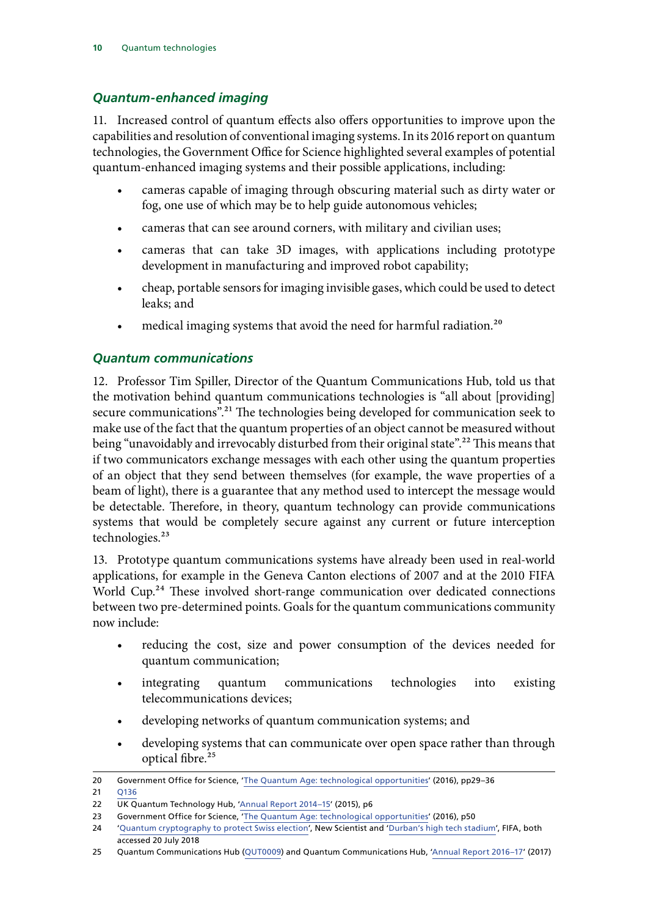### *Quantum-enhanced imaging*

11. Increased control of quantum effects also offers opportunities to improve upon the capabilities and resolution of conventional imaging systems. In its 2016 report on quantum technologies, the Government Office for Science highlighted several examples of potential quantum-enhanced imaging systems and their possible applications, including:

- cameras capable of imaging through obscuring material such as dirty water or fog, one use of which may be to help guide autonomous vehicles;
- cameras that can see around corners, with military and civilian uses;
- cameras that can take 3D images, with applications including prototype development in manufacturing and improved robot capability;
- cheap, portable sensors for imaging invisible gases, which could be used to detect leaks; and
- medical imaging systems that avoid the need for harmful radiation.[20]

### *Quantum communications*

12. Professor Tim Spiller, Director of the Quantum Communications Hub, told us that the motivation behind quantum communications technologies is "all about [providing] secure communications".[21] The technologies being developed for communication seek to make use of the fact that the quantum properties of an object cannot be measured without being "unavoidably and irrevocably disturbed from their original state".[22] This means that if two communicators exchange messages with each other using the quantum properties of an object that they send between themselves (for example, the wave properties of a beam of light), there is a guarantee that any method used to intercept the message would be detectable. Therefore, in theory, quantum technology can provide communications systems that would be completely secure against any current or future interception technologies.[23]

13. Prototype quantum communications systems have already been used in real-world applications, for example in the Geneva Canton elections of 2007 and at the 2010 FIFA World Cup.[24] These involved short-range communication over dedicated connections between two pre-determined points. Goals for the quantum communications community now include:

- reducing the cost, size and power consumption of the devices needed for quantum communication;
- integrating quantum communications technologies into existing telecommunications devices;
- developing networks of quantum communication systems; and
- developing systems that can communicate over open space rather than through optical fibre.[25]

---

20 Government Office for Science, 'The Quantum Age: technological opportunities' (2016), pp29–36

21 Q136

22 UK Quantum Technology Hub, 'Annual Report 2014–15' (2015), p6

23 Government Office for Science, 'The Quantum Age: technological opportunities' (2016), p50

24 'Quantum cryptography to protect Swiss election', New Scientist and 'Durban's high tech stadium', FIFA, both accessed 20 July 2018

25 Quantum Communications Hub (QUT0009) and Quantum Communications Hub, 'Annual Report 2016–17' (2017)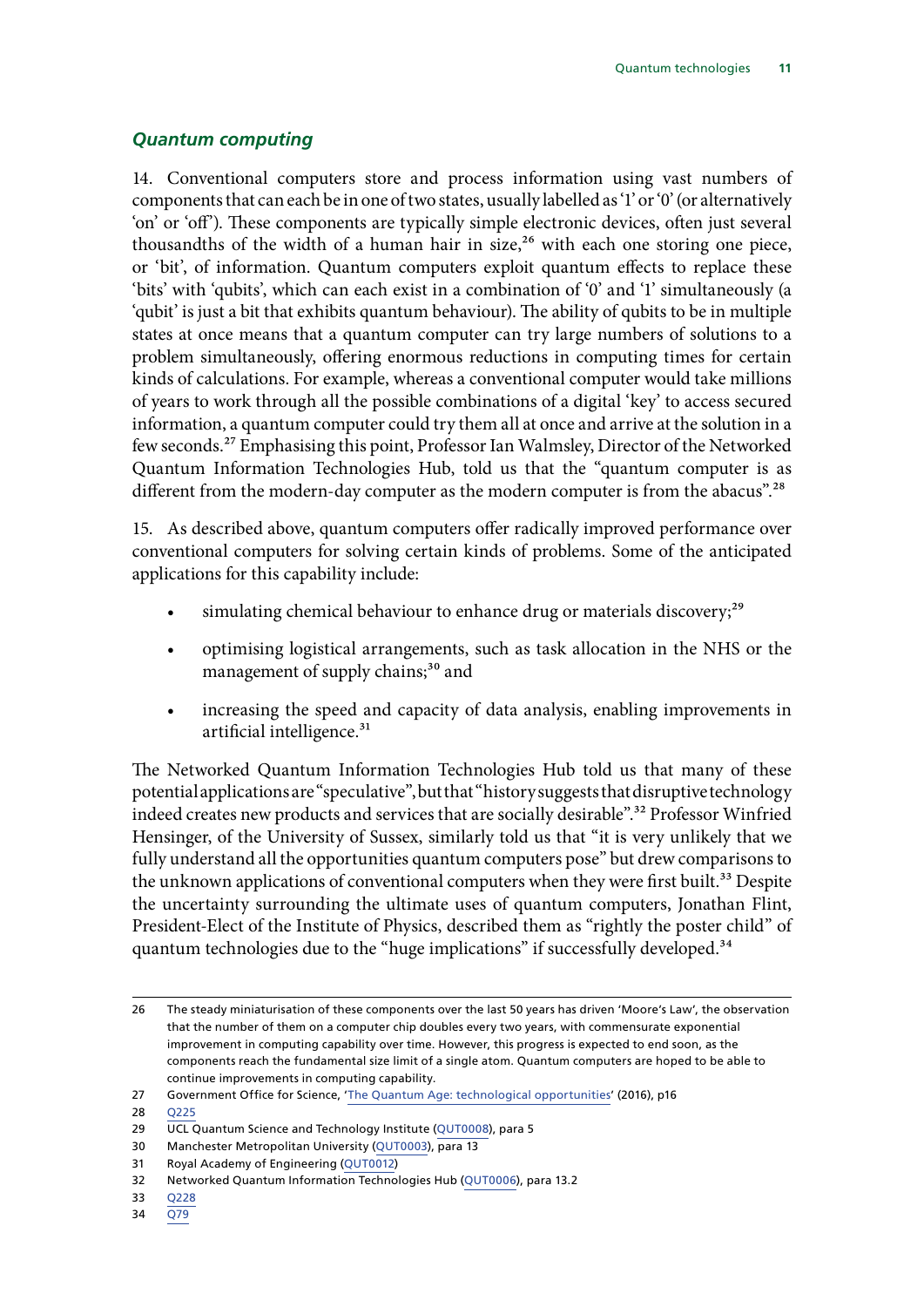### *Quantum computing*

14. Conventional computers store and process information using vast numbers of components that can each be in one of two states, usually labelled as '1' or '0' (or alternatively 'on' or 'off'). These components are typically simple electronic devices, often just several thousandths of the width of a human hair in size,[26] with each one storing one piece, or 'bit', of information. Quantum computers exploit quantum effects to replace these 'bits' with 'qubits', which can each exist in a combination of '0' and '1' simultaneously (a 'qubit' is just a bit that exhibits quantum behaviour). The ability of qubits to be in multiple states at once means that a quantum computer can try large numbers of solutions to a problem simultaneously, offering enormous reductions in computing times for certain kinds of calculations. For example, whereas a conventional computer would take millions of years to work through all the possible combinations of a digital 'key' to access secured information, a quantum computer could try them all at once and arrive at the solution in a few seconds.[27] Emphasising this point, Professor Ian Walmsley, Director of the Networked Quantum Information Technologies Hub, told us that the "quantum computer is as different from the modern-day computer as the modern computer is from the abacus".[28]

15. As described above, quantum computers offer radically improved performance over conventional computers for solving certain kinds of problems. Some of the anticipated applications for this capability include:

- simulating chemical behaviour to enhance drug or materials discovery;[29]
- optimising logistical arrangements, such as task allocation in the NHS or the management of supply chains;[30] and
- increasing the speed and capacity of data analysis, enabling improvements in artificial intelligence.[31]

The Networked Quantum Information Technologies Hub told us that many of these potential applications are "speculative", but that "history suggests that disruptive technology indeed creates new products and services that are socially desirable".[32] Professor Winfried Hensinger, of the University of Sussex, similarly told us that "it is very unlikely that we fully understand all the opportunities quantum computers pose" but drew comparisons to the unknown applications of conventional computers when they were first built.[33] Despite the uncertainty surrounding the ultimate uses of quantum computers, Jonathan Flint, President-Elect of the Institute of Physics, described them as "rightly the poster child" of quantum technologies due to the "huge implications" if successfully developed.[34]

---

26 The steady miniaturisation of these components over the last 50 years has driven 'Moore's Law', the observation that the number of them on a computer chip doubles every two years, with commensurate exponential improvement in computing capability over time. However, this progress is expected to end soon, as the components reach the fundamental size limit of a single atom. Quantum computers are hoped to be able to continue improvements in computing capability.

27 Government Office for Science, 'The Quantum Age: technological opportunities' (2016), p16

28 Q225

29 UCL Quantum Science and Technology Institute (QUT0008), para 5

30 Manchester Metropolitan University (QUT0003), para 13

31 Royal Academy of Engineering (QUT0012)

32 Networked Quantum Information Technologies Hub (QUT0006), para 13.2

33 Q228

34 Q79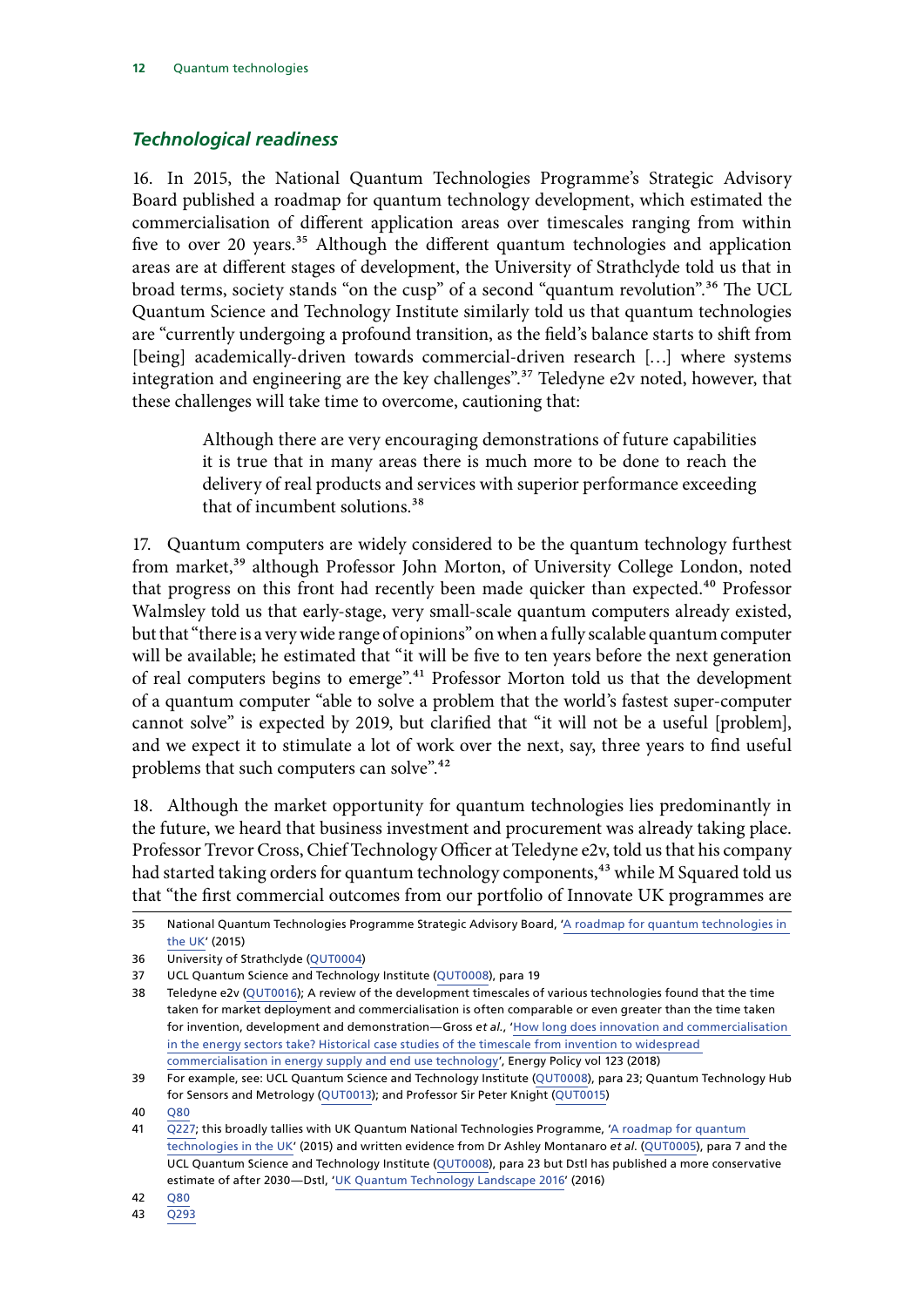### *Technological readiness*

16. In 2015, the National Quantum Technologies Programme's Strategic Advisory Board published a roadmap for quantum technology development, which estimated the commercialisation of different application areas over timescales ranging from within five to over 20 years.[35] Although the different quantum technologies and application areas are at different stages of development, the University of Strathclyde told us that in broad terms, society stands "on the cusp" of a second "quantum revolution".[36] The UCL Quantum Science and Technology Institute similarly told us that quantum technologies are "currently undergoing a profound transition, as the field's balance starts to shift from [being] academically-driven towards commercial-driven research […] where systems integration and engineering are the key challenges".[37] Teledyne e2v noted, however, that these challenges will take time to overcome, cautioning that:

> Although there are very encouraging demonstrations of future capabilities it is true that in many areas there is much more to be done to reach the delivery of real products and services with superior performance exceeding that of incumbent solutions.[38]

17. Quantum computers are widely considered to be the quantum technology furthest from market,[39] although Professor John Morton, of University College London, noted that progress on this front had recently been made quicker than expected.[40] Professor Walmsley told us that early-stage, very small-scale quantum computers already existed, but that "there is a very wide range of opinions" on when a fully scalable quantum computer will be available; he estimated that "it will be five to ten years before the next generation of real computers begins to emerge".[41] Professor Morton told us that the development of a quantum computer "able to solve a problem that the world's fastest super-computer cannot solve" is expected by 2019, but clarified that "it will not be a useful [problem], and we expect it to stimulate a lot of work over the next, say, three years to find useful problems that such computers can solve".[42]

18. Although the market opportunity for quantum technologies lies predominantly in the future, we heard that business investment and procurement was already taking place. Professor Trevor Cross, Chief Technology Officer at Teledyne e2v, told us that his company had started taking orders for quantum technology components,[43] while M Squared told us that "the first commercial outcomes from our portfolio of Innovate UK programmes are

---

35 National Quantum Technologies Programme Strategic Advisory Board, 'A roadmap for quantum technologies in the UK' (2015)

36 University of Strathclyde (QUT0004)

37 UCL Quantum Science and Technology Institute (QUT0008), para 19

38 Teledyne e2v (QUT0016); A review of the development timescales of various technologies found that the time taken for market deployment and commercialisation is often comparable or even greater than the time taken for invention, development and demonstration—Gross *et al.*, 'How long does innovation and commercialisation in the energy sectors take? Historical case studies of the timescale from invention to widespread commercialisation in energy supply and end use technology', Energy Policy vol 123 (2018)

39 For example, see: UCL Quantum Science and Technology Institute (QUT0008), para 23; Quantum Technology Hub for Sensors and Metrology (QUT0013); and Professor Sir Peter Knight (QUT0015)

40 Q80

41 Q227; this broadly tallies with UK Quantum National Technologies Programme, 'A roadmap for quantum technologies in the UK' (2015) and written evidence from Dr Ashley Montanaro *et al.* (QUT0005), para 7 and the UCL Quantum Science and Technology Institute (QUT0008), para 23 but Dstl has published a more conservative estimate of after 2030—Dstl, 'UK Quantum Technology Landscape 2016' (2016)

42 Q80

43 Q293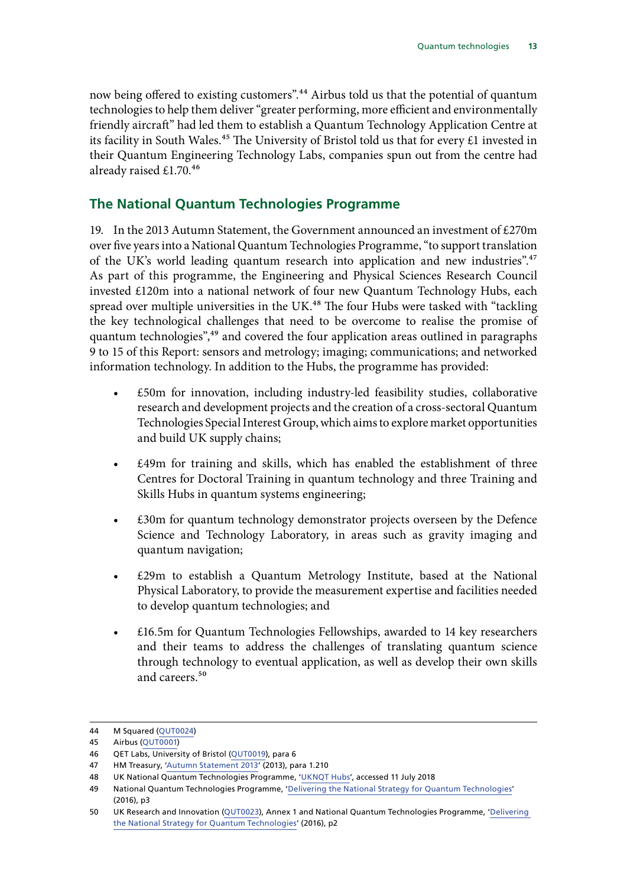now being offered to existing customers".[44] Airbus told us that the potential of quantum technologies to help them deliver "greater performing, more efficient and environmentally friendly aircraft" had led them to establish a Quantum Technology Application Centre at its facility in South Wales.[45] The University of Bristol told us that for every £1 invested in their Quantum Engineering Technology Labs, companies spun out from the centre had already raised £1.70.[46]

## The National Quantum Technologies Programme

19. In the 2013 Autumn Statement, the Government announced an investment of £270m over five years into a National Quantum Technologies Programme, "to support translation of the UK's world leading quantum research into application and new industries".[47] As part of this programme, the Engineering and Physical Sciences Research Council invested £120m into a national network of four new Quantum Technology Hubs, each spread over multiple universities in the UK.[48] The four Hubs were tasked with "tackling the key technological challenges that need to be overcome to realise the promise of quantum technologies",[49] and covered the four application areas outlined in paragraphs 9 to 15 of this Report: sensors and metrology; imaging; communications; and networked information technology. In addition to the Hubs, the programme has provided:

- £50m for innovation, including industry-led feasibility studies, collaborative research and development projects and the creation of a cross-sectoral Quantum Technologies Special Interest Group, which aims to explore market opportunities and build UK supply chains;
- £49m for training and skills, which has enabled the establishment of three Centres for Doctoral Training in quantum technology and three Training and Skills Hubs in quantum systems engineering;
- £30m for quantum technology demonstrator projects overseen by the Defence Science and Technology Laboratory, in areas such as gravity imaging and quantum navigation;
- £29m to establish a Quantum Metrology Institute, based at the National Physical Laboratory, to provide the measurement expertise and facilities needed to develop quantum technologies; and
- £16.5m for Quantum Technologies Fellowships, awarded to 14 key researchers and their teams to address the challenges of translating quantum science through technology to eventual application, as well as develop their own skills and careers.[50]

---

44 M Squared (QUT0024)

45 Airbus (QUT0001)

46 QET Labs, University of Bristol (QUT0019), para 6

47 HM Treasury, 'Autumn Statement 2013' (2013), para 1.210

48 UK National Quantum Technologies Programme, 'UKNQT Hubs', accessed 11 July 2018

49 National Quantum Technologies Programme, 'Delivering the National Strategy for Quantum Technologies' (2016), p3

50 UK Research and Innovation (QUT0023), Annex 1 and National Quantum Technologies Programme, 'Delivering the National Strategy for Quantum Technologies' (2016), p2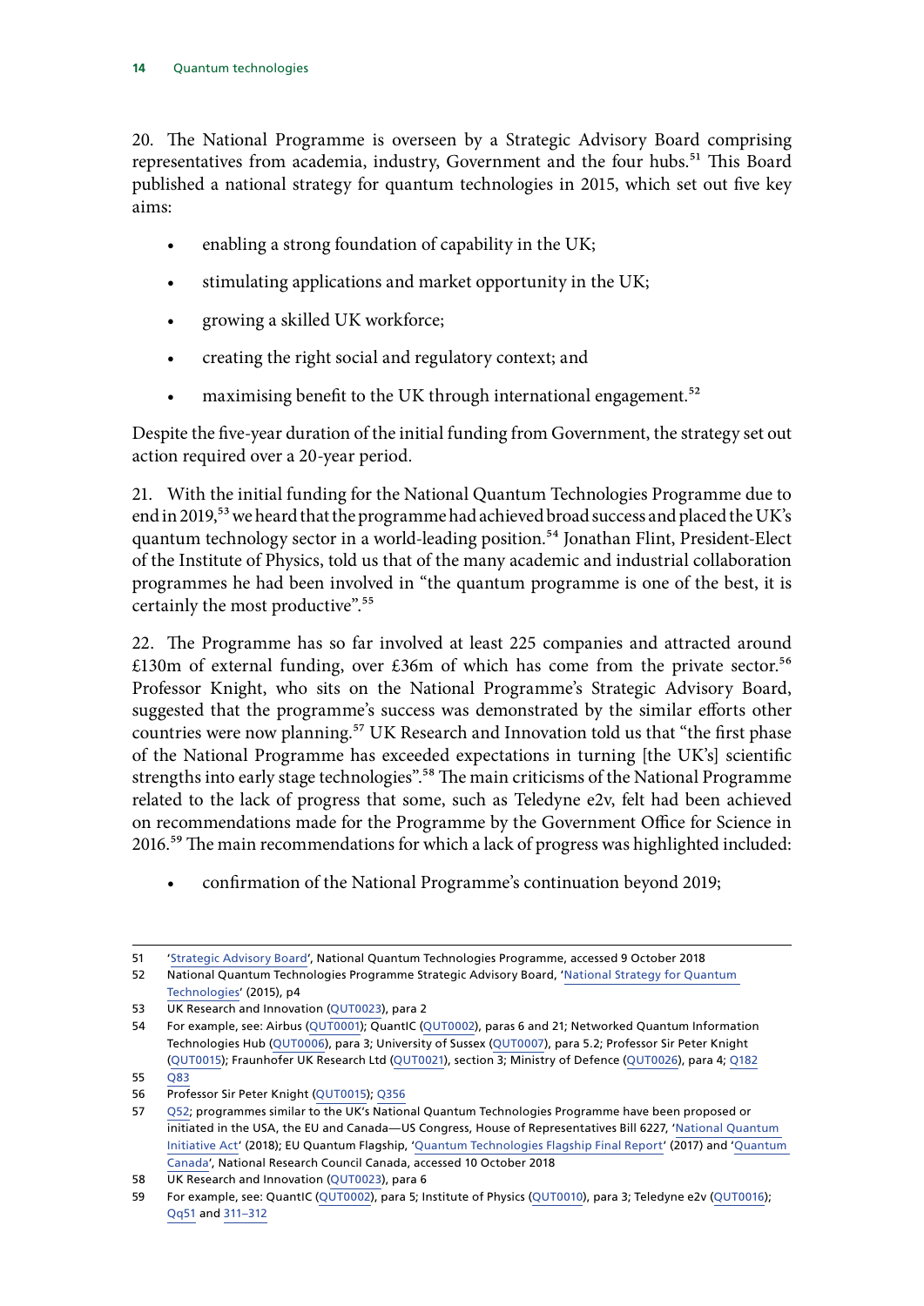20. The National Programme is overseen by a Strategic Advisory Board comprising representatives from academia, industry, Government and the four hubs.[51] This Board published a national strategy for quantum technologies in 2015, which set out five key aims:

- enabling a strong foundation of capability in the UK;
- stimulating applications and market opportunity in the UK;
- growing a skilled UK workforce;
- creating the right social and regulatory context; and
- maximising benefit to the UK through international engagement.[52]

Despite the five-year duration of the initial funding from Government, the strategy set out action required over a 20-year period.

21. With the initial funding for the National Quantum Technologies Programme due to end in 2019,[53] we heard that the programme had achieved broad success and placed the UK's quantum technology sector in a world-leading position.[54] Jonathan Flint, President-Elect of the Institute of Physics, told us that of the many academic and industrial collaboration programmes he had been involved in "the quantum programme is one of the best, it is certainly the most productive".[55]

22. The Programme has so far involved at least 225 companies and attracted around £130m of external funding, over £36m of which has come from the private sector.[56] Professor Knight, who sits on the National Programme's Strategic Advisory Board, suggested that the programme's success was demonstrated by the similar efforts other countries were now planning.[57] UK Research and Innovation told us that "the first phase of the National Programme has exceeded expectations in turning [the UK's] scientific strengths into early stage technologies".[58] The main criticisms of the National Programme related to the lack of progress that some, such as Teledyne e2v, felt had been achieved on recommendations made for the Programme by the Government Office for Science in 2016.[59] The main recommendations for which a lack of progress was highlighted included:

- confirmation of the National Programme's continuation beyond 2019;

---

51 'Strategic Advisory Board', National Quantum Technologies Programme, accessed 9 October 2018

52 National Quantum Technologies Programme Strategic Advisory Board, 'National Strategy for Quantum Technologies' (2015), p4

53 UK Research and Innovation (QUT0023), para 2

54 For example, see: Airbus (QUT0001); QuantIC (QUT0002), paras 6 and 21; Networked Quantum Information Technologies Hub (QUT0006), para 3; University of Sussex (QUT0007), para 5.2; Professor Sir Peter Knight (QUT0015); Fraunhofer UK Research Ltd (QUT0021), section 3; Ministry of Defence (QUT0026), para 4; Q182

55 Q83

56 Professor Sir Peter Knight (QUT0015); Q356

57 Q52; programmes similar to the UK's National Quantum Technologies Programme have been proposed or initiated in the USA, the EU and Canada—US Congress, House of Representatives Bill 6227, 'National Quantum Initiative Act' (2018); EU Quantum Flagship, 'Quantum Technologies Flagship Final Report' (2017) and 'Quantum Canada', National Research Council Canada, accessed 10 October 2018

58 UK Research and Innovation (QUT0023), para 6

59 For example, see: QuantIC (QUT0002), para 5; Institute of Physics (QUT0010), para 3; Teledyne e2v (QUT0016); Qq51 and 311–312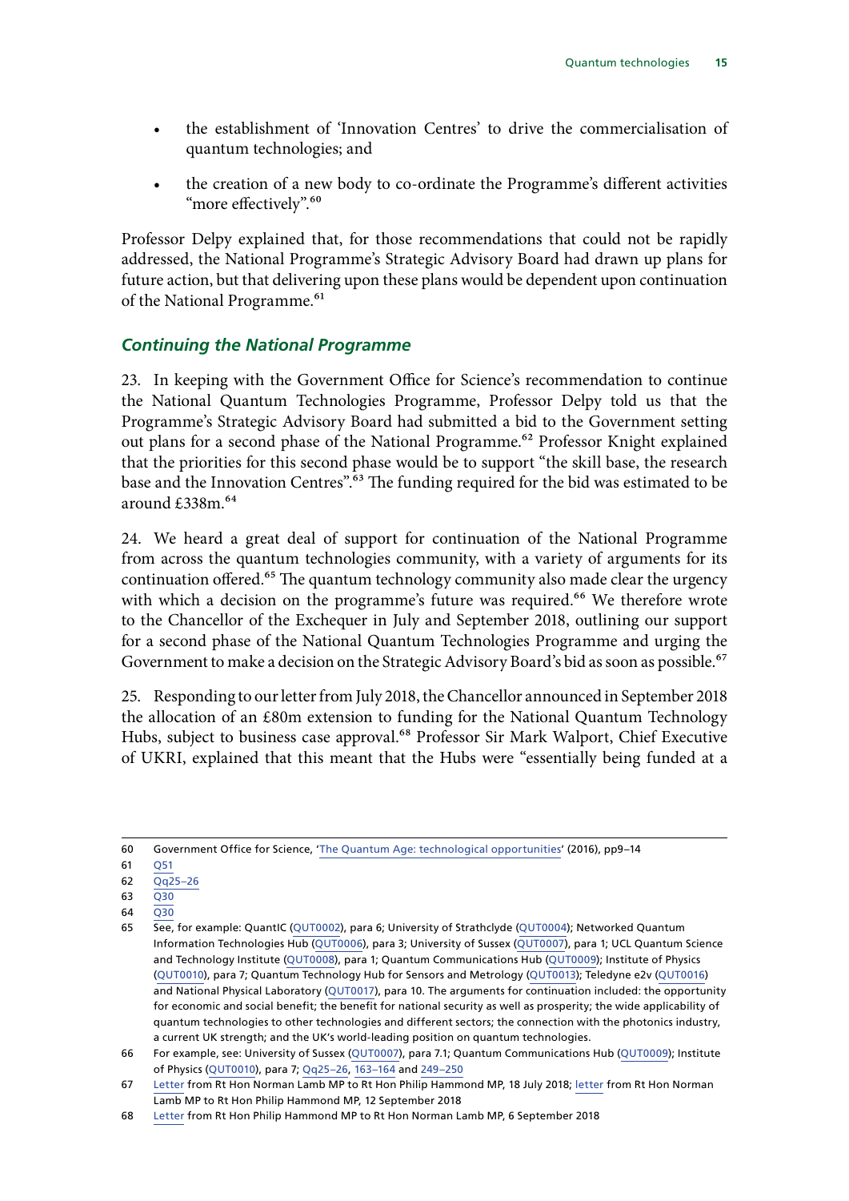- the establishment of 'Innovation Centres' to drive the commercialisation of quantum technologies; and
- the creation of a new body to co-ordinate the Programme's different activities "more effectively".[60]

Professor Delpy explained that, for those recommendations that could not be rapidly addressed, the National Programme's Strategic Advisory Board had drawn up plans for future action, but that delivering upon these plans would be dependent upon continuation of the National Programme.[61]

### *Continuing the National Programme*

23. In keeping with the Government Office for Science's recommendation to continue the National Quantum Technologies Programme, Professor Delpy told us that the Programme's Strategic Advisory Board had submitted a bid to the Government setting out plans for a second phase of the National Programme.[62] Professor Knight explained that the priorities for this second phase would be to support "the skill base, the research base and the Innovation Centres".[63] The funding required for the bid was estimated to be around £338m.[64]

24. We heard a great deal of support for continuation of the National Programme from across the quantum technologies community, with a variety of arguments for its continuation offered.[65] The quantum technology community also made clear the urgency with which a decision on the programme's future was required.[66] We therefore wrote to the Chancellor of the Exchequer in July and September 2018, outlining our support for a second phase of the National Quantum Technologies Programme and urging the Government to make a decision on the Strategic Advisory Board's bid as soon as possible.[67]

25. Responding to our letter from July 2018, the Chancellor announced in September 2018 the allocation of an £80m extension to funding for the National Quantum Technology Hubs, subject to business case approval.[68] Professor Sir Mark Walport, Chief Executive of UKRI, explained that this meant that the Hubs were "essentially being funded at a

---

60 Government Office for Science, 'The Quantum Age: technological opportunities' (2016), pp9–14

61 Q51

62 Qq25–26

63 Q30

64 Q30

65 See, for example: QuantIC (QUT0002), para 6; University of Strathclyde (QUT0004); Networked Quantum Information Technologies Hub (QUT0006), para 3; University of Sussex (QUT0007), para 1; UCL Quantum Science and Technology Institute (QUT0008), para 1; Quantum Communications Hub (QUT0009); Institute of Physics (QUT0010), para 7; Quantum Technology Hub for Sensors and Metrology (QUT0013); Teledyne e2v (QUT0016) and National Physical Laboratory (QUT0017), para 10. The arguments for continuation included: the opportunity for economic and social benefit; the benefit for national security as well as prosperity; the wide applicability of quantum technologies to other technologies and different sectors; the connection with the photonics industry, a current UK strength; and the UK's world-leading position on quantum technologies.

66 For example, see: University of Sussex (QUT0007), para 7.1; Quantum Communications Hub (QUT0009); Institute of Physics (QUT0010), para 7; Qq25–26, 163–164 and 249–250

67 Letter from Rt Hon Norman Lamb MP to Rt Hon Philip Hammond MP, 18 July 2018; letter from Rt Hon Norman Lamb MP to Rt Hon Philip Hammond MP, 12 September 2018

68 Letter from Rt Hon Philip Hammond MP to Rt Hon Norman Lamb MP, 6 September 2018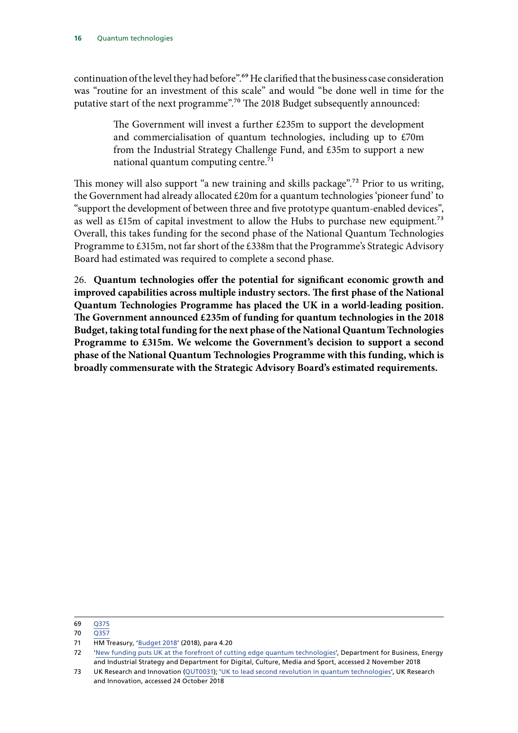continuation of the level they had before".[69] He clarified that the business case consideration was "routine for an investment of this scale" and would "be done well in time for the putative start of the next programme".[70] The 2018 Budget subsequently announced:

> The Government will invest a further £235m to support the development and commercialisation of quantum technologies, including up to £70m from the Industrial Strategy Challenge Fund, and £35m to support a new national quantum computing centre.[71]

This money will also support "a new training and skills package".[72] Prior to us writing, the Government had already allocated £20m for a quantum technologies 'pioneer fund' to "support the development of between three and five prototype quantum-enabled devices", as well as £15m of capital investment to allow the Hubs to purchase new equipment.[73] Overall, this takes funding for the second phase of the National Quantum Technologies Programme to £315m, not far short of the £338m that the Programme's Strategic Advisory Board had estimated was required to complete a second phase.

26. **Quantum technologies offer the potential for significant economic growth and improved capabilities across multiple industry sectors. The first phase of the National Quantum Technologies Programme has placed the UK in a world-leading position. The Government announced £235m of funding for quantum technologies in the 2018 Budget, taking total funding for the next phase of the National Quantum Technologies Programme to £315m. We welcome the Government's decision to support a second phase of the National Quantum Technologies Programme with this funding, which is broadly commensurate with the Strategic Advisory Board's estimated requirements.**

---

69 Q375

70 Q357

71 HM Treasury, 'Budget 2018' (2018), para 4.20

72 'New funding puts UK at the forefront of cutting edge quantum technologies', Department for Business, Energy and Industrial Strategy and Department for Digital, Culture, Media and Sport, accessed 2 November 2018

73 UK Research and Innovation (QUT0031); 'UK to lead second revolution in quantum technologies', UK Research and Innovation, accessed 24 October 2018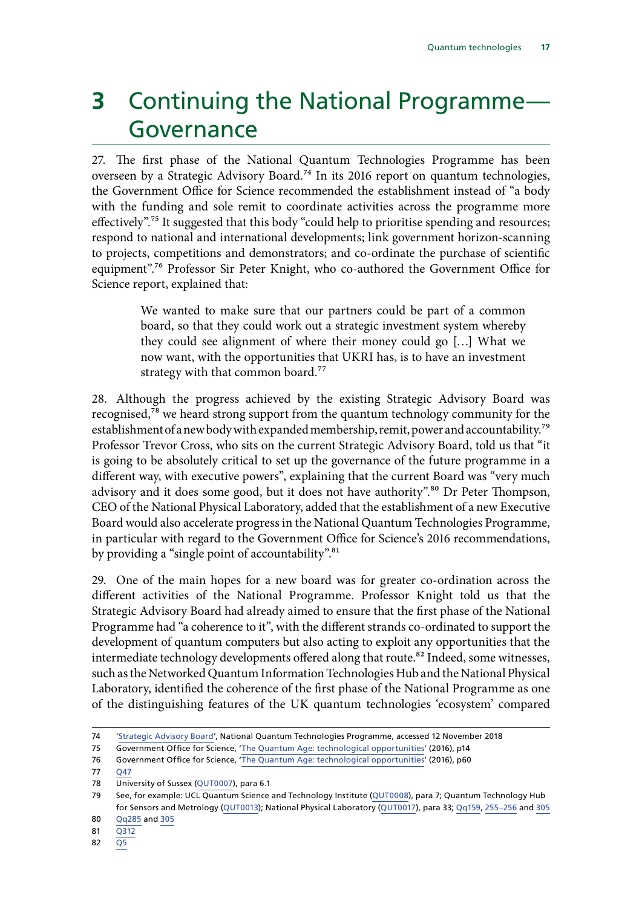# 3 Continuing the National Programme—Governance

27. The first phase of the National Quantum Technologies Programme has been overseen by a Strategic Advisory Board.[74] In its 2016 report on quantum technologies, the Government Office for Science recommended the establishment instead of "a body with the funding and sole remit to coordinate activities across the programme more effectively".[75] It suggested that this body "could help to prioritise spending and resources; respond to national and international developments; link government horizon-scanning to projects, competitions and demonstrators; and co-ordinate the purchase of scientific equipment".[76] Professor Sir Peter Knight, who co-authored the Government Office for Science report, explained that:

> We wanted to make sure that our partners could be part of a common board, so that they could work out a strategic investment system whereby they could see alignment of where their money could go […] What we now want, with the opportunities that UKRI has, is to have an investment strategy with that common board.[77]

28. Although the progress achieved by the existing Strategic Advisory Board was recognised,[78] we heard strong support from the quantum technology community for the establishment of a new body with expanded membership, remit, power and accountability.[79] Professor Trevor Cross, who sits on the current Strategic Advisory Board, told us that "it is going to be absolutely critical to set up the governance of the future programme in a different way, with executive powers", explaining that the current Board was "very much advisory and it does some good, but it does not have authority".[80] Dr Peter Thompson, CEO of the National Physical Laboratory, added that the establishment of a new Executive Board would also accelerate progress in the National Quantum Technologies Programme, in particular with regard to the Government Office for Science's 2016 recommendations, by providing a "single point of accountability".[81]

29. One of the main hopes for a new board was for greater co-ordination across the different activities of the National Programme. Professor Knight told us that the Strategic Advisory Board had already aimed to ensure that the first phase of the National Programme had "a coherence to it", with the different strands co-ordinated to support the development of quantum computers but also acting to exploit any opportunities that the intermediate technology developments offered along that route.[82] Indeed, some witnesses, such as the Networked Quantum Information Technologies Hub and the National Physical Laboratory, identified the coherence of the first phase of the National Programme as one of the distinguishing features of the UK quantum technologies 'ecosystem' compared

---

74 'Strategic Advisory Board', National Quantum Technologies Programme, accessed 12 November 2018

75 Government Office for Science, 'The Quantum Age: technological opportunities' (2016), p14

76 Government Office for Science, 'The Quantum Age: technological opportunities' (2016), p60

77 Q47

78 University of Sussex (QUT0007), para 6.1

79 See, for example: UCL Quantum Science and Technology Institute (QUT0008), para 7; Quantum Technology Hub for Sensors and Metrology (QUT0013); National Physical Laboratory (QUT0017), para 33; Qq159, 255–256 and 305

80 Qq285 and 305

81 Q312

82 Q5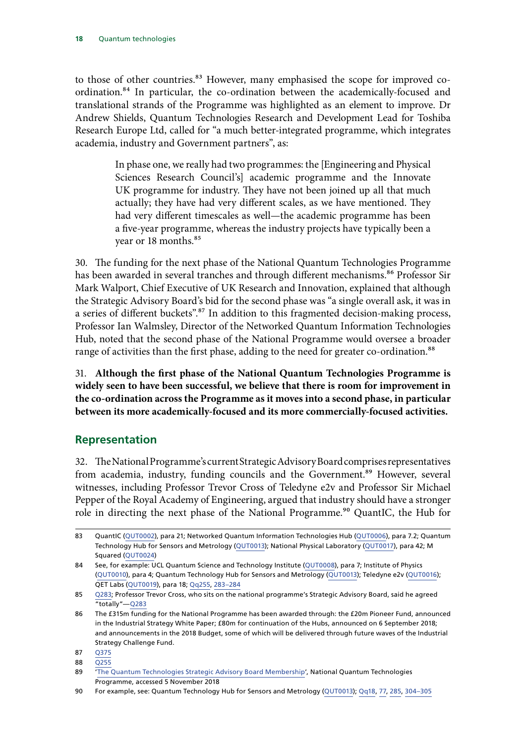to those of other countries.[83] However, many emphasised the scope for improved co-ordination.[84] In particular, the co-ordination between the academically-focused and translational strands of the Programme was highlighted as an element to improve. Dr Andrew Shields, Quantum Technologies Research and Development Lead for Toshiba Research Europe Ltd, called for "a much better-integrated programme, which integrates academia, industry and Government partners", as:

> In phase one, we really had two programmes: the [Engineering and Physical Sciences Research Council's] academic programme and the Innovate UK programme for industry. They have not been joined up all that much actually; they have had very different scales, as we have mentioned. They had very different timescales as well—the academic programme has been a five-year programme, whereas the industry projects have typically been a year or 18 months.[85]

30. The funding for the next phase of the National Quantum Technologies Programme has been awarded in several tranches and through different mechanisms.[86] Professor Sir Mark Walport, Chief Executive of UK Research and Innovation, explained that although the Strategic Advisory Board's bid for the second phase was "a single overall ask, it was in a series of different buckets".[87] In addition to this fragmented decision-making process, Professor Ian Walmsley, Director of the Networked Quantum Information Technologies Hub, noted that the second phase of the National Programme would oversee a broader range of activities than the first phase, adding to the need for greater co-ordination.[88]

31. **Although the first phase of the National Quantum Technologies Programme is widely seen to have been successful, we believe that there is room for improvement in the co-ordination across the Programme as it moves into a second phase, in particular between its more academically-focused and its more commercially-focused activities.**

## Representation

32. The National Programme's current Strategic Advisory Board comprises representatives from academia, industry, funding councils and the Government.[89] However, several witnesses, including Professor Trevor Cross of Teledyne e2v and Professor Sir Michael Pepper of the Royal Academy of Engineering, argued that industry should have a stronger role in directing the next phase of the National Programme.[90] QuantIC, the Hub for

---

83 QuantIC (QUT0002), para 21; Networked Quantum Information Technologies Hub (QUT0006), para 7.2; Quantum Technology Hub for Sensors and Metrology (QUT0013); National Physical Laboratory (QUT0017), para 42; M Squared (QUT0024)

84 See, for example: UCL Quantum Science and Technology Institute (QUT0008), para 7; Institute of Physics (QUT0010), para 4; Quantum Technology Hub for Sensors and Metrology (QUT0013); Teledyne e2v (QUT0016); QET Labs (QUT0019), para 18; Qq255, 283–284

85 Q283; Professor Trevor Cross, who sits on the national programme's Strategic Advisory Board, said he agreed "totally"—Q283

86 The £315m funding for the National Programme has been awarded through: the £20m Pioneer Fund, announced in the Industrial Strategy White Paper; £80m for continuation of the Hubs, announced on 6 September 2018; and announcements in the 2018 Budget, some of which will be delivered through future waves of the Industrial Strategy Challenge Fund.

87 Q375

88 Q255

89 'The Quantum Technologies Strategic Advisory Board Membership', National Quantum Technologies Programme, accessed 5 November 2018

90 For example, see: Quantum Technology Hub for Sensors and Metrology (QUT0013); Qq18, 77, 285, 304–305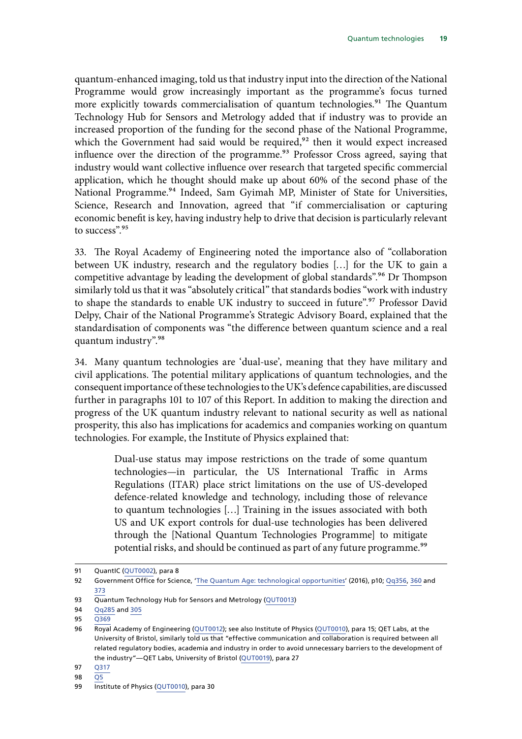quantum-enhanced imaging, told us that industry input into the direction of the National Programme would grow increasingly important as the programme's focus turned more explicitly towards commercialisation of quantum technologies.[91] The Quantum Technology Hub for Sensors and Metrology added that if industry was to provide an increased proportion of the funding for the second phase of the National Programme, which the Government had said would be required,[92] then it would expect increased influence over the direction of the programme.[93] Professor Cross agreed, saying that industry would want collective influence over research that targeted specific commercial application, which he thought should make up about 60% of the second phase of the National Programme.[94] Indeed, Sam Gyimah MP, Minister of State for Universities, Science, Research and Innovation, agreed that "if commercialisation or capturing economic benefit is key, having industry help to drive that decision is particularly relevant to success".[95]

33. The Royal Academy of Engineering noted the importance also of "collaboration between UK industry, research and the regulatory bodies […] for the UK to gain a competitive advantage by leading the development of global standards".[96] Dr Thompson similarly told us that it was "absolutely critical" that standards bodies "work with industry to shape the standards to enable UK industry to succeed in future".[97] Professor David Delpy, Chair of the National Programme's Strategic Advisory Board, explained that the standardisation of components was "the difference between quantum science and a real quantum industry".[98]

34. Many quantum technologies are 'dual-use', meaning that they have military and civil applications. The potential military applications of quantum technologies, and the consequent importance of these technologies to the UK's defence capabilities, are discussed further in paragraphs 101 to 107 of this Report. In addition to making the direction and progress of the UK quantum industry relevant to national security as well as national prosperity, this also has implications for academics and companies working on quantum technologies. For example, the Institute of Physics explained that:

> Dual-use status may impose restrictions on the trade of some quantum technologies—in particular, the US International Traffic in Arms Regulations (ITAR) place strict limitations on the use of US-developed defence-related knowledge and technology, including those of relevance to quantum technologies […] Training in the issues associated with both US and UK export controls for dual-use technologies has been delivered through the [National Quantum Technologies Programme] to mitigate potential risks, and should be continued as part of any future programme.[99]

---

91 QuantIC (QUT0002), para 8

92 Government Office for Science, 'The Quantum Age: technological opportunities' (2016), p10; Qq356, 360 and 373

93 Quantum Technology Hub for Sensors and Metrology (QUT0013)

94 Qq285 and 305

95 Q369

96 Royal Academy of Engineering (QUT0012); see also Institute of Physics (QUT0010), para 15; QET Labs, at the University of Bristol, similarly told us that "effective communication and collaboration is required between all related regulatory bodies, academia and industry in order to avoid unnecessary barriers to the development of the industry"—QET Labs, University of Bristol (QUT0019), para 27

97 Q317

98 Q5

99 Institute of Physics (QUT0010), para 30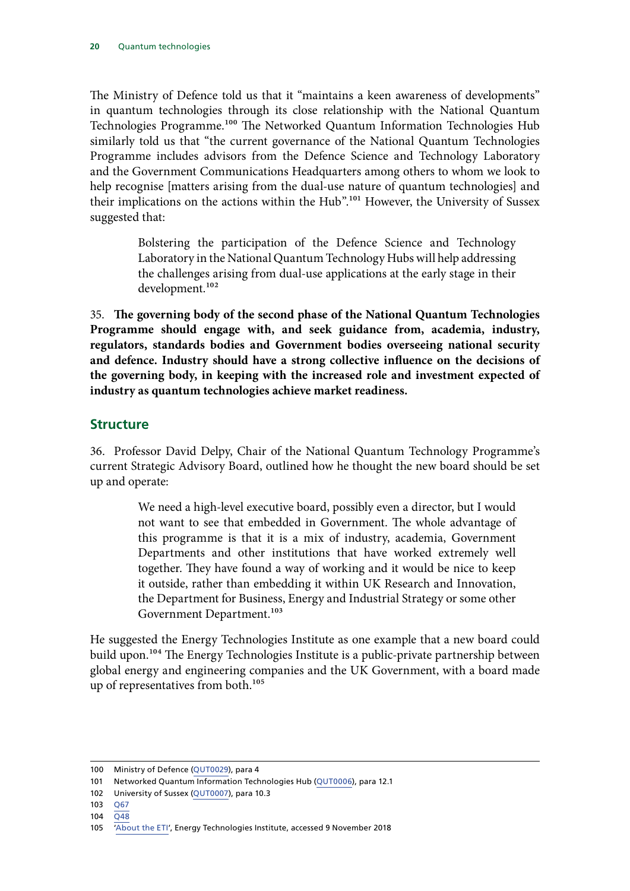The Ministry of Defence told us that it "maintains a keen awareness of developments" in quantum technologies through its close relationship with the National Quantum Technologies Programme.[100] The Networked Quantum Information Technologies Hub similarly told us that "the current governance of the National Quantum Technologies Programme includes advisors from the Defence Science and Technology Laboratory and the Government Communications Headquarters among others to whom we look to help recognise [matters arising from the dual-use nature of quantum technologies] and their implications on the actions within the Hub".[101] However, the University of Sussex suggested that:

> Bolstering the participation of the Defence Science and Technology Laboratory in the National Quantum Technology Hubs will help addressing the challenges arising from dual-use applications at the early stage in their development.[102]

35. **The governing body of the second phase of the National Quantum Technologies Programme should engage with, and seek guidance from, academia, industry, regulators, standards bodies and Government bodies overseeing national security and defence. Industry should have a strong collective influence on the decisions of the governing body, in keeping with the increased role and investment expected of industry as quantum technologies achieve market readiness.**

## Structure

36. Professor David Delpy, Chair of the National Quantum Technology Programme's current Strategic Advisory Board, outlined how he thought the new board should be set up and operate:

> We need a high-level executive board, possibly even a director, but I would not want to see that embedded in Government. The whole advantage of this programme is that it is a mix of industry, academia, Government Departments and other institutions that have worked extremely well together. They have found a way of working and it would be nice to keep it outside, rather than embedding it within UK Research and Innovation, the Department for Business, Energy and Industrial Strategy or some other Government Department.[103]

He suggested the Energy Technologies Institute as one example that a new board could build upon.[104] The Energy Technologies Institute is a public-private partnership between global energy and engineering companies and the UK Government, with a board made up of representatives from both.[105]

---

100 Ministry of Defence (QUT0029), para 4

101 Networked Quantum Information Technologies Hub (QUT0006), para 12.1

102 University of Sussex (QUT0007), para 10.3

103 Q67

104 Q48

105 'About the ETI', Energy Technologies Institute, accessed 9 November 2018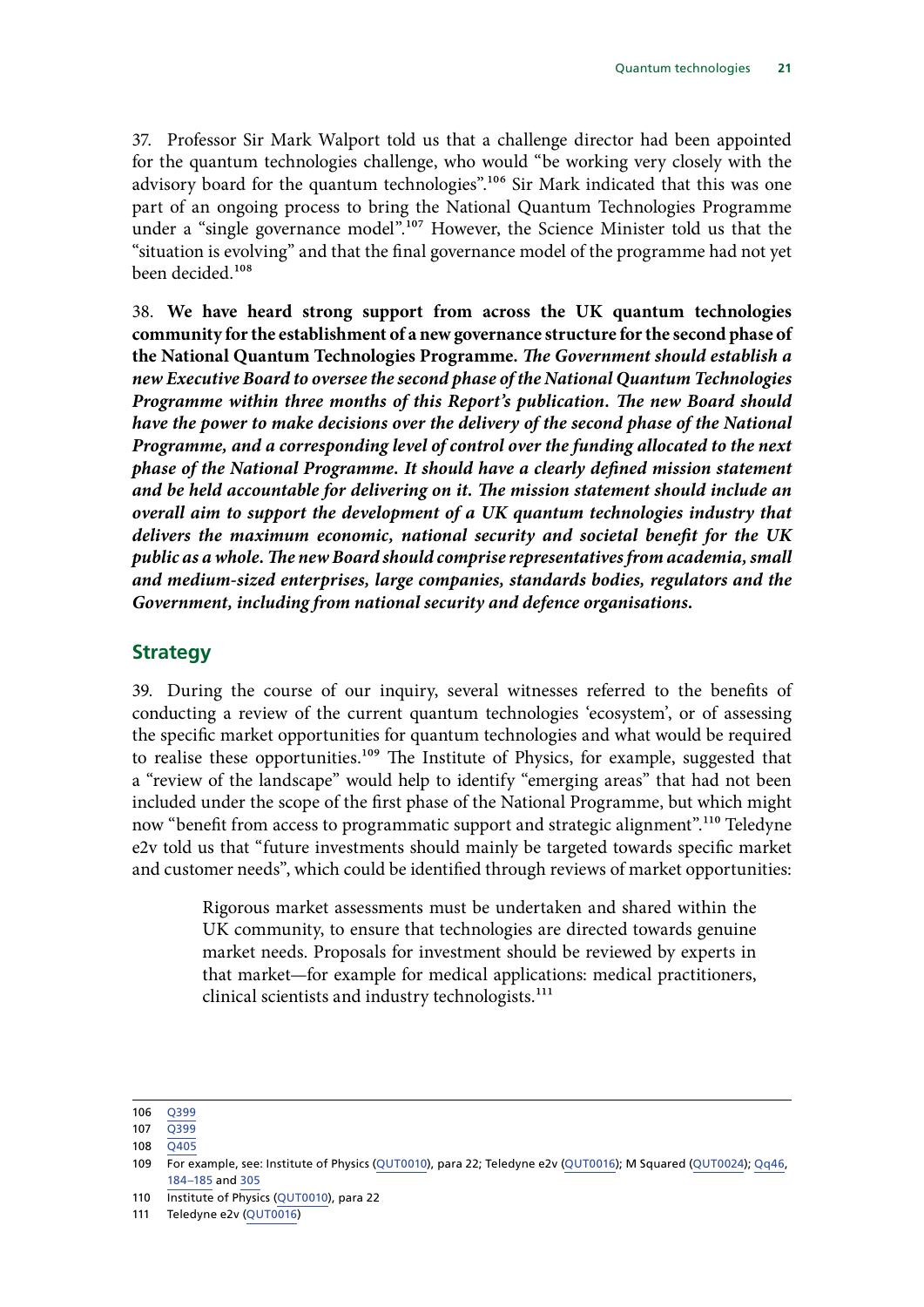37. Professor Sir Mark Walport told us that a challenge director had been appointed for the quantum technologies challenge, who would "be working very closely with the advisory board for the quantum technologies".[106] Sir Mark indicated that this was one part of an ongoing process to bring the National Quantum Technologies Programme under a "single governance model".[107] However, the Science Minister told us that the "situation is evolving" and that the final governance model of the programme had not yet been decided.[108]

38. **We have heard strong support from across the UK quantum technologies community for the establishment of a new governance structure for the second phase of the National Quantum Technologies Programme.** ***The Government should establish a new Executive Board to oversee the second phase of the National Quantum Technologies Programme within three months of this Report's publication. The new Board should have the power to make decisions over the delivery of the second phase of the National Programme, and a corresponding level of control over the funding allocated to the next phase of the National Programme. It should have a clearly defined mission statement and be held accountable for delivering on it. The mission statement should include an overall aim to support the development of a UK quantum technologies industry that delivers the maximum economic, national security and societal benefit for the UK public as a whole. The new Board should comprise representatives from academia, small and medium-sized enterprises, large companies, standards bodies, regulators and the Government, including from national security and defence organisations.***

## Strategy

39. During the course of our inquiry, several witnesses referred to the benefits of conducting a review of the current quantum technologies 'ecosystem', or of assessing the specific market opportunities for quantum technologies and what would be required to realise these opportunities.[109] The Institute of Physics, for example, suggested that a "review of the landscape" would help to identify "emerging areas" that had not been included under the scope of the first phase of the National Programme, but which might now "benefit from access to programmatic support and strategic alignment".[110] Teledyne e2v told us that "future investments should mainly be targeted towards specific market and customer needs", which could be identified through reviews of market opportunities:

> Rigorous market assessments must be undertaken and shared within the UK community, to ensure that technologies are directed towards genuine market needs. Proposals for investment should be reviewed by experts in that market—for example for medical applications: medical practitioners, clinical scientists and industry technologists.[111]

---

106 Q399

107 Q399

108 Q405

109 For example, see: Institute of Physics (QUT0010), para 22; Teledyne e2v (QUT0016); M Squared (QUT0024); Qq46, 184–185 and 305

110 Institute of Physics (QUT0010), para 22

111 Teledyne e2v (QUT0016)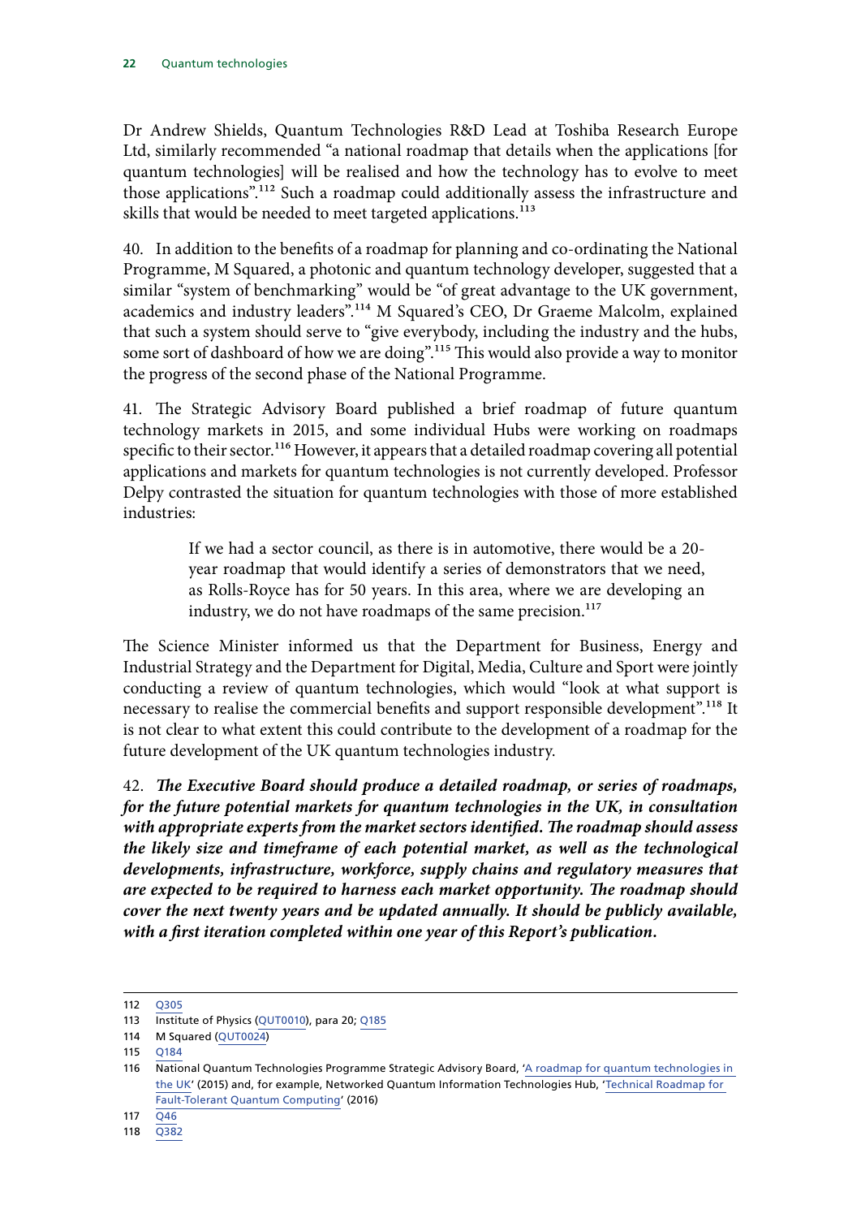Dr Andrew Shields, Quantum Technologies R&D Lead at Toshiba Research Europe Ltd, similarly recommended "a national roadmap that details when the applications [for quantum technologies] will be realised and how the technology has to evolve to meet those applications".[112] Such a roadmap could additionally assess the infrastructure and skills that would be needed to meet targeted applications.[113]

40. In addition to the benefits of a roadmap for planning and co-ordinating the National Programme, M Squared, a photonic and quantum technology developer, suggested that a similar "system of benchmarking" would be "of great advantage to the UK government, academics and industry leaders".[114] M Squared's CEO, Dr Graeme Malcolm, explained that such a system should serve to "give everybody, including the industry and the hubs, some sort of dashboard of how we are doing".[115] This would also provide a way to monitor the progress of the second phase of the National Programme.

41. The Strategic Advisory Board published a brief roadmap of future quantum technology markets in 2015, and some individual Hubs were working on roadmaps specific to their sector.[116] However, it appears that a detailed roadmap covering all potential applications and markets for quantum technologies is not currently developed. Professor Delpy contrasted the situation for quantum technologies with those of more established industries:

> If we had a sector council, as there is in automotive, there would be a 20-year roadmap that would identify a series of demonstrators that we need, as Rolls-Royce has for 50 years. In this area, where we are developing an industry, we do not have roadmaps of the same precision.[117]

The Science Minister informed us that the Department for Business, Energy and Industrial Strategy and the Department for Digital, Media, Culture and Sport were jointly conducting a review of quantum technologies, which would "look at what support is necessary to realise the commercial benefits and support responsible development".[118] It is not clear to what extent this could contribute to the development of a roadmap for the future development of the UK quantum technologies industry.

42. ***The Executive Board should produce a detailed roadmap, or series of roadmaps, for the future potential markets for quantum technologies in the UK, in consultation with appropriate experts from the market sectors identified. The roadmap should assess the likely size and timeframe of each potential market, as well as the technological developments, infrastructure, workforce, supply chains and regulatory measures that are expected to be required to harness each market opportunity. The roadmap should cover the next twenty years and be updated annually. It should be publicly available, with a first iteration completed within one year of this Report's publication.***

---

112 Q305

113 Institute of Physics (QUT0010), para 20; Q185

114 M Squared (QUT0024)

115 Q184

116 National Quantum Technologies Programme Strategic Advisory Board, 'A roadmap for quantum technologies in the UK' (2015) and, for example, Networked Quantum Information Technologies Hub, 'Technical Roadmap for Fault-Tolerant Quantum Computing' (2016)

117 Q46

118 Q382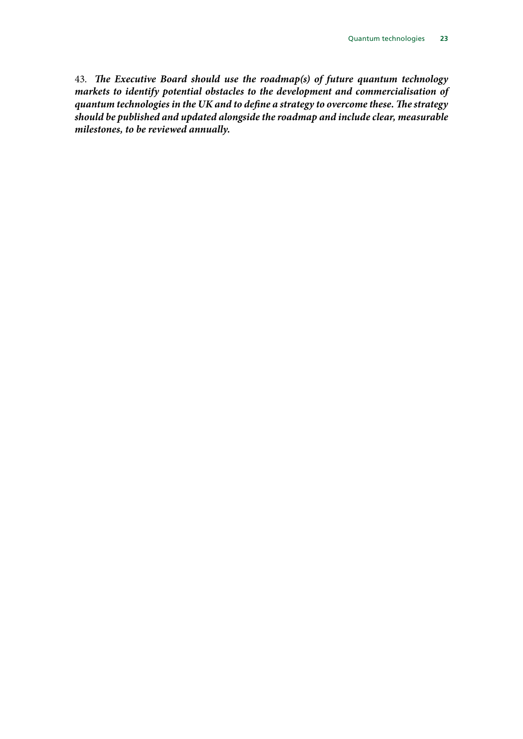43. ***The Executive Board should use the roadmap(s) of future quantum technology markets to identify potential obstacles to the development and commercialisation of quantum technologies in the UK and to define a strategy to overcome these. The strategy should be published and updated alongside the roadmap and include clear, measurable milestones, to be reviewed annually.***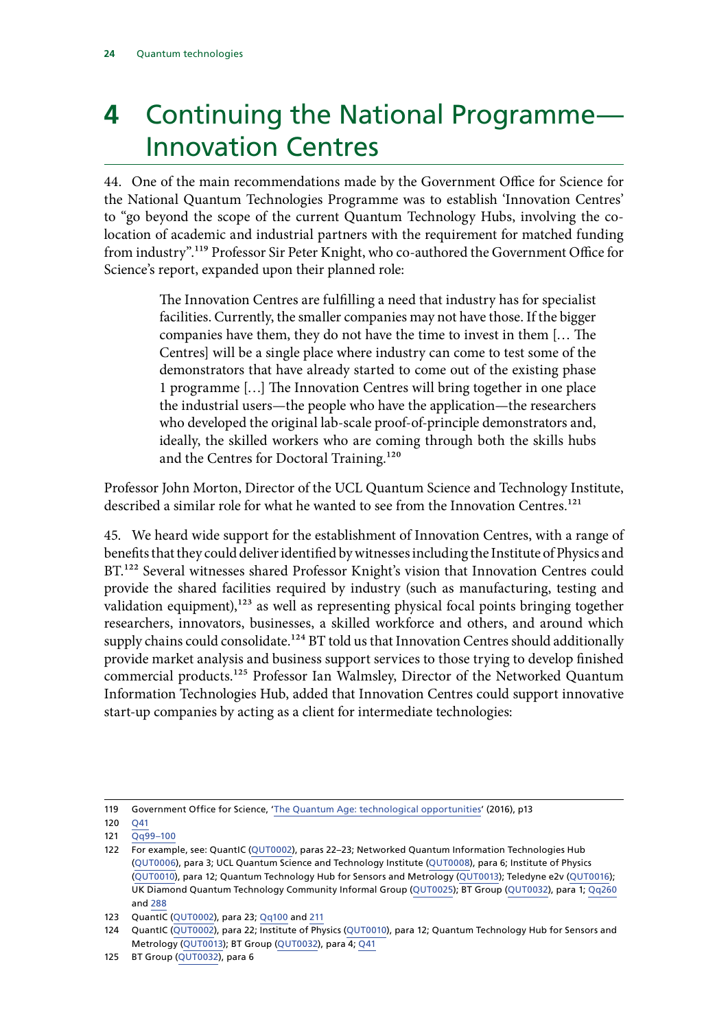# 4 Continuing the National Programme—Innovation Centres

44. One of the main recommendations made by the Government Office for Science for the National Quantum Technologies Programme was to establish 'Innovation Centres' to "go beyond the scope of the current Quantum Technology Hubs, involving the co-location of academic and industrial partners with the requirement for matched funding from industry".[119] Professor Sir Peter Knight, who co-authored the Government Office for Science's report, expanded upon their planned role:

> The Innovation Centres are fulfilling a need that industry has for specialist facilities. Currently, the smaller companies may not have those. If the bigger companies have them, they do not have the time to invest in them [… The Centres] will be a single place where industry can come to test some of the demonstrators that have already started to come out of the existing phase 1 programme […] The Innovation Centres will bring together in one place the industrial users—the people who have the application—the researchers who developed the original lab-scale proof-of-principle demonstrators and, ideally, the skilled workers who are coming through both the skills hubs and the Centres for Doctoral Training.[120]

Professor John Morton, Director of the UCL Quantum Science and Technology Institute, described a similar role for what he wanted to see from the Innovation Centres.[121]

45. We heard wide support for the establishment of Innovation Centres, with a range of benefits that they could deliver identified by witnesses including the Institute of Physics and BT.[122] Several witnesses shared Professor Knight's vision that Innovation Centres could provide the shared facilities required by industry (such as manufacturing, testing and validation equipment),[123] as well as representing physical focal points bringing together researchers, innovators, businesses, a skilled workforce and others, and around which supply chains could consolidate.[124] BT told us that Innovation Centres should additionally provide market analysis and business support services to those trying to develop finished commercial products.[125] Professor Ian Walmsley, Director of the Networked Quantum Information Technologies Hub, added that Innovation Centres could support innovative start-up companies by acting as a client for intermediate technologies:

---

119 Government Office for Science, 'The Quantum Age: technological opportunities' (2016), p13

120 Q41

121 Qq99–100

122 For example, see: QuantIC (QUT0002), paras 22–23; Networked Quantum Information Technologies Hub (QUT0006), para 3; UCL Quantum Science and Technology Institute (QUT0008), para 6; Institute of Physics (QUT0010), para 12; Quantum Technology Hub for Sensors and Metrology (QUT0013); Teledyne e2v (QUT0016); UK Diamond Quantum Technology Community Informal Group (QUT0025); BT Group (QUT0032), para 1; Qq260 and 288

123 QuantIC (QUT0002), para 23; Qq100 and 211

124 QuantIC (QUT0002), para 22; Institute of Physics (QUT0010), para 12; Quantum Technology Hub for Sensors and Metrology (QUT0013); BT Group (QUT0032), para 4; Q41

125 BT Group (QUT0032), para 6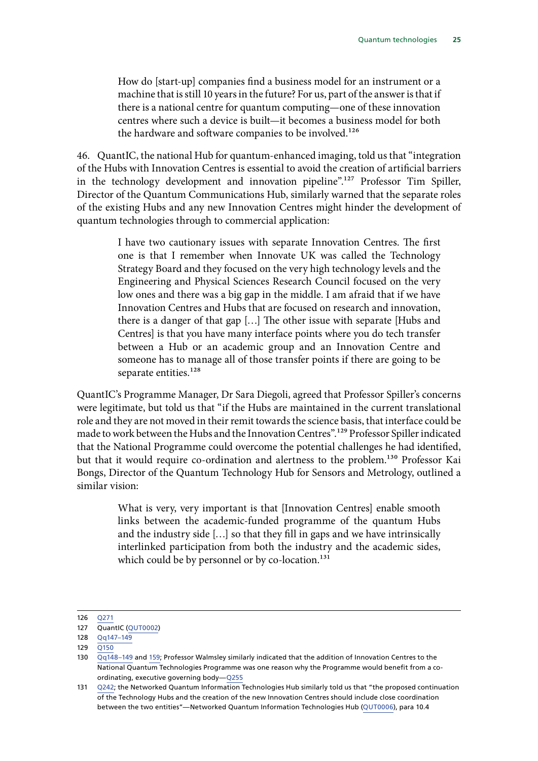> How do [start-up] companies find a business model for an instrument or a machine that is still 10 years in the future? For us, part of the answer is that if there is a national centre for quantum computing—one of these innovation centres where such a device is built—it becomes a business model for both the hardware and software companies to be involved.[126]

46. QuantIC, the national Hub for quantum-enhanced imaging, told us that "integration of the Hubs with Innovation Centres is essential to avoid the creation of artificial barriers in the technology development and innovation pipeline".[127] Professor Tim Spiller, Director of the Quantum Communications Hub, similarly warned that the separate roles of the existing Hubs and any new Innovation Centres might hinder the development of quantum technologies through to commercial application:

> I have two cautionary issues with separate Innovation Centres. The first one is that I remember when Innovate UK was called the Technology Strategy Board and they focused on the very high technology levels and the Engineering and Physical Sciences Research Council focused on the very low ones and there was a big gap in the middle. I am afraid that if we have Innovation Centres and Hubs that are focused on research and innovation, there is a danger of that gap […] The other issue with separate [Hubs and Centres] is that you have many interface points where you do tech transfer between a Hub or an academic group and an Innovation Centre and someone has to manage all of those transfer points if there are going to be separate entities.[128]

QuantIC's Programme Manager, Dr Sara Diegoli, agreed that Professor Spiller's concerns were legitimate, but told us that "if the Hubs are maintained in the current translational role and they are not moved in their remit towards the science basis, that interface could be made to work between the Hubs and the Innovation Centres".[129] Professor Spiller indicated that the National Programme could overcome the potential challenges he had identified, but that it would require co-ordination and alertness to the problem.[130] Professor Kai Bongs, Director of the Quantum Technology Hub for Sensors and Metrology, outlined a similar vision:

> What is very, very important is that [Innovation Centres] enable smooth links between the academic-funded programme of the quantum Hubs and the industry side […] so that they fill in gaps and we have intrinsically interlinked participation from both the industry and the academic sides, which could be by personnel or by co-location.[131]

---

126 Q271

127 QuantIC (QUT0002)

128 Qq147–149

129 Q150

130 Qq148–149 and 159; Professor Walmsley similarly indicated that the addition of Innovation Centres to the National Quantum Technologies Programme was one reason why the Programme would benefit from a co-ordinating, executive governing body—Q255

131 Q242; the Networked Quantum Information Technologies Hub similarly told us that "the proposed continuation of the Technology Hubs and the creation of the new Innovation Centres should include close coordination between the two entities"—Networked Quantum Information Technologies Hub (QUT0006), para 10.4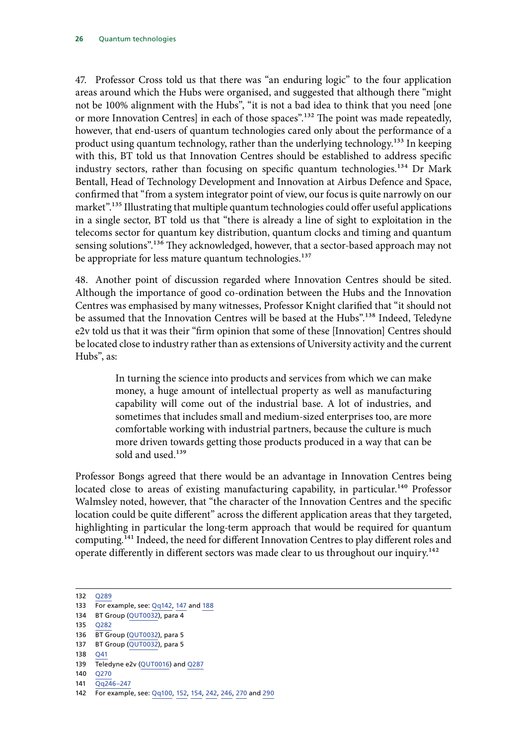47. Professor Cross told us that there was "an enduring logic" to the four application areas around which the Hubs were organised, and suggested that although there "might not be 100% alignment with the Hubs", "it is not a bad idea to think that you need [one or more Innovation Centres] in each of those spaces".[132] The point was made repeatedly, however, that end-users of quantum technologies cared only about the performance of a product using quantum technology, rather than the underlying technology.[133] In keeping with this, BT told us that Innovation Centres should be established to address specific industry sectors, rather than focusing on specific quantum technologies.[134] Dr Mark Bentall, Head of Technology Development and Innovation at Airbus Defence and Space, confirmed that "from a system integrator point of view, our focus is quite narrowly on our market".[135] Illustrating that multiple quantum technologies could offer useful applications in a single sector, BT told us that "there is already a line of sight to exploitation in the telecoms sector for quantum key distribution, quantum clocks and timing and quantum sensing solutions".[136] They acknowledged, however, that a sector-based approach may not be appropriate for less mature quantum technologies.[137]

48. Another point of discussion regarded where Innovation Centres should be sited. Although the importance of good co-ordination between the Hubs and the Innovation Centres was emphasised by many witnesses, Professor Knight clarified that "it should not be assumed that the Innovation Centres will be based at the Hubs".[138] Indeed, Teledyne e2v told us that it was their "firm opinion that some of these [Innovation] Centres should be located close to industry rather than as extensions of University activity and the current Hubs", as:

> In turning the science into products and services from which we can make money, a huge amount of intellectual property as well as manufacturing capability will come out of the industrial base. A lot of industries, and sometimes that includes small and medium-sized enterprises too, are more comfortable working with industrial partners, because the culture is much more driven towards getting those products produced in a way that can be sold and used.[139]

Professor Bongs agreed that there would be an advantage in Innovation Centres being located close to areas of existing manufacturing capability, in particular.[140] Professor Walmsley noted, however, that "the character of the Innovation Centres and the specific location could be quite different" across the different application areas that they targeted, highlighting in particular the long-term approach that would be required for quantum computing.[141] Indeed, the need for different Innovation Centres to play different roles and operate differently in different sectors was made clear to us throughout our inquiry.[142]

---

132 Q289
133 For example, see: Qq142, 147 and 188
134 BT Group (QUT0032), para 4
135 Q282
136 BT Group (QUT0032), para 5
137 BT Group (QUT0032), para 5
138 Q41
139 Teledyne e2v (QUT0016) and Q287
140 Q270
141 Qq246–247
142 For example, see: Qq100, 152, 154, 242, 246, 270 and 290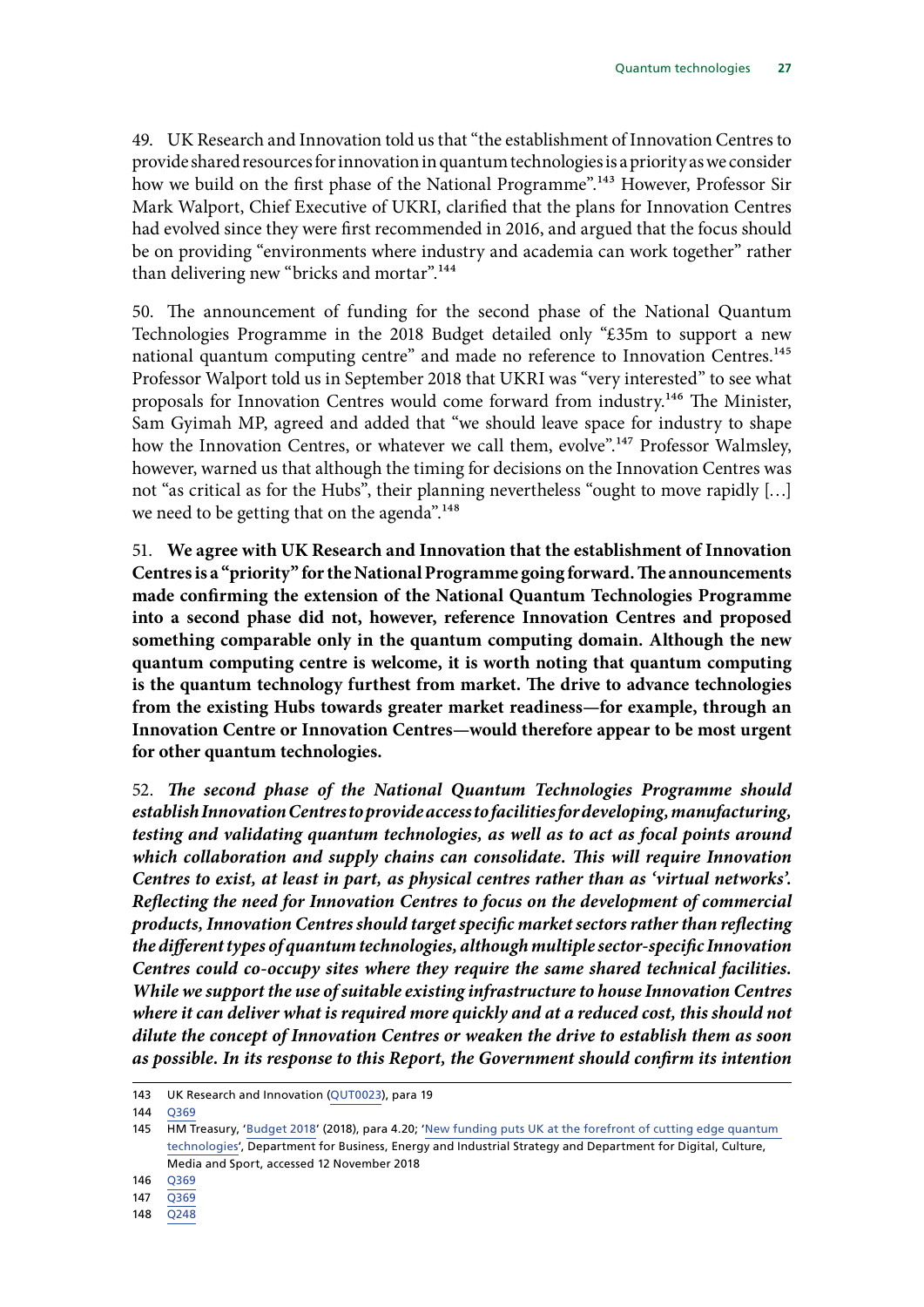49. UK Research and Innovation told us that "the establishment of Innovation Centres to provide shared resources for innovation in quantum technologies is a priority as we consider how we build on the first phase of the National Programme".[143] However, Professor Sir Mark Walport, Chief Executive of UKRI, clarified that the plans for Innovation Centres had evolved since they were first recommended in 2016, and argued that the focus should be on providing "environments where industry and academia can work together" rather than delivering new "bricks and mortar".[144]

50. The announcement of funding for the second phase of the National Quantum Technologies Programme in the 2018 Budget detailed only "£35m to support a new national quantum computing centre" and made no reference to Innovation Centres.[145] Professor Walport told us in September 2018 that UKRI was "very interested" to see what proposals for Innovation Centres would come forward from industry.[146] The Minister, Sam Gyimah MP, agreed and added that "we should leave space for industry to shape how the Innovation Centres, or whatever we call them, evolve".[147] Professor Walmsley, however, warned us that although the timing for decisions on the Innovation Centres was not "as critical as for the Hubs", their planning nevertheless "ought to move rapidly […] we need to be getting that on the agenda".[148]

51. **We agree with UK Research and Innovation that the establishment of Innovation Centres is a "priority" for the National Programme going forward. The announcements made confirming the extension of the National Quantum Technologies Programme into a second phase did not, however, reference Innovation Centres and proposed something comparable only in the quantum computing domain. Although the new quantum computing centre is welcome, it is worth noting that quantum computing is the quantum technology furthest from market. The drive to advance technologies from the existing Hubs towards greater market readiness—for example, through an Innovation Centre or Innovation Centres—would therefore appear to be most urgent for other quantum technologies.**

52. ***The second phase of the National Quantum Technologies Programme should establish Innovation Centres to provide access to facilities for developing, manufacturing, testing and validating quantum technologies, as well as to act as focal points around which collaboration and supply chains can consolidate. This will require Innovation Centres to exist, at least in part, as physical centres rather than as 'virtual networks'. Reflecting the need for Innovation Centres to focus on the development of commercial products, Innovation Centres should target specific market sectors rather than reflecting the different types of quantum technologies, although multiple sector-specific Innovation Centres could co-occupy sites where they require the same shared technical facilities. While we support the use of suitable existing infrastructure to house Innovation Centres where it can deliver what is required more quickly and at a reduced cost, this should not dilute the concept of Innovation Centres or weaken the drive to establish them as soon as possible. In its response to this Report, the Government should confirm its intention***

---

143 UK Research and Innovation (QUT0023), para 19

144 Q369

145 HM Treasury, 'Budget 2018' (2018), para 4.20; 'New funding puts UK at the forefront of cutting edge quantum technologies', Department for Business, Energy and Industrial Strategy and Department for Digital, Culture, Media and Sport, accessed 12 November 2018

146 Q369

147 Q369

148 Q248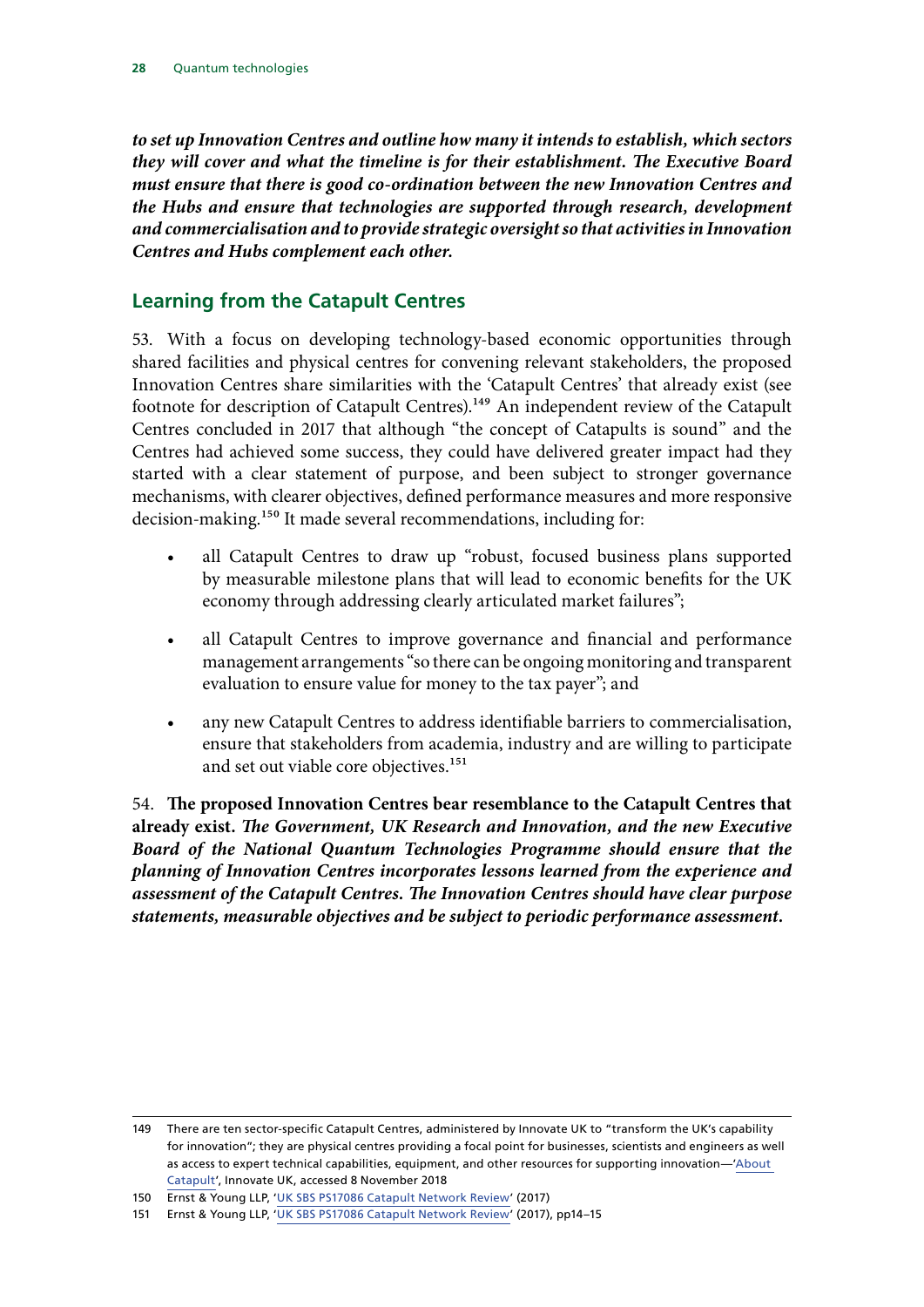***to set up Innovation Centres and outline how many it intends to establish, which sectors they will cover and what the timeline is for their establishment. The Executive Board must ensure that there is good co-ordination between the new Innovation Centres and the Hubs and ensure that technologies are supported through research, development and commercialisation and to provide strategic oversight so that activities in Innovation Centres and Hubs complement each other.***

## Learning from the Catapult Centres

53. With a focus on developing technology-based economic opportunities through shared facilities and physical centres for convening relevant stakeholders, the proposed Innovation Centres share similarities with the 'Catapult Centres' that already exist (see footnote for description of Catapult Centres).[149] An independent review of the Catapult Centres concluded in 2017 that although "the concept of Catapults is sound" and the Centres had achieved some success, they could have delivered greater impact had they started with a clear statement of purpose, and been subject to stronger governance mechanisms, with clearer objectives, defined performance measures and more responsive decision-making.[150] It made several recommendations, including for:

- all Catapult Centres to draw up "robust, focused business plans supported by measurable milestone plans that will lead to economic benefits for the UK economy through addressing clearly articulated market failures";
- all Catapult Centres to improve governance and financial and performance management arrangements "so there can be ongoing monitoring and transparent evaluation to ensure value for money to the tax payer"; and
- any new Catapult Centres to address identifiable barriers to commercialisation, ensure that stakeholders from academia, industry and are willing to participate and set out viable core objectives.[151]

54. **The proposed Innovation Centres bear resemblance to the Catapult Centres that already exist. *The Government, UK Research and Innovation, and the new Executive Board of the National Quantum Technologies Programme should ensure that the planning of Innovation Centres incorporates lessons learned from the experience and assessment of the Catapult Centres. The Innovation Centres should have clear purpose statements, measurable objectives and be subject to periodic performance assessment.***

---

149 There are ten sector-specific Catapult Centres, administered by Innovate UK to "transform the UK's capability for innovation"; they are physical centres providing a focal point for businesses, scientists and engineers as well as access to expert technical capabilities, equipment, and other resources for supporting innovation—'About Catapult', Innovate UK, accessed 8 November 2018

150 Ernst & Young LLP, 'UK SBS PS17086 Catapult Network Review' (2017)

151 Ernst & Young LLP, 'UK SBS PS17086 Catapult Network Review' (2017), pp14–15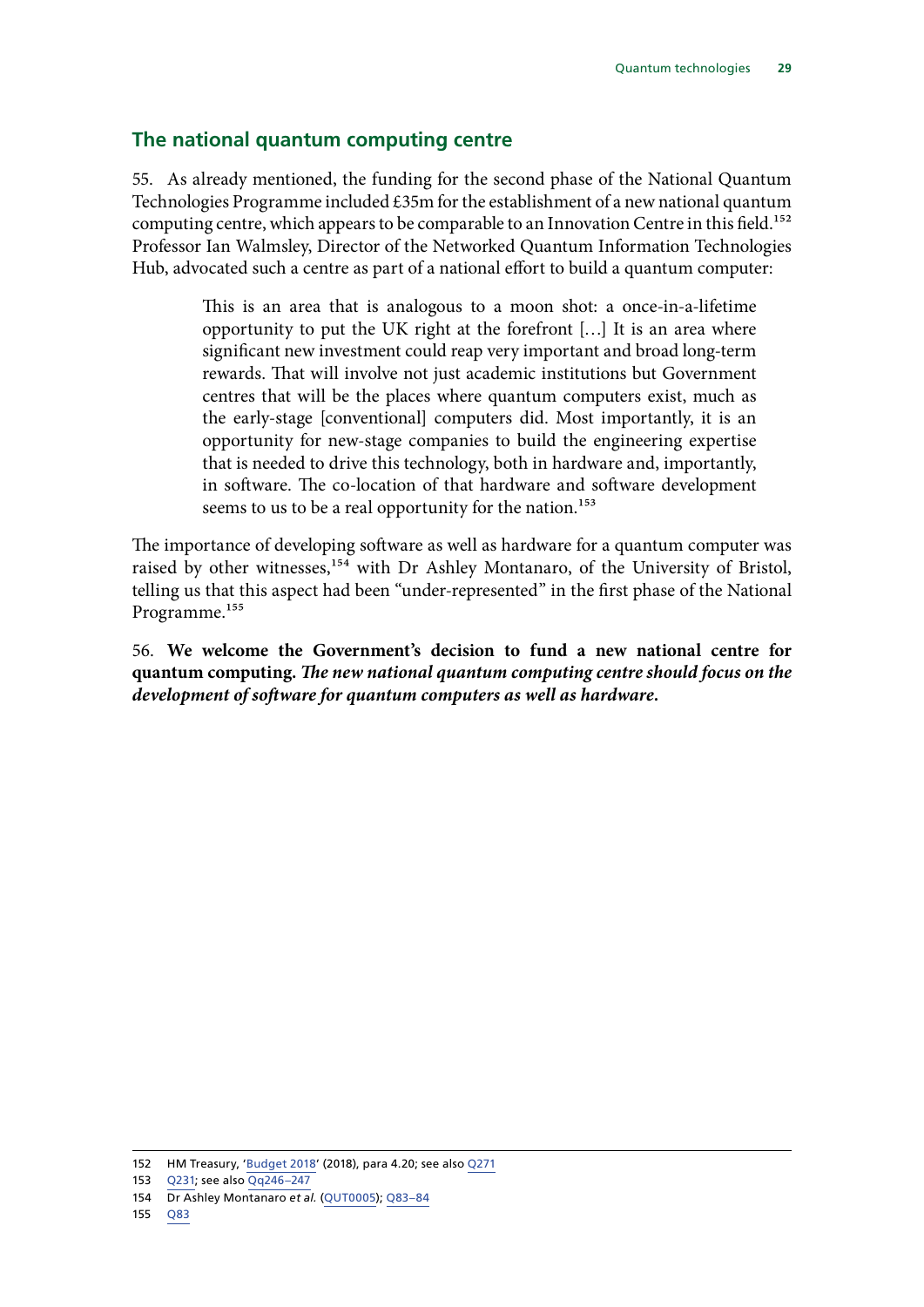## The national quantum computing centre

55. As already mentioned, the funding for the second phase of the National Quantum Technologies Programme included £35m for the establishment of a new national quantum computing centre, which appears to be comparable to an Innovation Centre in this field.[152] Professor Ian Walmsley, Director of the Networked Quantum Information Technologies Hub, advocated such a centre as part of a national effort to build a quantum computer:

> This is an area that is analogous to a moon shot: a once-in-a-lifetime opportunity to put the UK right at the forefront […] It is an area where significant new investment could reap very important and broad long-term rewards. That will involve not just academic institutions but Government centres that will be the places where quantum computers exist, much as the early-stage [conventional] computers did. Most importantly, it is an opportunity for new-stage companies to build the engineering expertise that is needed to drive this technology, both in hardware and, importantly, in software. The co-location of that hardware and software development seems to us to be a real opportunity for the nation.[153]

The importance of developing software as well as hardware for a quantum computer was raised by other witnesses,[154] with Dr Ashley Montanaro, of the University of Bristol, telling us that this aspect had been "under-represented" in the first phase of the National Programme.[155]

56. **We welcome the Government's decision to fund a new national centre for quantum computing.** ***The new national quantum computing centre should focus on the development of software for quantum computers as well as hardware.***

152 HM Treasury, 'Budget 2018' (2018), para 4.20; see also Q271

153 Q231; see also Qq246–247

154 Dr Ashley Montanaro *et al.* (QUT0005); Q83–84

155 Q83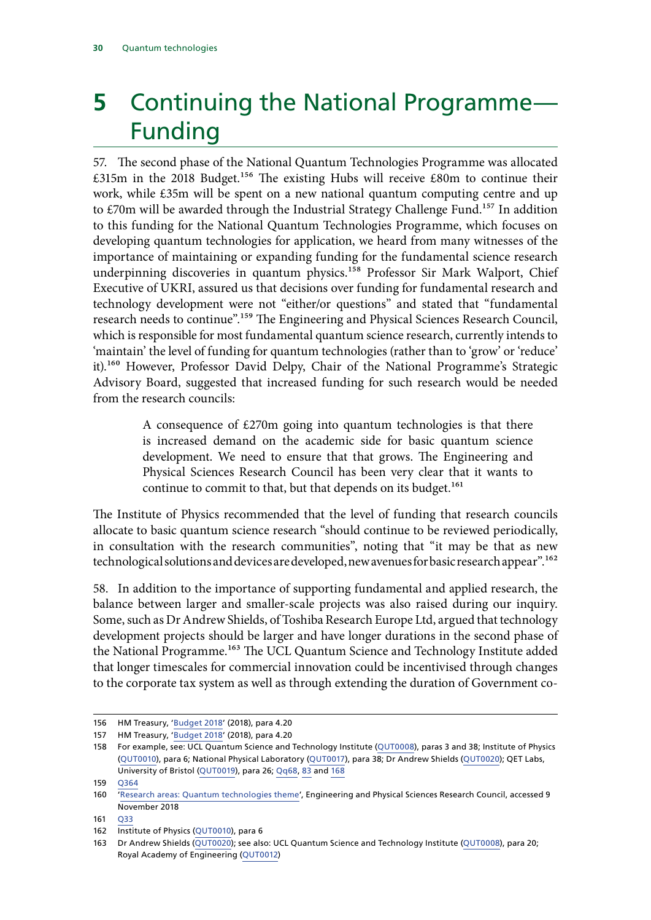# 5 Continuing the National Programme—Funding

57. The second phase of the National Quantum Technologies Programme was allocated £315m in the 2018 Budget.[156] The existing Hubs will receive £80m to continue their work, while £35m will be spent on a new national quantum computing centre and up to £70m will be awarded through the Industrial Strategy Challenge Fund.[157] In addition to this funding for the National Quantum Technologies Programme, which focuses on developing quantum technologies for application, we heard from many witnesses of the importance of maintaining or expanding funding for the fundamental science research underpinning discoveries in quantum physics.[158] Professor Sir Mark Walport, Chief Executive of UKRI, assured us that decisions over funding for fundamental research and technology development were not "either/or questions" and stated that "fundamental research needs to continue".[159] The Engineering and Physical Sciences Research Council, which is responsible for most fundamental quantum science research, currently intends to 'maintain' the level of funding for quantum technologies (rather than to 'grow' or 'reduce' it).[160] However, Professor David Delpy, Chair of the National Programme's Strategic Advisory Board, suggested that increased funding for such research would be needed from the research councils:

> A consequence of £270m going into quantum technologies is that there is increased demand on the academic side for basic quantum science development. We need to ensure that that grows. The Engineering and Physical Sciences Research Council has been very clear that it wants to continue to commit to that, but that depends on its budget.[161]

The Institute of Physics recommended that the level of funding that research councils allocate to basic quantum science research "should continue to be reviewed periodically, in consultation with the research communities", noting that "it may be that as new technological solutions and devices are developed, new avenues for basic research appear".[162]

58. In addition to the importance of supporting fundamental and applied research, the balance between larger and smaller-scale projects was also raised during our inquiry. Some, such as Dr Andrew Shields, of Toshiba Research Europe Ltd, argued that technology development projects should be larger and have longer durations in the second phase of the National Programme.[163] The UCL Quantum Science and Technology Institute added that longer timescales for commercial innovation could be incentivised through changes to the corporate tax system as well as through extending the duration of Government co-

---

156 HM Treasury, 'Budget 2018' (2018), para 4.20

157 HM Treasury, 'Budget 2018' (2018), para 4.20

158 For example, see: UCL Quantum Science and Technology Institute (QUT0008), paras 3 and 38; Institute of Physics (QUT0010), para 6; National Physical Laboratory (QUT0017), para 38; Dr Andrew Shields (QUT0020); QET Labs, University of Bristol (QUT0019), para 26; Qq68, 83 and 168

159 Q364

160 'Research areas: Quantum technologies theme', Engineering and Physical Sciences Research Council, accessed 9 November 2018

161 Q33

162 Institute of Physics (QUT0010), para 6

163 Dr Andrew Shields (QUT0020); see also: UCL Quantum Science and Technology Institute (QUT0008), para 20; Royal Academy of Engineering (QUT0012)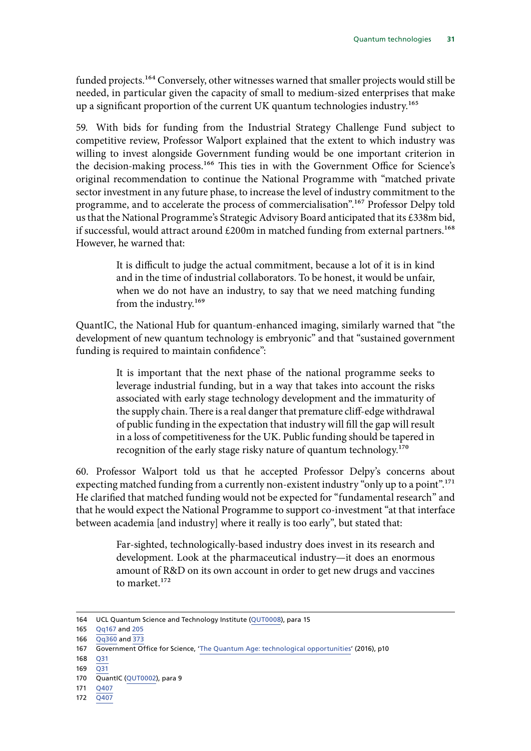funded projects.[164] Conversely, other witnesses warned that smaller projects would still be needed, in particular given the capacity of small to medium-sized enterprises that make up a significant proportion of the current UK quantum technologies industry.[165]

59. With bids for funding from the Industrial Strategy Challenge Fund subject to competitive review, Professor Walport explained that the extent to which industry was willing to invest alongside Government funding would be one important criterion in the decision-making process.[166] This ties in with the Government Office for Science's original recommendation to continue the National Programme with "matched private sector investment in any future phase, to increase the level of industry commitment to the programme, and to accelerate the process of commercialisation".[167] Professor Delpy told us that the National Programme's Strategic Advisory Board anticipated that its £338m bid, if successful, would attract around £200m in matched funding from external partners.[168] However, he warned that:

> It is difficult to judge the actual commitment, because a lot of it is in kind and in the time of industrial collaborators. To be honest, it would be unfair, when we do not have an industry, to say that we need matching funding from the industry.[169]

QuantIC, the National Hub for quantum-enhanced imaging, similarly warned that "the development of new quantum technology is embryonic" and that "sustained government funding is required to maintain confidence":

> It is important that the next phase of the national programme seeks to leverage industrial funding, but in a way that takes into account the risks associated with early stage technology development and the immaturity of the supply chain. There is a real danger that premature cliff-edge withdrawal of public funding in the expectation that industry will fill the gap will result in a loss of competitiveness for the UK. Public funding should be tapered in recognition of the early stage risky nature of quantum technology.[170]

60. Professor Walport told us that he accepted Professor Delpy's concerns about expecting matched funding from a currently non-existent industry "only up to a point".[171] He clarified that matched funding would not be expected for "fundamental research" and that he would expect the National Programme to support co-investment "at that interface between academia [and industry] where it really is too early", but stated that:

> Far-sighted, technologically-based industry does invest in its research and development. Look at the pharmaceutical industry—it does an enormous amount of R&D on its own account in order to get new drugs and vaccines to market.[172]

---

164 UCL Quantum Science and Technology Institute (QUT0008), para 15

165 Qq167 and 205

166 Qq360 and 373

167 Government Office for Science, 'The Quantum Age: technological opportunities' (2016), p10

168 Q31

169 Q31

170 QuantIC (QUT0002), para 9

171 Q407

172 Q407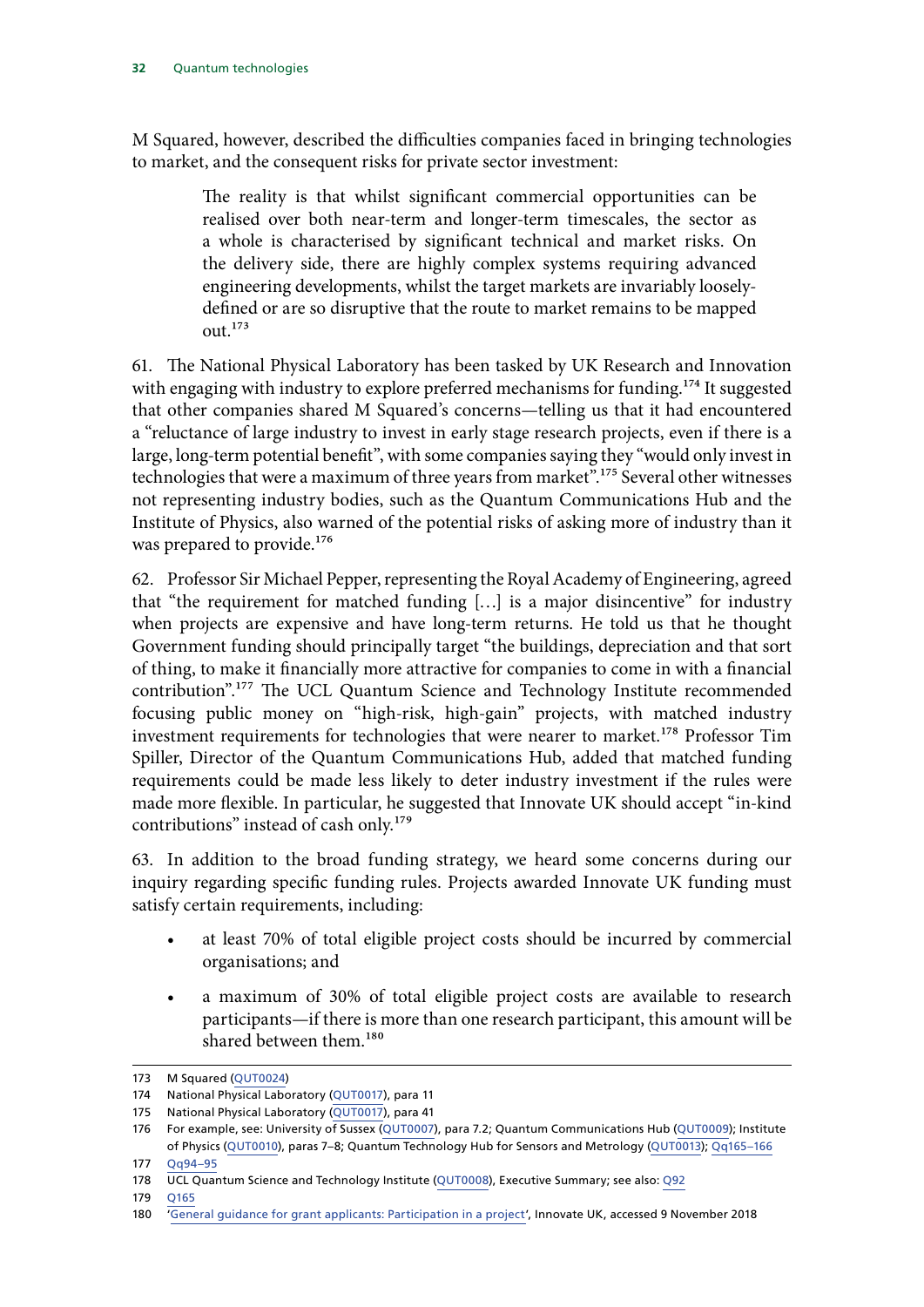M Squared, however, described the difficulties companies faced in bringing technologies to market, and the consequent risks for private sector investment:

> The reality is that whilst significant commercial opportunities can be realised over both near-term and longer-term timescales, the sector as a whole is characterised by significant technical and market risks. On the delivery side, there are highly complex systems requiring advanced engineering developments, whilst the target markets are invariably loosely-defined or are so disruptive that the route to market remains to be mapped out.[173]

61. The National Physical Laboratory has been tasked by UK Research and Innovation with engaging with industry to explore preferred mechanisms for funding.[174] It suggested that other companies shared M Squared's concerns—telling us that it had encountered a "reluctance of large industry to invest in early stage research projects, even if there is a large, long-term potential benefit", with some companies saying they "would only invest in technologies that were a maximum of three years from market".[175] Several other witnesses not representing industry bodies, such as the Quantum Communications Hub and the Institute of Physics, also warned of the potential risks of asking more of industry than it was prepared to provide.[176]

62. Professor Sir Michael Pepper, representing the Royal Academy of Engineering, agreed that "the requirement for matched funding […] is a major disincentive" for industry when projects are expensive and have long-term returns. He told us that he thought Government funding should principally target "the buildings, depreciation and that sort of thing, to make it financially more attractive for companies to come in with a financial contribution".[177] The UCL Quantum Science and Technology Institute recommended focusing public money on "high-risk, high-gain" projects, with matched industry investment requirements for technologies that were nearer to market.[178] Professor Tim Spiller, Director of the Quantum Communications Hub, added that matched funding requirements could be made less likely to deter industry investment if the rules were made more flexible. In particular, he suggested that Innovate UK should accept "in-kind contributions" instead of cash only.[179]

63. In addition to the broad funding strategy, we heard some concerns during our inquiry regarding specific funding rules. Projects awarded Innovate UK funding must satisfy certain requirements, including:

- at least 70% of total eligible project costs should be incurred by commercial organisations; and
- a maximum of 30% of total eligible project costs are available to research participants—if there is more than one research participant, this amount will be shared between them.[180]

---

173 M Squared (QUT0024)

174 National Physical Laboratory (QUT0017), para 11

175 National Physical Laboratory (QUT0017), para 41

176 For example, see: University of Sussex (QUT0007), para 7.2; Quantum Communications Hub (QUT0009); Institute of Physics (QUT0010), paras 7–8; Quantum Technology Hub for Sensors and Metrology (QUT0013); Qq165–166

177 Qq94–95

178 UCL Quantum Science and Technology Institute (QUT0008), Executive Summary; see also: Q92

179 Q165

180 'General guidance for grant applicants: Participation in a project', Innovate UK, accessed 9 November 2018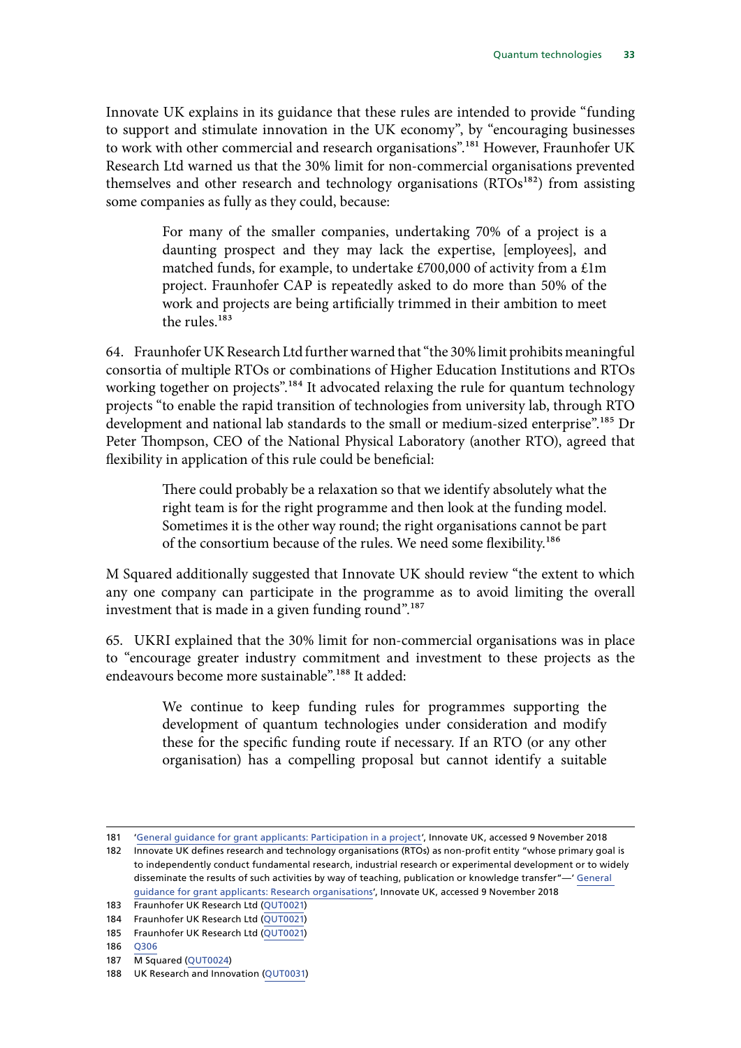Innovate UK explains in its guidance that these rules are intended to provide "funding to support and stimulate innovation in the UK economy", by "encouraging businesses to work with other commercial and research organisations".[181] However, Fraunhofer UK Research Ltd warned us that the 30% limit for non-commercial organisations prevented themselves and other research and technology organisations (RTOs[182]) from assisting some companies as fully as they could, because:

> For many of the smaller companies, undertaking 70% of a project is a daunting prospect and they may lack the expertise, [employees], and matched funds, for example, to undertake £700,000 of activity from a £1m project. Fraunhofer CAP is repeatedly asked to do more than 50% of the work and projects are being artificially trimmed in their ambition to meet the rules.[183]

64. Fraunhofer UK Research Ltd further warned that "the 30% limit prohibits meaningful consortia of multiple RTOs or combinations of Higher Education Institutions and RTOs working together on projects".[184] It advocated relaxing the rule for quantum technology projects "to enable the rapid transition of technologies from university lab, through RTO development and national lab standards to the small or medium-sized enterprise".[185] Dr Peter Thompson, CEO of the National Physical Laboratory (another RTO), agreed that flexibility in application of this rule could be beneficial:

> There could probably be a relaxation so that we identify absolutely what the right team is for the right programme and then look at the funding model. Sometimes it is the other way round; the right organisations cannot be part of the consortium because of the rules. We need some flexibility.[186]

M Squared additionally suggested that Innovate UK should review "the extent to which any one company can participate in the programme as to avoid limiting the overall investment that is made in a given funding round".[187]

65. UKRI explained that the 30% limit for non-commercial organisations was in place to "encourage greater industry commitment and investment to these projects as the endeavours become more sustainable".[188] It added:

> We continue to keep funding rules for programmes supporting the development of quantum technologies under consideration and modify these for the specific funding route if necessary. If an RTO (or any other organisation) has a compelling proposal but cannot identify a suitable

---

181 'General guidance for grant applicants: Participation in a project', Innovate UK, accessed 9 November 2018

182 Innovate UK defines research and technology organisations (RTOs) as non-profit entity "whose primary goal is to independently conduct fundamental research, industrial research or experimental development or to widely disseminate the results of such activities by way of teaching, publication or knowledge transfer"—' General guidance for grant applicants: Research organisations', Innovate UK, accessed 9 November 2018

183 Fraunhofer UK Research Ltd (QUT0021)

184 Fraunhofer UK Research Ltd (QUT0021)

185 Fraunhofer UK Research Ltd (QUT0021)

186 Q306

187 M Squared (QUT0024)

188 UK Research and Innovation (QUT0031)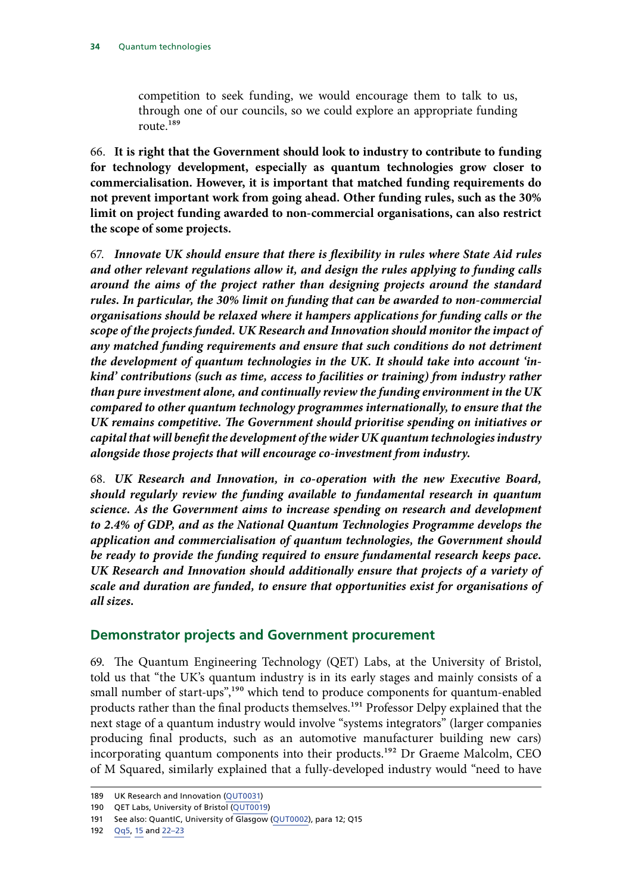competition to seek funding, we would encourage them to talk to us, through one of our councils, so we could explore an appropriate funding route.[189]

66. **It is right that the Government should look to industry to contribute to funding for technology development, especially as quantum technologies grow closer to commercialisation. However, it is important that matched funding requirements do not prevent important work from going ahead. Other funding rules, such as the 30% limit on project funding awarded to non-commercial organisations, can also restrict the scope of some projects.**

67. ***Innovate UK should ensure that there is flexibility in rules where State Aid rules and other relevant regulations allow it, and design the rules applying to funding calls around the aims of the project rather than designing projects around the standard rules. In particular, the 30% limit on funding that can be awarded to non-commercial organisations should be relaxed where it hampers applications for funding calls or the scope of the projects funded. UK Research and Innovation should monitor the impact of any matched funding requirements and ensure that such conditions do not detriment the development of quantum technologies in the UK. It should take into account 'in-kind' contributions (such as time, access to facilities or training) from industry rather than pure investment alone, and continually review the funding environment in the UK compared to other quantum technology programmes internationally, to ensure that the UK remains competitive. The Government should prioritise spending on initiatives or capital that will benefit the development of the wider UK quantum technologies industry alongside those projects that will encourage co-investment from industry.***

68. ***UK Research and Innovation, in co-operation with the new Executive Board, should regularly review the funding available to fundamental research in quantum science. As the Government aims to increase spending on research and development to 2.4% of GDP, and as the National Quantum Technologies Programme develops the application and commercialisation of quantum technologies, the Government should be ready to provide the funding required to ensure fundamental research keeps pace. UK Research and Innovation should additionally ensure that projects of a variety of scale and duration are funded, to ensure that opportunities exist for organisations of all sizes.***

## Demonstrator projects and Government procurement

69. The Quantum Engineering Technology (QET) Labs, at the University of Bristol, told us that "the UK's quantum industry is in its early stages and mainly consists of a small number of start-ups",[190] which tend to produce components for quantum-enabled products rather than the final products themselves.[191] Professor Delpy explained that the next stage of a quantum industry would involve "systems integrators" (larger companies producing final products, such as an automotive manufacturer building new cars) incorporating quantum components into their products.[192] Dr Graeme Malcolm, CEO of M Squared, similarly explained that a fully-developed industry would "need to have

---

189 UK Research and Innovation (QUT0031)

190 QET Labs, University of Bristol (QUT0019)

191 See also: QuantIC, University of Glasgow (QUT0002), para 12; Q15

192 Qq5, 15 and 22–23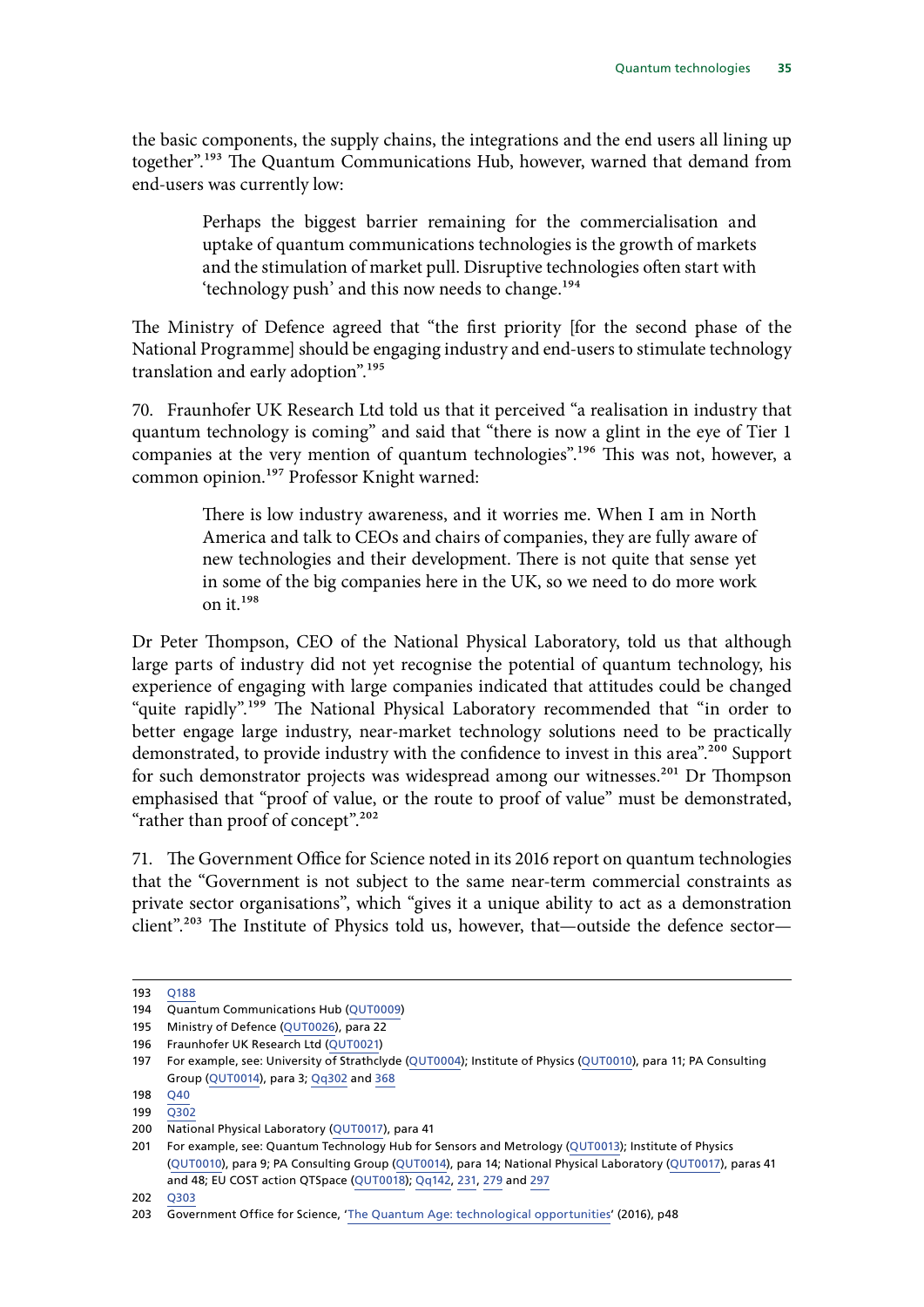the basic components, the supply chains, the integrations and the end users all lining up together".[193] The Quantum Communications Hub, however, warned that demand from end-users was currently low:

> Perhaps the biggest barrier remaining for the commercialisation and uptake of quantum communications technologies is the growth of markets and the stimulation of market pull. Disruptive technologies often start with 'technology push' and this now needs to change.[194]

The Ministry of Defence agreed that "the first priority [for the second phase of the National Programme] should be engaging industry and end-users to stimulate technology translation and early adoption".[195]

70. Fraunhofer UK Research Ltd told us that it perceived "a realisation in industry that quantum technology is coming" and said that "there is now a glint in the eye of Tier 1 companies at the very mention of quantum technologies".[196] This was not, however, a common opinion.[197] Professor Knight warned:

> There is low industry awareness, and it worries me. When I am in North America and talk to CEOs and chairs of companies, they are fully aware of new technologies and their development. There is not quite that sense yet in some of the big companies here in the UK, so we need to do more work on it.[198]

Dr Peter Thompson, CEO of the National Physical Laboratory, told us that although large parts of industry did not yet recognise the potential of quantum technology, his experience of engaging with large companies indicated that attitudes could be changed "quite rapidly".[199] The National Physical Laboratory recommended that "in order to better engage large industry, near-market technology solutions need to be practically demonstrated, to provide industry with the confidence to invest in this area".[200] Support for such demonstrator projects was widespread among our witnesses.[201] Dr Thompson emphasised that "proof of value, or the route to proof of value" must be demonstrated, "rather than proof of concept".[202]

71. The Government Office for Science noted in its 2016 report on quantum technologies that the "Government is not subject to the same near-term commercial constraints as private sector organisations", which "gives it a unique ability to act as a demonstration client".[203] The Institute of Physics told us, however, that—outside the defence sector—

---

193 Q188

194 Quantum Communications Hub (QUT0009)

195 Ministry of Defence (QUT0026), para 22

196 Fraunhofer UK Research Ltd (QUT0021)

197 For example, see: University of Strathclyde (QUT0004); Institute of Physics (QUT0010), para 11; PA Consulting Group (QUT0014), para 3; Qq302 and 368

198 Q40

199 Q302

200 National Physical Laboratory (QUT0017), para 41

201 For example, see: Quantum Technology Hub for Sensors and Metrology (QUT0013); Institute of Physics (QUT0010), para 9; PA Consulting Group (QUT0014), para 14; National Physical Laboratory (QUT0017), paras 41 and 48; EU COST action QTSpace (QUT0018); Qq142, 231, 279 and 297

202 Q303

203 Government Office for Science, 'The Quantum Age: technological opportunities' (2016), p48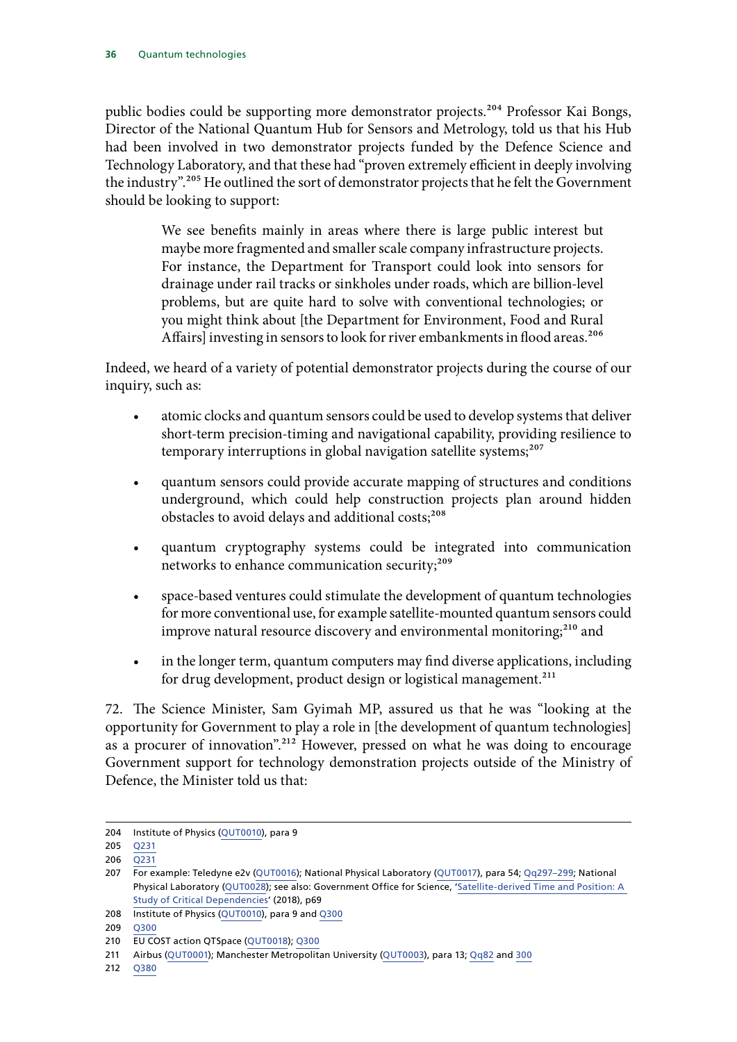public bodies could be supporting more demonstrator projects.[204] Professor Kai Bongs, Director of the National Quantum Hub for Sensors and Metrology, told us that his Hub had been involved in two demonstrator projects funded by the Defence Science and Technology Laboratory, and that these had "proven extremely efficient in deeply involving the industry".[205] He outlined the sort of demonstrator projects that he felt the Government should be looking to support:

> We see benefits mainly in areas where there is large public interest but maybe more fragmented and smaller scale company infrastructure projects. For instance, the Department for Transport could look into sensors for drainage under rail tracks or sinkholes under roads, which are billion-level problems, but are quite hard to solve with conventional technologies; or you might think about [the Department for Environment, Food and Rural Affairs] investing in sensors to look for river embankments in flood areas.[206]

Indeed, we heard of a variety of potential demonstrator projects during the course of our inquiry, such as:

- atomic clocks and quantum sensors could be used to develop systems that deliver short-term precision-timing and navigational capability, providing resilience to temporary interruptions in global navigation satellite systems;[207]
- quantum sensors could provide accurate mapping of structures and conditions underground, which could help construction projects plan around hidden obstacles to avoid delays and additional costs;[208]
- quantum cryptography systems could be integrated into communication networks to enhance communication security;[209]
- space-based ventures could stimulate the development of quantum technologies for more conventional use, for example satellite-mounted quantum sensors could improve natural resource discovery and environmental monitoring;[210] and
- in the longer term, quantum computers may find diverse applications, including for drug development, product design or logistical management.[211]

72. The Science Minister, Sam Gyimah MP, assured us that he was "looking at the opportunity for Government to play a role in [the development of quantum technologies] as a procurer of innovation".[212] However, pressed on what he was doing to encourage Government support for technology demonstration projects outside of the Ministry of Defence, the Minister told us that:

---

204 Institute of Physics (QUT0010), para 9

205 Q231

206 Q231

207 For example: Teledyne e2v (QUT0016); National Physical Laboratory (QUT0017), para 54; Qq297–299; National Physical Laboratory (QUT0028); see also: Government Office for Science, 'Satellite-derived Time and Position: A Study of Critical Dependencies' (2018), p69

208 Institute of Physics (QUT0010), para 9 and Q300

209 Q300

210 EU COST action QTSpace (QUT0018); Q300

211 Airbus (QUT0001); Manchester Metropolitan University (QUT0003), para 13; Qq82 and 300

212 Q380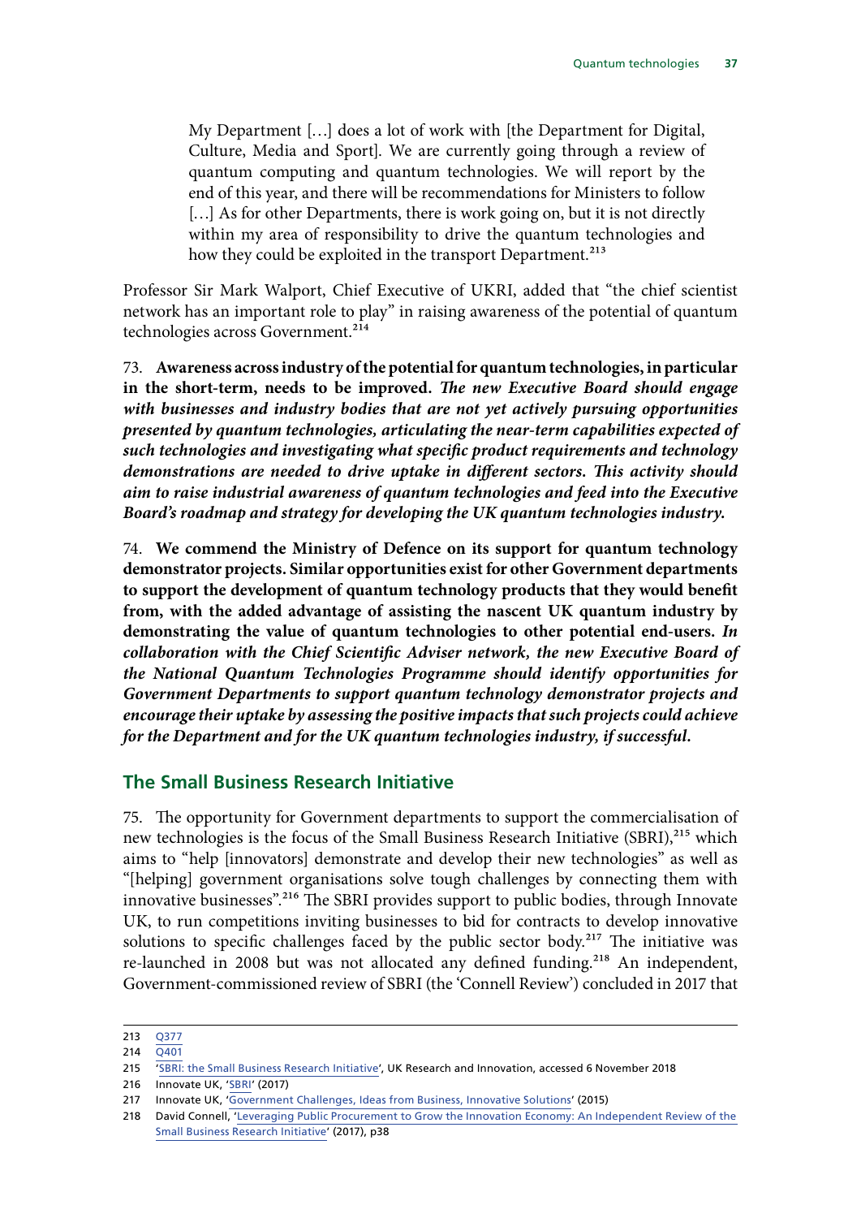> My Department […] does a lot of work with [the Department for Digital, Culture, Media and Sport]. We are currently going through a review of quantum computing and quantum technologies. We will report by the end of this year, and there will be recommendations for Ministers to follow […] As for other Departments, there is work going on, but it is not directly within my area of responsibility to drive the quantum technologies and how they could be exploited in the transport Department.[213]

Professor Sir Mark Walport, Chief Executive of UKRI, added that "the chief scientist network has an important role to play" in raising awareness of the potential of quantum technologies across Government.[214]

73. **Awareness across industry of the potential for quantum technologies, in particular in the short-term, needs to be improved.** ***The new Executive Board should engage with businesses and industry bodies that are not yet actively pursuing opportunities presented by quantum technologies, articulating the near-term capabilities expected of such technologies and investigating what specific product requirements and technology demonstrations are needed to drive uptake in different sectors. This activity should aim to raise industrial awareness of quantum technologies and feed into the Executive Board's roadmap and strategy for developing the UK quantum technologies industry.***

74. **We commend the Ministry of Defence on its support for quantum technology demonstrator projects. Similar opportunities exist for other Government departments to support the development of quantum technology products that they would benefit from, with the added advantage of assisting the nascent UK quantum industry by demonstrating the value of quantum technologies to other potential end-users.** ***In collaboration with the Chief Scientific Adviser network, the new Executive Board of the National Quantum Technologies Programme should identify opportunities for Government Departments to support quantum technology demonstrator projects and encourage their uptake by assessing the positive impacts that such projects could achieve for the Department and for the UK quantum technologies industry, if successful.***

## The Small Business Research Initiative

75. The opportunity for Government departments to support the commercialisation of new technologies is the focus of the Small Business Research Initiative (SBRI),[215] which aims to "help [innovators] demonstrate and develop their new technologies" as well as "[helping] government organisations solve tough challenges by connecting them with innovative businesses".[216] The SBRI provides support to public bodies, through Innovate UK, to run competitions inviting businesses to bid for contracts to develop innovative solutions to specific challenges faced by the public sector body.[217] The initiative was re-launched in 2008 but was not allocated any defined funding.[218] An independent, Government-commissioned review of SBRI (the 'Connell Review') concluded in 2017 that

213 Q377

214 Q401

215 'SBRI: the Small Business Research Initiative', UK Research and Innovation, accessed 6 November 2018

216 Innovate UK, 'SBRI' (2017)

217 Innovate UK, 'Government Challenges, Ideas from Business, Innovative Solutions' (2015)

218 David Connell, 'Leveraging Public Procurement to Grow the Innovation Economy: An Independent Review of the Small Business Research Initiative' (2017), p38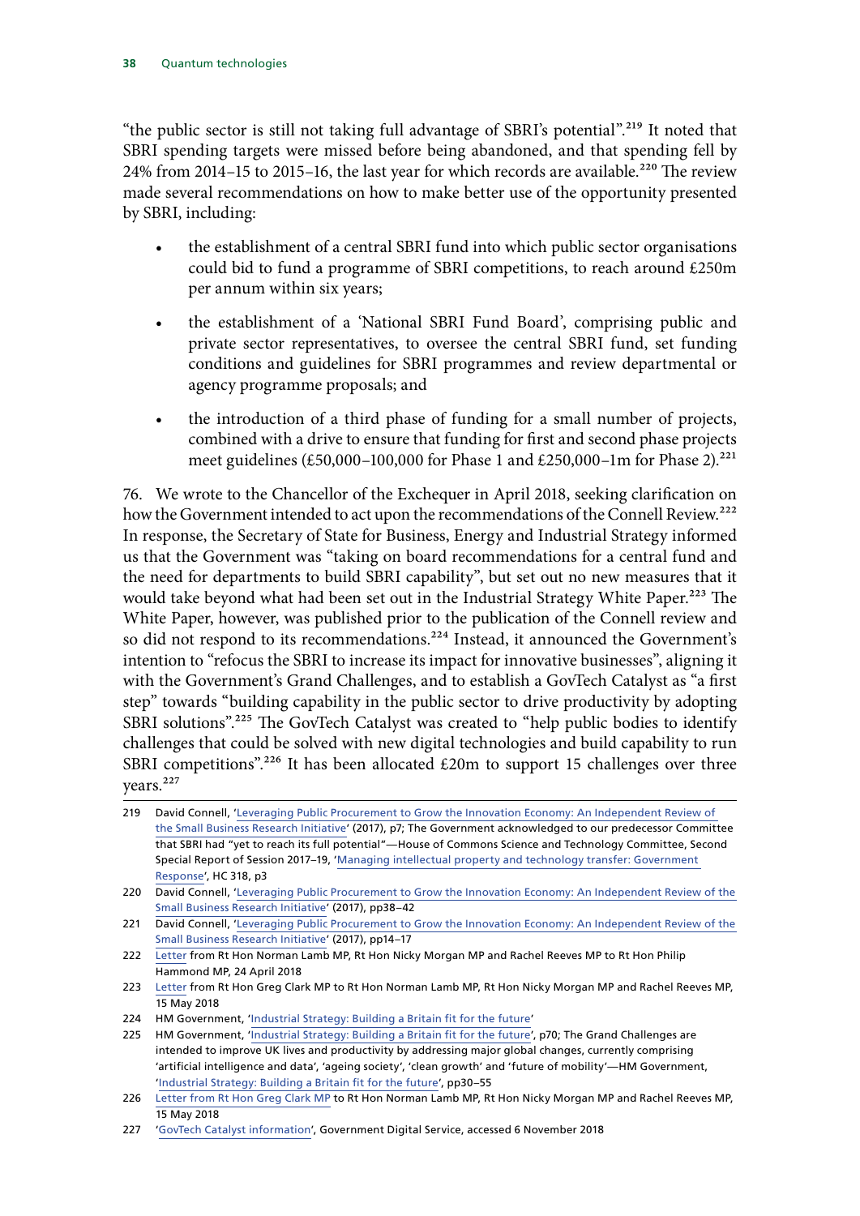"the public sector is still not taking full advantage of SBRI's potential".[219] It noted that SBRI spending targets were missed before being abandoned, and that spending fell by 24% from 2014–15 to 2015–16, the last year for which records are available.[220] The review made several recommendations on how to make better use of the opportunity presented by SBRI, including:

- the establishment of a central SBRI fund into which public sector organisations could bid to fund a programme of SBRI competitions, to reach around £250m per annum within six years;
- the establishment of a 'National SBRI Fund Board', comprising public and private sector representatives, to oversee the central SBRI fund, set funding conditions and guidelines for SBRI programmes and review departmental or agency programme proposals; and
- the introduction of a third phase of funding for a small number of projects, combined with a drive to ensure that funding for first and second phase projects meet guidelines (£50,000–100,000 for Phase 1 and £250,000–1m for Phase 2).[221]

76. We wrote to the Chancellor of the Exchequer in April 2018, seeking clarification on how the Government intended to act upon the recommendations of the Connell Review.[222] In response, the Secretary of State for Business, Energy and Industrial Strategy informed us that the Government was "taking on board recommendations for a central fund and the need for departments to build SBRI capability", but set out no new measures that it would take beyond what had been set out in the Industrial Strategy White Paper.[223] The White Paper, however, was published prior to the publication of the Connell review and so did not respond to its recommendations.[224] Instead, it announced the Government's intention to "refocus the SBRI to increase its impact for innovative businesses", aligning it with the Government's Grand Challenges, and to establish a GovTech Catalyst as "a first step" towards "building capability in the public sector to drive productivity by adopting SBRI solutions".[225] The GovTech Catalyst was created to "help public bodies to identify challenges that could be solved with new digital technologies and build capability to run SBRI competitions".[226] It has been allocated £20m to support 15 challenges over three years.[227]

---

219 David Connell, 'Leveraging Public Procurement to Grow the Innovation Economy: An Independent Review of the Small Business Research Initiative' (2017), p7; The Government acknowledged to our predecessor Committee that SBRI had "yet to reach its full potential"—House of Commons Science and Technology Committee, Second Special Report of Session 2017–19, 'Managing intellectual property and technology transfer: Government Response', HC 318, p3

220 David Connell, 'Leveraging Public Procurement to Grow the Innovation Economy: An Independent Review of the Small Business Research Initiative' (2017), pp38–42

221 David Connell, 'Leveraging Public Procurement to Grow the Innovation Economy: An Independent Review of the Small Business Research Initiative' (2017), pp14–17

222 Letter from Rt Hon Norman Lamb MP, Rt Hon Nicky Morgan MP and Rachel Reeves MP to Rt Hon Philip Hammond MP, 24 April 2018

223 Letter from Rt Hon Greg Clark MP to Rt Hon Norman Lamb MP, Rt Hon Nicky Morgan MP and Rachel Reeves MP, 15 May 2018

224 HM Government, 'Industrial Strategy: Building a Britain fit for the future'

225 HM Government, 'Industrial Strategy: Building a Britain fit for the future', p70; The Grand Challenges are intended to improve UK lives and productivity by addressing major global changes, currently comprising 'artificial intelligence and data', 'ageing society', 'clean growth' and 'future of mobility'—HM Government, 'Industrial Strategy: Building a Britain fit for the future', pp30–55

226 Letter from Rt Hon Greg Clark MP to Rt Hon Norman Lamb MP, Rt Hon Nicky Morgan MP and Rachel Reeves MP, 15 May 2018

227 'GovTech Catalyst information', Government Digital Service, accessed 6 November 2018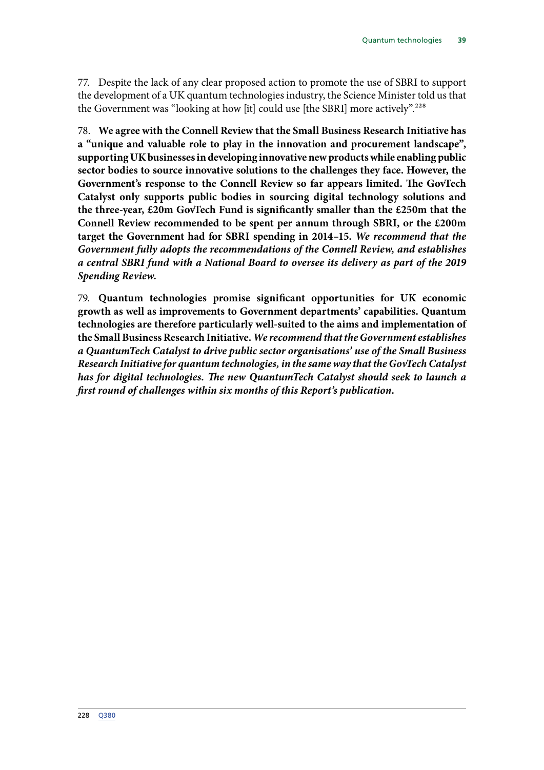77. Despite the lack of any clear proposed action to promote the use of SBRI to support the development of a UK quantum technologies industry, the Science Minister told us that the Government was "looking at how [it] could use [the SBRI] more actively".[228]

78. **We agree with the Connell Review that the Small Business Research Initiative has a "unique and valuable role to play in the innovation and procurement landscape", supporting UK businesses in developing innovative new products while enabling public sector bodies to source innovative solutions to the challenges they face. However, the Government's response to the Connell Review so far appears limited. The GovTech Catalyst only supports public bodies in sourcing digital technology solutions and the three-year, £20m GovTech Fund is significantly smaller than the £250m that the Connell Review recommended to be spent per annum through SBRI, or the £200m target the Government had for SBRI spending in 2014–15.** ***We recommend that the Government fully adopts the recommendations of the Connell Review, and establishes a central SBRI fund with a National Board to oversee its delivery as part of the 2019 Spending Review.***

79. **Quantum technologies promise significant opportunities for UK economic growth as well as improvements to Government departments' capabilities. Quantum technologies are therefore particularly well-suited to the aims and implementation of the Small Business Research Initiative.** ***We recommend that the Government establishes a QuantumTech Catalyst to drive public sector organisations' use of the Small Business Research Initiative for quantum technologies, in the same way that the GovTech Catalyst has for digital technologies. The new QuantumTech Catalyst should seek to launch a first round of challenges within six months of this Report's publication.***

228 Q380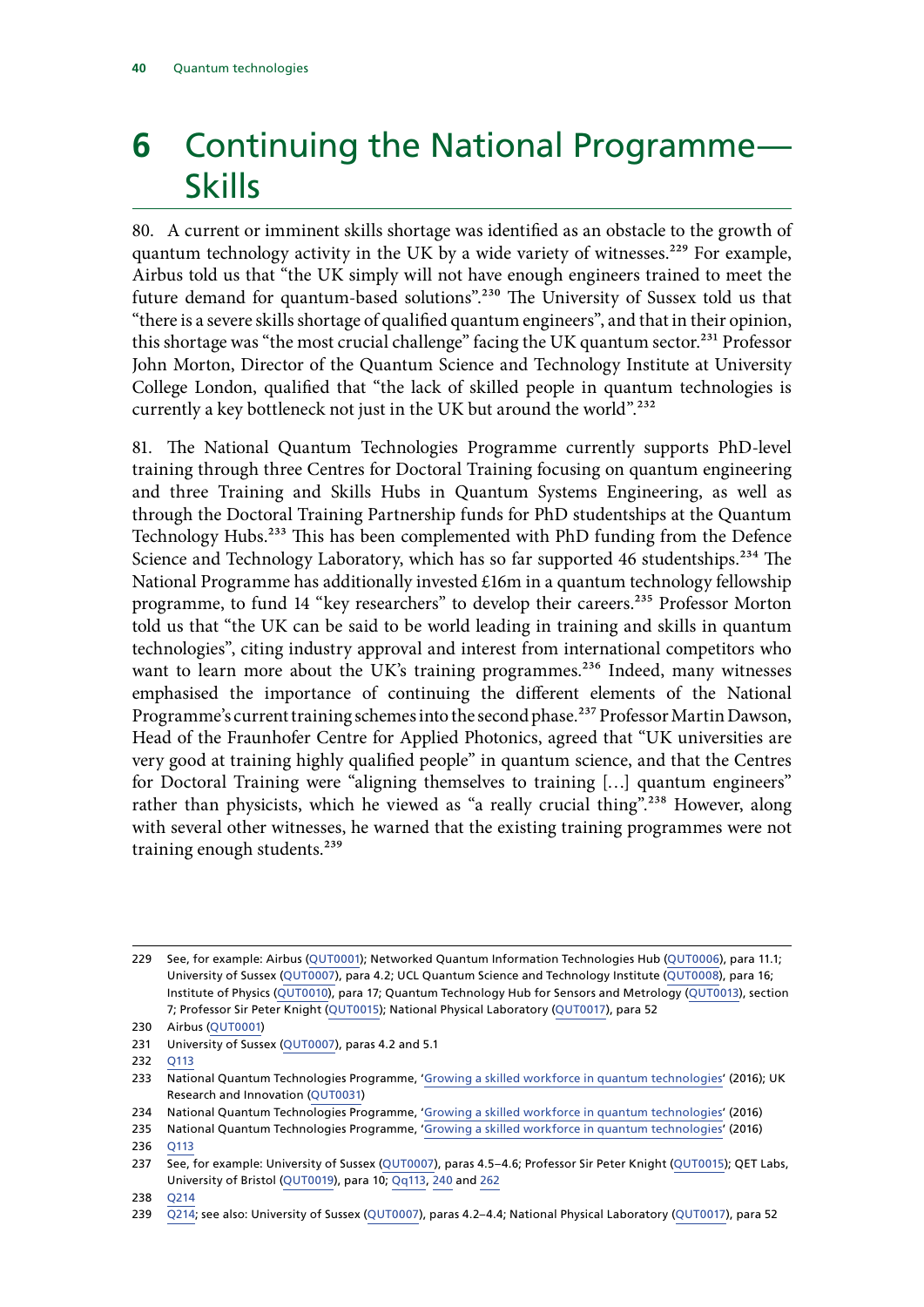# 6 Continuing the National Programme—Skills

80. A current or imminent skills shortage was identified as an obstacle to the growth of quantum technology activity in the UK by a wide variety of witnesses.[229] For example, Airbus told us that "the UK simply will not have enough engineers trained to meet the future demand for quantum-based solutions".[230] The University of Sussex told us that "there is a severe skills shortage of qualified quantum engineers", and that in their opinion, this shortage was "the most crucial challenge" facing the UK quantum sector.[231] Professor John Morton, Director of the Quantum Science and Technology Institute at University College London, qualified that "the lack of skilled people in quantum technologies is currently a key bottleneck not just in the UK but around the world".[232]

81. The National Quantum Technologies Programme currently supports PhD-level training through three Centres for Doctoral Training focusing on quantum engineering and three Training and Skills Hubs in Quantum Systems Engineering, as well as through the Doctoral Training Partnership funds for PhD studentships at the Quantum Technology Hubs.[233] This has been complemented with PhD funding from the Defence Science and Technology Laboratory, which has so far supported 46 studentships.[234] The National Programme has additionally invested £16m in a quantum technology fellowship programme, to fund 14 "key researchers" to develop their careers.[235] Professor Morton told us that "the UK can be said to be world leading in training and skills in quantum technologies", citing industry approval and interest from international competitors who want to learn more about the UK's training programmes.[236] Indeed, many witnesses emphasised the importance of continuing the different elements of the National Programme's current training schemes into the second phase.[237] Professor Martin Dawson, Head of the Fraunhofer Centre for Applied Photonics, agreed that "UK universities are very good at training highly qualified people" in quantum science, and that the Centres for Doctoral Training were "aligning themselves to training […] quantum engineers" rather than physicists, which he viewed as "a really crucial thing".[238] However, along with several other witnesses, he warned that the existing training programmes were not training enough students.[239]

---

229 See, for example: Airbus (QUT0001); Networked Quantum Information Technologies Hub (QUT0006), para 11.1; University of Sussex (QUT0007), para 4.2; UCL Quantum Science and Technology Institute (QUT0008), para 16; Institute of Physics (QUT0010), para 17; Quantum Technology Hub for Sensors and Metrology (QUT0013), section 7; Professor Sir Peter Knight (QUT0015); National Physical Laboratory (QUT0017), para 52

230 Airbus (QUT0001)

231 University of Sussex (QUT0007), paras 4.2 and 5.1

232 Q113

233 National Quantum Technologies Programme, 'Growing a skilled workforce in quantum technologies' (2016); UK Research and Innovation (QUT0031)

234 National Quantum Technologies Programme, 'Growing a skilled workforce in quantum technologies' (2016)

235 National Quantum Technologies Programme, 'Growing a skilled workforce in quantum technologies' (2016)

236 Q113

237 See, for example: University of Sussex (QUT0007), paras 4.5–4.6; Professor Sir Peter Knight (QUT0015); QET Labs, University of Bristol (QUT0019), para 10; Qq113, 240 and 262

238 Q214

239 Q214; see also: University of Sussex (QUT0007), paras 4.2–4.4; National Physical Laboratory (QUT0017), para 52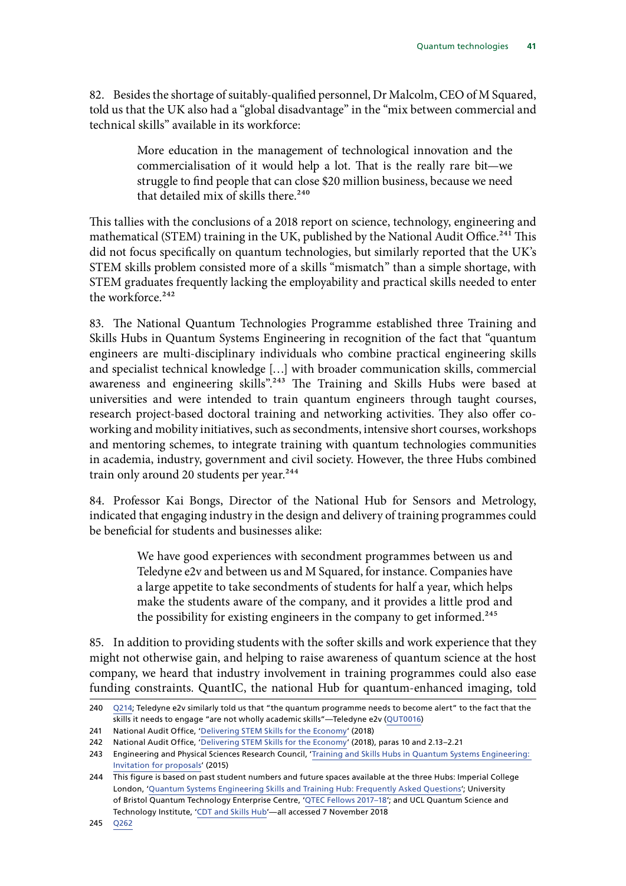82. Besides the shortage of suitably-qualified personnel, Dr Malcolm, CEO of M Squared, told us that the UK also had a "global disadvantage" in the "mix between commercial and technical skills" available in its workforce:

> More education in the management of technological innovation and the commercialisation of it would help a lot. That is the really rare bit—we struggle to find people that can close $20 million business, because we need that detailed mix of skills there.[240]

This tallies with the conclusions of a 2018 report on science, technology, engineering and mathematical (STEM) training in the UK, published by the National Audit Office.[241] This did not focus specifically on quantum technologies, but similarly reported that the UK's STEM skills problem consisted more of a skills "mismatch" than a simple shortage, with STEM graduates frequently lacking the employability and practical skills needed to enter the workforce.[242]

83. The National Quantum Technologies Programme established three Training and Skills Hubs in Quantum Systems Engineering in recognition of the fact that "quantum engineers are multi-disciplinary individuals who combine practical engineering skills and specialist technical knowledge […] with broader communication skills, commercial awareness and engineering skills".[243] The Training and Skills Hubs were based at universities and were intended to train quantum engineers through taught courses, research project-based doctoral training and networking activities. They also offer co-working and mobility initiatives, such as secondments, intensive short courses, workshops and mentoring schemes, to integrate training with quantum technologies communities in academia, industry, government and civil society. However, the three Hubs combined train only around 20 students per year.[244]

84. Professor Kai Bongs, Director of the National Hub for Sensors and Metrology, indicated that engaging industry in the design and delivery of training programmes could be beneficial for students and businesses alike:

> We have good experiences with secondment programmes between us and Teledyne e2v and between us and M Squared, for instance. Companies have a large appetite to take secondments of students for half a year, which helps make the students aware of the company, and it provides a little prod and the possibility for existing engineers in the company to get informed.[245]

85. In addition to providing students with the softer skills and work experience that they might not otherwise gain, and helping to raise awareness of quantum science at the host company, we heard that industry involvement in training programmes could also ease funding constraints. QuantIC, the national Hub for quantum-enhanced imaging, told

---

240 Q214; Teledyne e2v similarly told us that "the quantum programme needs to become alert" to the fact that the skills it needs to engage "are not wholly academic skills"—Teledyne e2v (QUT0016)

241 National Audit Office, 'Delivering STEM Skills for the Economy' (2018)

242 National Audit Office, 'Delivering STEM Skills for the Economy' (2018), paras 10 and 2.13–2.21

243 Engineering and Physical Sciences Research Council, 'Training and Skills Hubs in Quantum Systems Engineering: Invitation for proposals' (2015)

244 This figure is based on past student numbers and future spaces available at the three Hubs: Imperial College London, 'Quantum Systems Engineering Skills and Training Hub: Frequently Asked Questions'; University of Bristol Quantum Technology Enterprise Centre, 'QTEC Fellows 2017–18'; and UCL Quantum Science and Technology Institute, 'CDT and Skills Hub'—all accessed 7 November 2018

245 Q262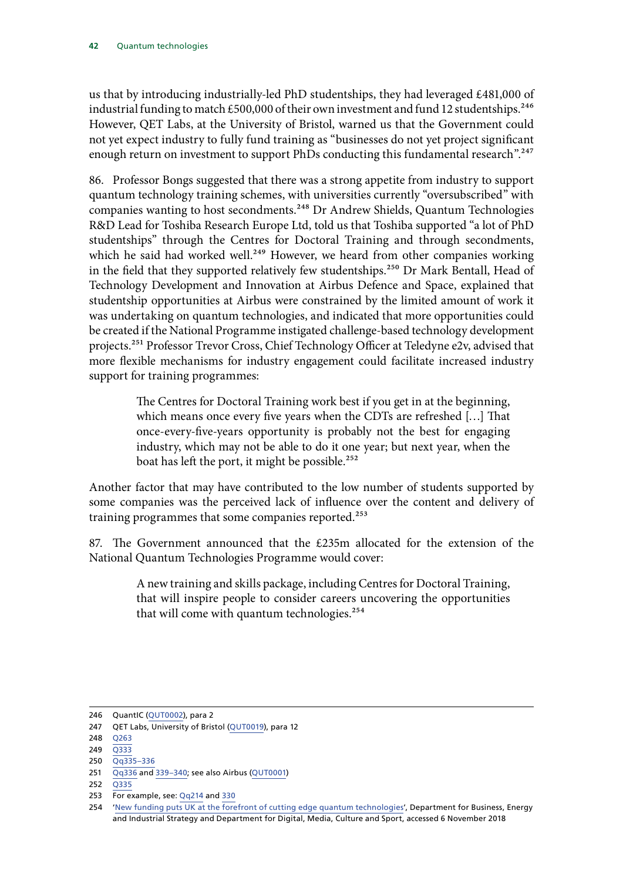us that by introducing industrially-led PhD studentships, they had leveraged £481,000 of industrial funding to match £500,000 of their own investment and fund 12 studentships.[246] However, QET Labs, at the University of Bristol, warned us that the Government could not yet expect industry to fully fund training as "businesses do not yet project significant enough return on investment to support PhDs conducting this fundamental research".[247]

86. Professor Bongs suggested that there was a strong appetite from industry to support quantum technology training schemes, with universities currently "oversubscribed" with companies wanting to host secondments.[248] Dr Andrew Shields, Quantum Technologies R&D Lead for Toshiba Research Europe Ltd, told us that Toshiba supported "a lot of PhD studentships" through the Centres for Doctoral Training and through secondments, which he said had worked well.[249] However, we heard from other companies working in the field that they supported relatively few studentships.[250] Dr Mark Bentall, Head of Technology Development and Innovation at Airbus Defence and Space, explained that studentship opportunities at Airbus were constrained by the limited amount of work it was undertaking on quantum technologies, and indicated that more opportunities could be created if the National Programme instigated challenge-based technology development projects.[251] Professor Trevor Cross, Chief Technology Officer at Teledyne e2v, advised that more flexible mechanisms for industry engagement could facilitate increased industry support for training programmes:

> The Centres for Doctoral Training work best if you get in at the beginning, which means once every five years when the CDTs are refreshed […] That once-every-five-years opportunity is probably not the best for engaging industry, which may not be able to do it one year; but next year, when the boat has left the port, it might be possible.[252]

Another factor that may have contributed to the low number of students supported by some companies was the perceived lack of influence over the content and delivery of training programmes that some companies reported.[253]

87. The Government announced that the £235m allocated for the extension of the National Quantum Technologies Programme would cover:

> A new training and skills package, including Centres for Doctoral Training, that will inspire people to consider careers uncovering the opportunities that will come with quantum technologies.[254]

---

246 QuantIC (QUT0002), para 2

247 QET Labs, University of Bristol (QUT0019), para 12

248 Q263

249 Q333

250 Qq335–336

251 Qq336 and 339–340; see also Airbus (QUT0001)

252 Q335

253 For example, see: Qq214 and 330

254 'New funding puts UK at the forefront of cutting edge quantum technologies', Department for Business, Energy and Industrial Strategy and Department for Digital, Media, Culture and Sport, accessed 6 November 2018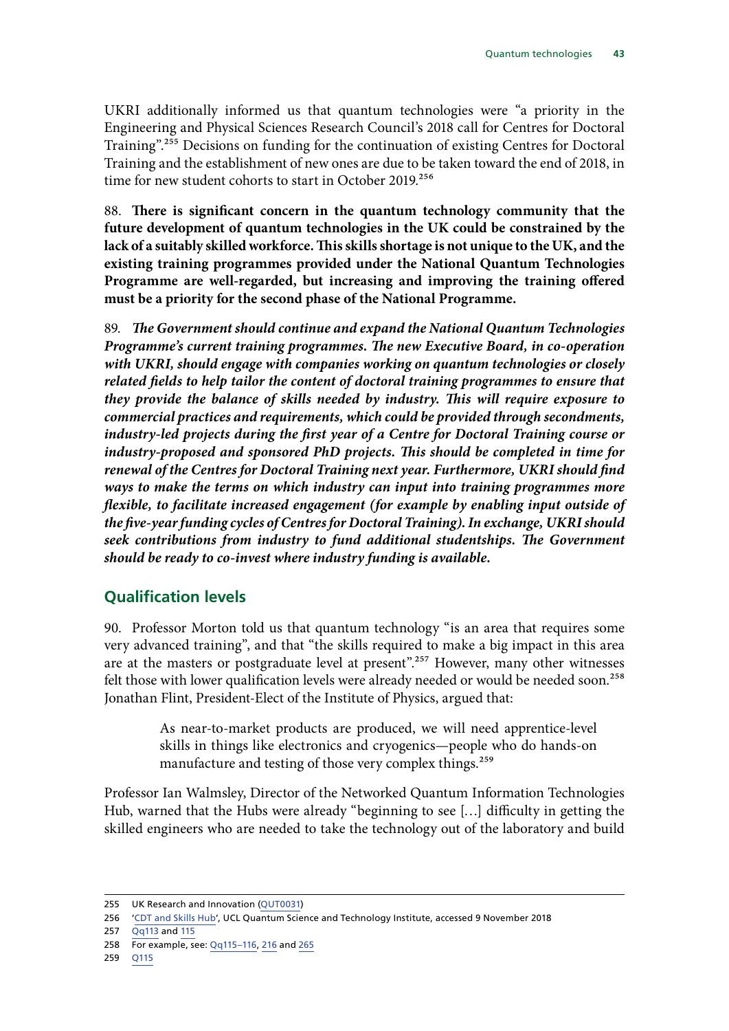UKRI additionally informed us that quantum technologies were "a priority in the Engineering and Physical Sciences Research Council's 2018 call for Centres for Doctoral Training".[255] Decisions on funding for the continuation of existing Centres for Doctoral Training and the establishment of new ones are due to be taken toward the end of 2018, in time for new student cohorts to start in October 2019.[256]

88. **There is significant concern in the quantum technology community that the future development of quantum technologies in the UK could be constrained by the lack of a suitably skilled workforce. This skills shortage is not unique to the UK, and the existing training programmes provided under the National Quantum Technologies Programme are well-regarded, but increasing and improving the training offered must be a priority for the second phase of the National Programme.**

89. ***The Government should continue and expand the National Quantum Technologies Programme's current training programmes. The new Executive Board, in co-operation with UKRI, should engage with companies working on quantum technologies or closely related fields to help tailor the content of doctoral training programmes to ensure that they provide the balance of skills needed by industry. This will require exposure to commercial practices and requirements, which could be provided through secondments, industry-led projects during the first year of a Centre for Doctoral Training course or industry-proposed and sponsored PhD projects. This should be completed in time for renewal of the Centres for Doctoral Training next year. Furthermore, UKRI should find ways to make the terms on which industry can input into training programmes more flexible, to facilitate increased engagement (for example by enabling input outside of the five-year funding cycles of Centres for Doctoral Training). In exchange, UKRI should seek contributions from industry to fund additional studentships. The Government should be ready to co-invest where industry funding is available.***

## Qualification levels

90. Professor Morton told us that quantum technology "is an area that requires some very advanced training", and that "the skills required to make a big impact in this area are at the masters or postgraduate level at present".[257] However, many other witnesses felt those with lower qualification levels were already needed or would be needed soon.[258] Jonathan Flint, President-Elect of the Institute of Physics, argued that:

> As near-to-market products are produced, we will need apprentice-level skills in things like electronics and cryogenics—people who do hands-on manufacture and testing of those very complex things.[259]

Professor Ian Walmsley, Director of the Networked Quantum Information Technologies Hub, warned that the Hubs were already "beginning to see […] difficulty in getting the skilled engineers who are needed to take the technology out of the laboratory and build

---

255 UK Research and Innovation (QUT0031)

256 'CDT and Skills Hub', UCL Quantum Science and Technology Institute, accessed 9 November 2018

257 Qq113 and 115

258 For example, see: Qq115–116, 216 and 265

259 Q115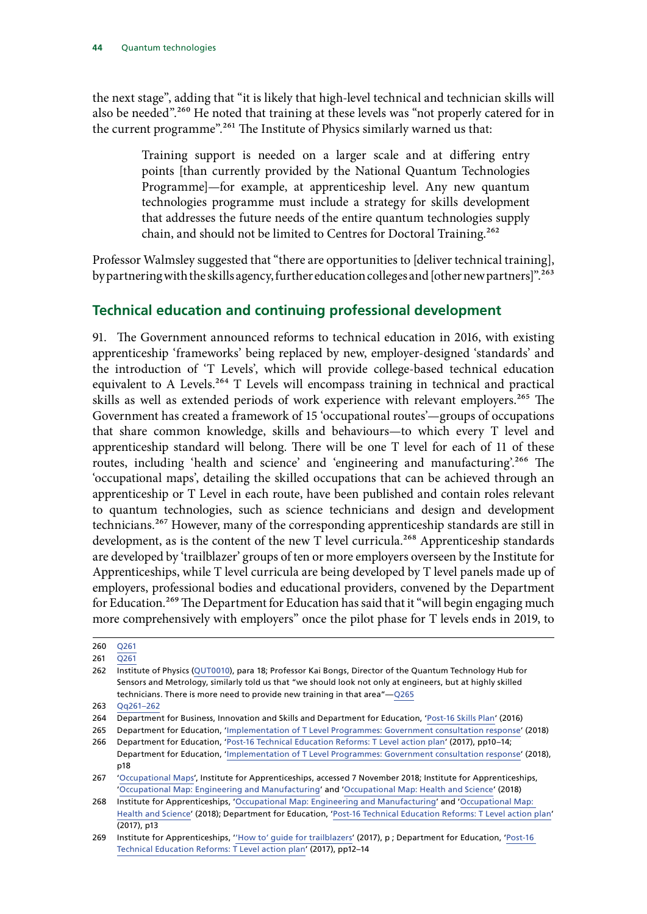the next stage", adding that "it is likely that high-level technical and technician skills will also be needed".[260] He noted that training at these levels was "not properly catered for in the current programme".[261] The Institute of Physics similarly warned us that:

> Training support is needed on a larger scale and at differing entry points [than currently provided by the National Quantum Technologies Programme]—for example, at apprenticeship level. Any new quantum technologies programme must include a strategy for skills development that addresses the future needs of the entire quantum technologies supply chain, and should not be limited to Centres for Doctoral Training.[262]

Professor Walmsley suggested that "there are opportunities to [deliver technical training], by partnering with the skills agency, further education colleges and [other new partners]".[263]

## Technical education and continuing professional development

91. The Government announced reforms to technical education in 2016, with existing apprenticeship 'frameworks' being replaced by new, employer-designed 'standards' and the introduction of 'T Levels', which will provide college-based technical education equivalent to A Levels.[264] T Levels will encompass training in technical and practical skills as well as extended periods of work experience with relevant employers.[265] The Government has created a framework of 15 'occupational routes'—groups of occupations that share common knowledge, skills and behaviours—to which every T level and apprenticeship standard will belong. There will be one T level for each of 11 of these routes, including 'health and science' and 'engineering and manufacturing'.[266] The 'occupational maps', detailing the skilled occupations that can be achieved through an apprenticeship or T Level in each route, have been published and contain roles relevant to quantum technologies, such as science technicians and design and development technicians.[267] However, many of the corresponding apprenticeship standards are still in development, as is the content of the new T level curricula.[268] Apprenticeship standards are developed by 'trailblazer' groups of ten or more employers overseen by the Institute for Apprenticeships, while T level curricula are being developed by T level panels made up of employers, professional bodies and educational providers, convened by the Department for Education.[269] The Department for Education has said that it "will begin engaging much more comprehensively with employers" once the pilot phase for T levels ends in 2019, to

---

260 Q261

261 Q261

262 Institute of Physics (QUT0010), para 18; Professor Kai Bongs, Director of the Quantum Technology Hub for Sensors and Metrology, similarly told us that "we should look not only at engineers, but at highly skilled technicians. There is more need to provide new training in that area"—Q265

263 Qq261–262

264 Department for Business, Innovation and Skills and Department for Education, 'Post-16 Skills Plan' (2016)

265 Department for Education, 'Implementation of T Level Programmes: Government consultation response' (2018)

266 Department for Education, 'Post-16 Technical Education Reforms: T Level action plan' (2017), pp10–14; Department for Education, 'Implementation of T Level Programmes: Government consultation response' (2018), p18

267 'Occupational Maps', Institute for Apprenticeships, accessed 7 November 2018; Institute for Apprenticeships, 'Occupational Map: Engineering and Manufacturing' and 'Occupational Map: Health and Science' (2018)

268 Institute for Apprenticeships, 'Occupational Map: Engineering and Manufacturing' and 'Occupational Map: Health and Science' (2018); Department for Education, 'Post-16 Technical Education Reforms: T Level action plan' (2017), p13

269 Institute for Apprenticeships, ''How to' guide for trailblazers' (2017), p ; Department for Education, 'Post-16 Technical Education Reforms: T Level action plan' (2017), pp12–14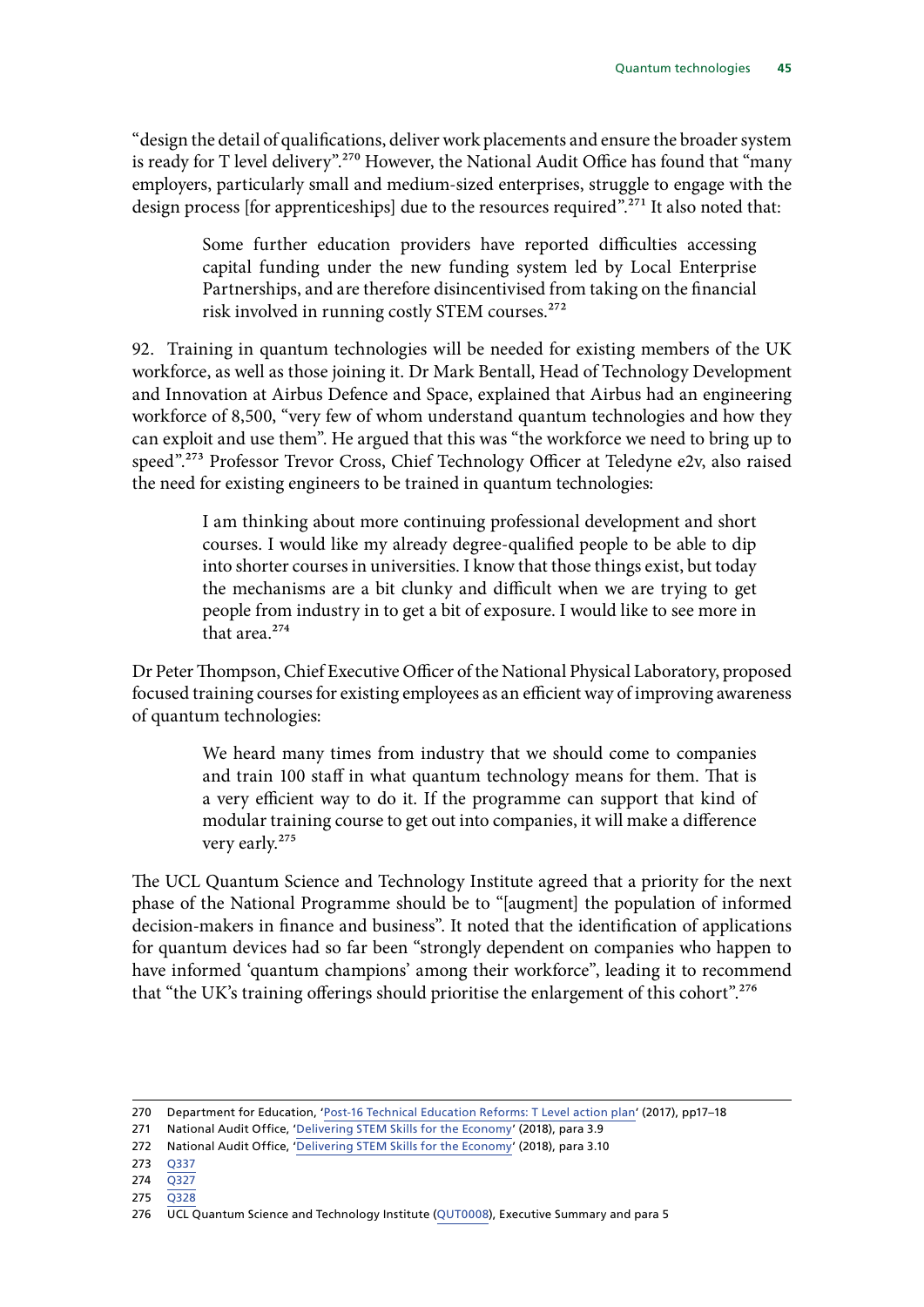"design the detail of qualifications, deliver work placements and ensure the broader system is ready for T level delivery".[270] However, the National Audit Office has found that "many employers, particularly small and medium-sized enterprises, struggle to engage with the design process [for apprenticeships] due to the resources required".[271] It also noted that:

> Some further education providers have reported difficulties accessing capital funding under the new funding system led by Local Enterprise Partnerships, and are therefore disincentivised from taking on the financial risk involved in running costly STEM courses.[272]

92. Training in quantum technologies will be needed for existing members of the UK workforce, as well as those joining it. Dr Mark Bentall, Head of Technology Development and Innovation at Airbus Defence and Space, explained that Airbus had an engineering workforce of 8,500, "very few of whom understand quantum technologies and how they can exploit and use them". He argued that this was "the workforce we need to bring up to speed".[273] Professor Trevor Cross, Chief Technology Officer at Teledyne e2v, also raised the need for existing engineers to be trained in quantum technologies:

> I am thinking about more continuing professional development and short courses. I would like my already degree-qualified people to be able to dip into shorter courses in universities. I know that those things exist, but today the mechanisms are a bit clunky and difficult when we are trying to get people from industry in to get a bit of exposure. I would like to see more in that area.[274]

Dr Peter Thompson, Chief Executive Officer of the National Physical Laboratory, proposed focused training courses for existing employees as an efficient way of improving awareness of quantum technologies:

> We heard many times from industry that we should come to companies and train 100 staff in what quantum technology means for them. That is a very efficient way to do it. If the programme can support that kind of modular training course to get out into companies, it will make a difference very early.[275]

The UCL Quantum Science and Technology Institute agreed that a priority for the next phase of the National Programme should be to "[augment] the population of informed decision-makers in finance and business". It noted that the identification of applications for quantum devices had so far been "strongly dependent on companies who happen to have informed 'quantum champions' among their workforce", leading it to recommend that "the UK's training offerings should prioritise the enlargement of this cohort".[276]

---

270 Department for Education, 'Post-16 Technical Education Reforms: T Level action plan' (2017), pp17–18

271 National Audit Office, 'Delivering STEM Skills for the Economy' (2018), para 3.9

272 National Audit Office, 'Delivering STEM Skills for the Economy' (2018), para 3.10

273 Q337

274 Q327

275 Q328

276 UCL Quantum Science and Technology Institute (QUT0008), Executive Summary and para 5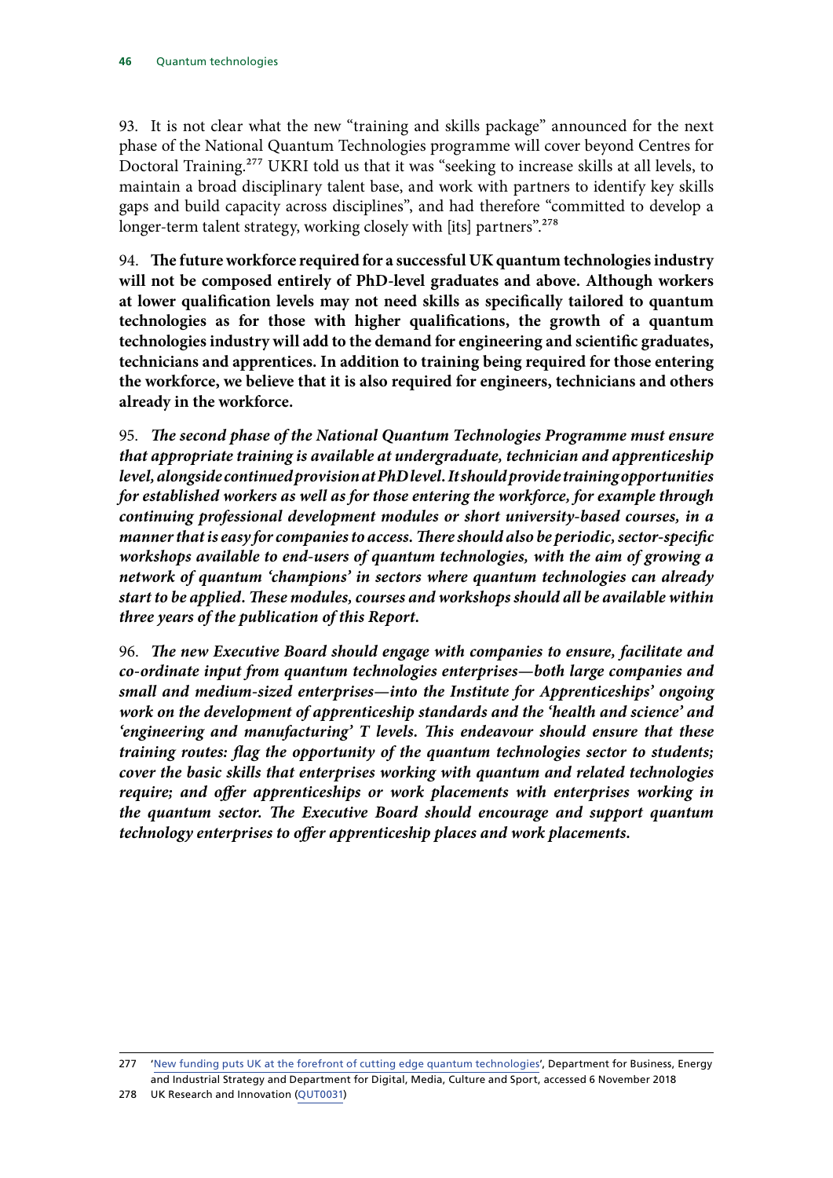93. It is not clear what the new "training and skills package" announced for the next phase of the National Quantum Technologies programme will cover beyond Centres for Doctoral Training.[277] UKRI told us that it was "seeking to increase skills at all levels, to maintain a broad disciplinary talent base, and work with partners to identify key skills gaps and build capacity across disciplines", and had therefore "committed to develop a longer-term talent strategy, working closely with [its] partners".[278]

94. **The future workforce required for a successful UK quantum technologies industry will not be composed entirely of PhD-level graduates and above. Although workers at lower qualification levels may not need skills as specifically tailored to quantum technologies as for those with higher qualifications, the growth of a quantum technologies industry will add to the demand for engineering and scientific graduates, technicians and apprentices. In addition to training being required for those entering the workforce, we believe that it is also required for engineers, technicians and others already in the workforce.**

95. ***The second phase of the National Quantum Technologies Programme must ensure that appropriate training is available at undergraduate, technician and apprenticeship level, alongside continued provision at PhD level. It should provide training opportunities for established workers as well as for those entering the workforce, for example through continuing professional development modules or short university-based courses, in a manner that is easy for companies to access. There should also be periodic, sector-specific workshops available to end-users of quantum technologies, with the aim of growing a network of quantum 'champions' in sectors where quantum technologies can already start to be applied. These modules, courses and workshops should all be available within three years of the publication of this Report.***

96. ***The new Executive Board should engage with companies to ensure, facilitate and co-ordinate input from quantum technologies enterprises—both large companies and small and medium-sized enterprises—into the Institute for Apprenticeships' ongoing work on the development of apprenticeship standards and the 'health and science' and 'engineering and manufacturing' T levels. This endeavour should ensure that these training routes: flag the opportunity of the quantum technologies sector to students; cover the basic skills that enterprises working with quantum and related technologies require; and offer apprenticeships or work placements with enterprises working in the quantum sector. The Executive Board should encourage and support quantum technology enterprises to offer apprenticeship places and work placements.***

---

277 'New funding puts UK at the forefront of cutting edge quantum technologies', Department for Business, Energy and Industrial Strategy and Department for Digital, Media, Culture and Sport, accessed 6 November 2018

278 UK Research and Innovation (QUT0031)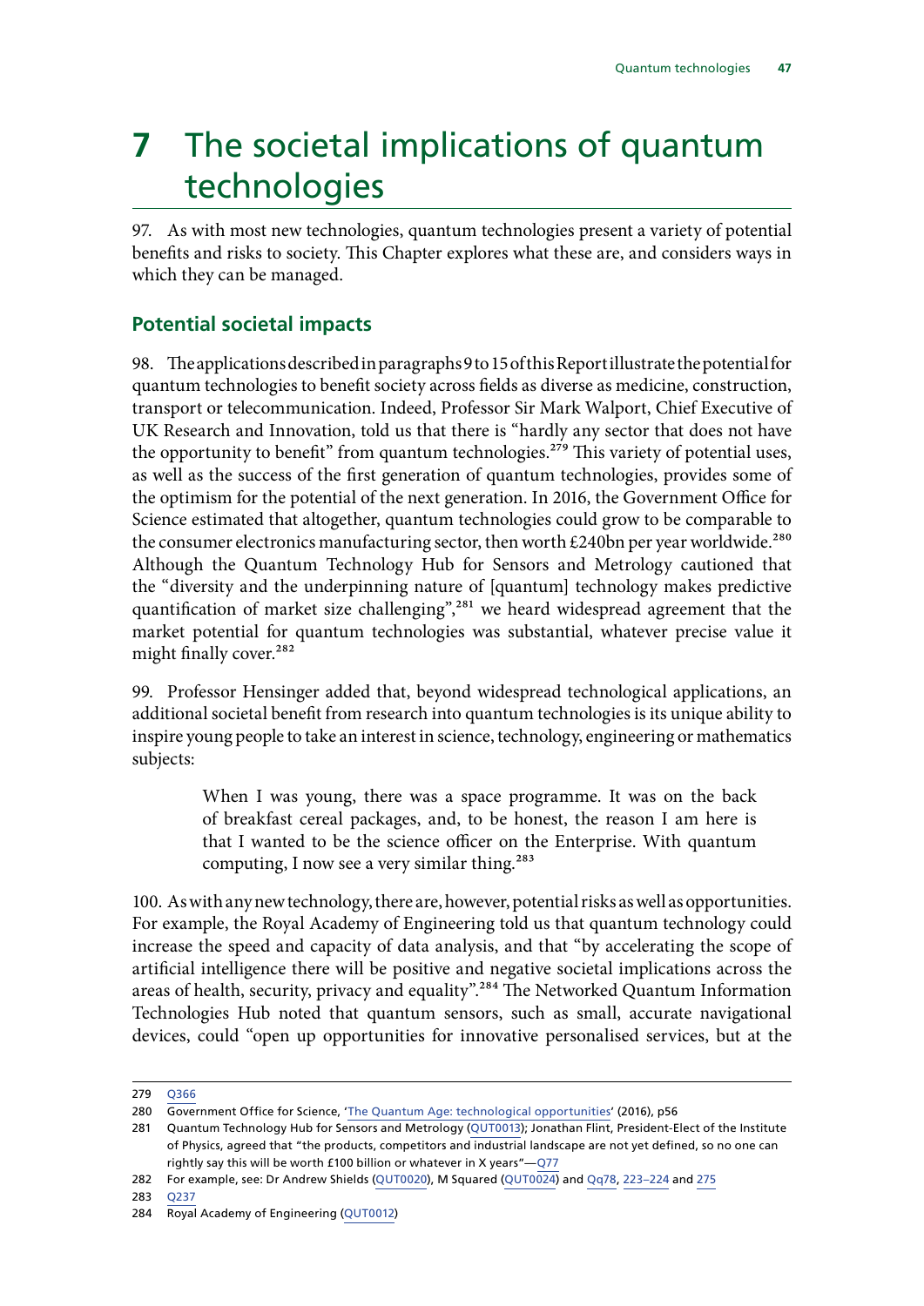# 7 The societal implications of quantum technologies

97. As with most new technologies, quantum technologies present a variety of potential benefits and risks to society. This Chapter explores what these are, and considers ways in which they can be managed.

## Potential societal impacts

98. The applications described in paragraphs 9 to 15 of this Report illustrate the potential for quantum technologies to benefit society across fields as diverse as medicine, construction, transport or telecommunication. Indeed, Professor Sir Mark Walport, Chief Executive of UK Research and Innovation, told us that there is "hardly any sector that does not have the opportunity to benefit" from quantum technologies.[279] This variety of potential uses, as well as the success of the first generation of quantum technologies, provides some of the optimism for the potential of the next generation. In 2016, the Government Office for Science estimated that altogether, quantum technologies could grow to be comparable to the consumer electronics manufacturing sector, then worth £240bn per year worldwide.[280] Although the Quantum Technology Hub for Sensors and Metrology cautioned that the "diversity and the underpinning nature of [quantum] technology makes predictive quantification of market size challenging",[281] we heard widespread agreement that the market potential for quantum technologies was substantial, whatever precise value it might finally cover.[282]

99. Professor Hensinger added that, beyond widespread technological applications, an additional societal benefit from research into quantum technologies is its unique ability to inspire young people to take an interest in science, technology, engineering or mathematics subjects:

> When I was young, there was a space programme. It was on the back of breakfast cereal packages, and, to be honest, the reason I am here is that I wanted to be the science officer on the Enterprise. With quantum computing, I now see a very similar thing.[283]

100. As with any new technology, there are, however, potential risks as well as opportunities. For example, the Royal Academy of Engineering told us that quantum technology could increase the speed and capacity of data analysis, and that "by accelerating the scope of artificial intelligence there will be positive and negative societal implications across the areas of health, security, privacy and equality".[284] The Networked Quantum Information Technologies Hub noted that quantum sensors, such as small, accurate navigational devices, could "open up opportunities for innovative personalised services, but at the

---

279 Q366

280 Government Office for Science, 'The Quantum Age: technological opportunities' (2016), p56

281 Quantum Technology Hub for Sensors and Metrology (QUT0013); Jonathan Flint, President-Elect of the Institute of Physics, agreed that "the products, competitors and industrial landscape are not yet defined, so no one can rightly say this will be worth £100 billion or whatever in X years"—Q77

282 For example, see: Dr Andrew Shields (QUT0020), M Squared (QUT0024) and Qq78, 223–224 and 275

283 Q237

284 Royal Academy of Engineering (QUT0012)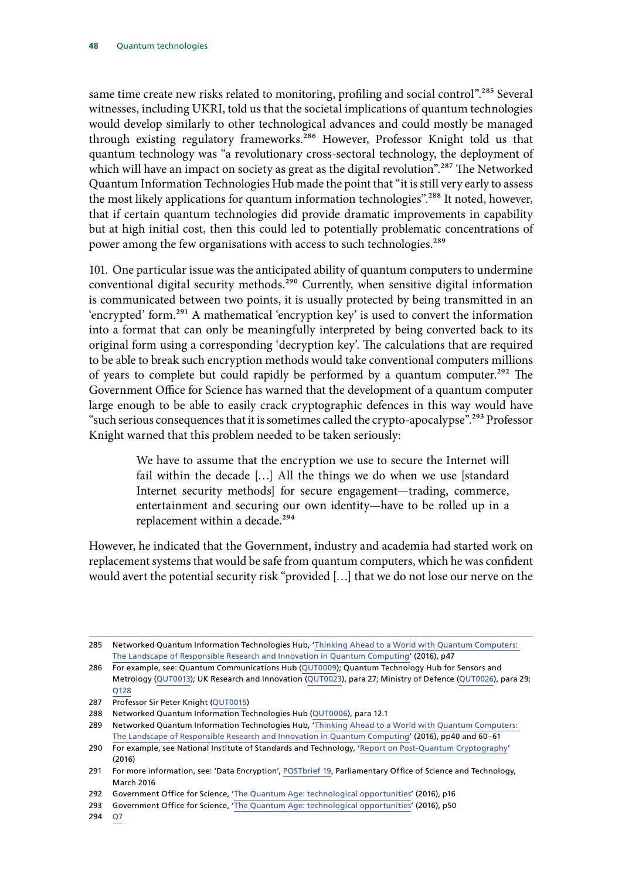same time create new risks related to monitoring, profiling and social control".[285] Several witnesses, including UKRI, told us that the societal implications of quantum technologies would develop similarly to other technological advances and could mostly be managed through existing regulatory frameworks.[286] However, Professor Knight told us that quantum technology was "a revolutionary cross-sectoral technology, the deployment of which will have an impact on society as great as the digital revolution".[287] The Networked Quantum Information Technologies Hub made the point that "it is still very early to assess the most likely applications for quantum information technologies".[288] It noted, however, that if certain quantum technologies did provide dramatic improvements in capability but at high initial cost, then this could led to potentially problematic concentrations of power among the few organisations with access to such technologies.[289]

101. One particular issue was the anticipated ability of quantum computers to undermine conventional digital security methods.[290] Currently, when sensitive digital information is communicated between two points, it is usually protected by being transmitted in an 'encrypted' form.[291] A mathematical 'encryption key' is used to convert the information into a format that can only be meaningfully interpreted by being converted back to its original form using a corresponding 'decryption key'. The calculations that are required to be able to break such encryption methods would take conventional computers millions of years to complete but could rapidly be performed by a quantum computer.[292] The Government Office for Science has warned that the development of a quantum computer large enough to be able to easily crack cryptographic defences in this way would have "such serious consequences that it is sometimes called the crypto-apocalypse".[293] Professor Knight warned that this problem needed to be taken seriously:

> We have to assume that the encryption we use to secure the Internet will fail within the decade […] All the things we do when we use [standard Internet security methods] for secure engagement—trading, commerce, entertainment and securing our own identity—have to be rolled up in a replacement within a decade.[294]

However, he indicated that the Government, industry and academia had started work on replacement systems that would be safe from quantum computers, which he was confident would avert the potential security risk "provided […] that we do not lose our nerve on the

---

285 Networked Quantum Information Technologies Hub, 'Thinking Ahead to a World with Quantum Computers: The Landscape of Responsible Research and Innovation in Quantum Computing' (2016), p47

286 For example, see: Quantum Communications Hub (QUT0009); Quantum Technology Hub for Sensors and Metrology (QUT0013); UK Research and Innovation (QUT0023), para 27; Ministry of Defence (QUT0026), para 29; Q128

287 Professor Sir Peter Knight (QUT0015)

288 Networked Quantum Information Technologies Hub (QUT0006), para 12.1

289 Networked Quantum Information Technologies Hub, 'Thinking Ahead to a World with Quantum Computers: The Landscape of Responsible Research and Innovation in Quantum Computing' (2016), pp40 and 60–61

290 For example, see National Institute of Standards and Technology, 'Report on Post-Quantum Cryptography' (2016)

291 For more information, see: 'Data Encryption', POSTbrief 19, Parliamentary Office of Science and Technology, March 2016

292 Government Office for Science, 'The Quantum Age: technological opportunities' (2016), p16

293 Government Office for Science, 'The Quantum Age: technological opportunities' (2016), p50

294 Q7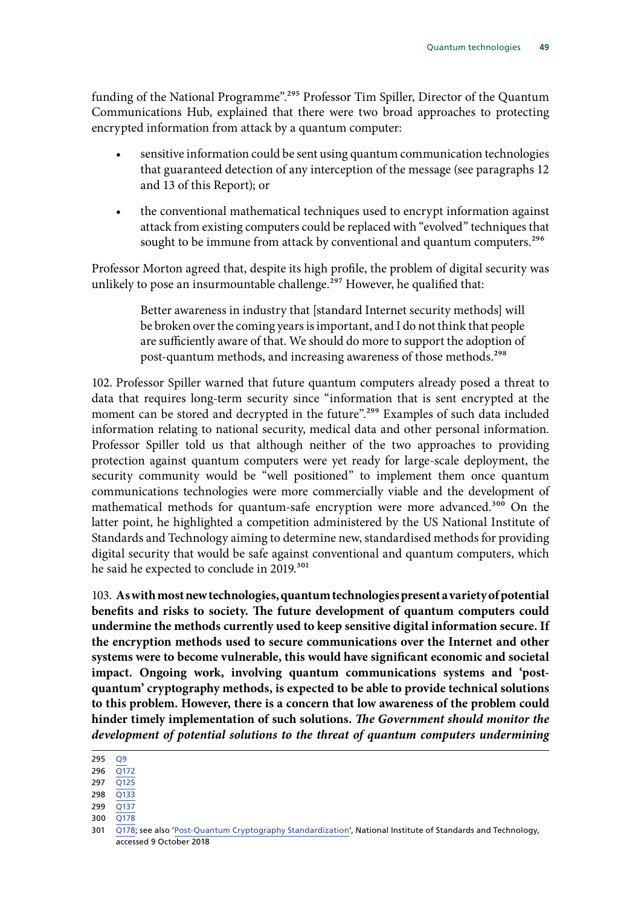funding of the National Programme".[295] Professor Tim Spiller, Director of the Quantum Communications Hub, explained that there were two broad approaches to protecting encrypted information from attack by a quantum computer:

- sensitive information could be sent using quantum communication technologies that guaranteed detection of any interception of the message (see paragraphs 12 and 13 of this Report); or
- the conventional mathematical techniques used to encrypt information against attack from existing computers could be replaced with "evolved" techniques that sought to be immune from attack by conventional and quantum computers.[296]

Professor Morton agreed that, despite its high profile, the problem of digital security was unlikely to pose an insurmountable challenge.[297] However, he qualified that:

> Better awareness in industry that [standard Internet security methods] will be broken over the coming years is important, and I do not think that people are sufficiently aware of that. We should do more to support the adoption of post-quantum methods, and increasing awareness of those methods.[298]

102. Professor Spiller warned that future quantum computers already posed a threat to data that requires long-term security since "information that is sent encrypted at the moment can be stored and decrypted in the future".[299] Examples of such data included information relating to national security, medical data and other personal information. Professor Spiller told us that although neither of the two approaches to providing protection against quantum computers were yet ready for large-scale deployment, the security community would be "well positioned" to implement them once quantum communications technologies were more commercially viable and the development of mathematical methods for quantum-safe encryption were more advanced.[300] On the latter point, he highlighted a competition administered by the US National Institute of Standards and Technology aiming to determine new, standardised methods for providing digital security that would be safe against conventional and quantum computers, which he said he expected to conclude in 2019.[301]

103. **As with most new technologies, quantum technologies present a variety of potential benefits and risks to society. The future development of quantum computers could undermine the methods currently used to keep sensitive digital information secure. If the encryption methods used to secure communications over the Internet and other systems were to become vulnerable, this would have significant economic and societal impact. Ongoing work, involving quantum communications systems and 'post-quantum' cryptography methods, is expected to be able to provide technical solutions to this problem. However, there is a concern that low awareness of the problem could hinder timely implementation of such solutions.** ***The Government should monitor the development of potential solutions to the threat of quantum computers undermining***

295 Q9

296 Q172

297 Q125

298 Q133

299 Q137

300 Q178

301 Q178; see also 'Post-Quantum Cryptography Standardization', National Institute of Standards and Technology, accessed 9 October 2018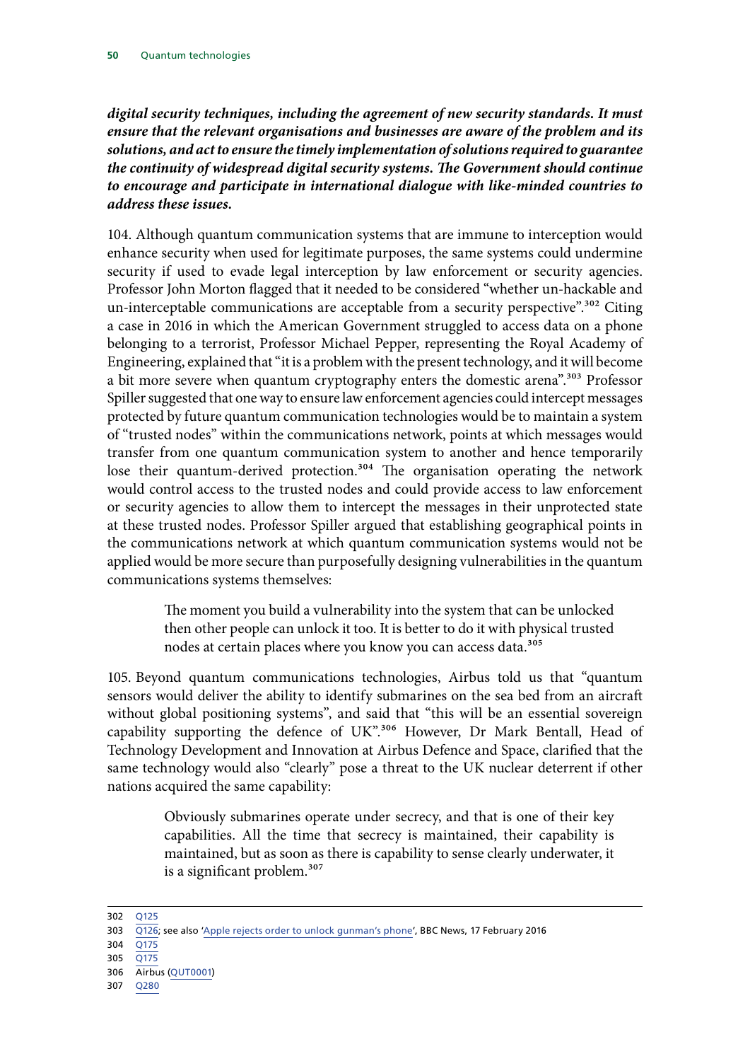***digital security techniques, including the agreement of new security standards. It must ensure that the relevant organisations and businesses are aware of the problem and its solutions, and act to ensure the timely implementation of solutions required to guarantee the continuity of widespread digital security systems. The Government should continue to encourage and participate in international dialogue with like-minded countries to address these issues.***

104. Although quantum communication systems that are immune to interception would enhance security when used for legitimate purposes, the same systems could undermine security if used to evade legal interception by law enforcement or security agencies. Professor John Morton flagged that it needed to be considered "whether un-hackable and un-interceptable communications are acceptable from a security perspective".[302] Citing a case in 2016 in which the American Government struggled to access data on a phone belonging to a terrorist, Professor Michael Pepper, representing the Royal Academy of Engineering, explained that "it is a problem with the present technology, and it will become a bit more severe when quantum cryptography enters the domestic arena".[303] Professor Spiller suggested that one way to ensure law enforcement agencies could intercept messages protected by future quantum communication technologies would be to maintain a system of "trusted nodes" within the communications network, points at which messages would transfer from one quantum communication system to another and hence temporarily lose their quantum-derived protection.[304] The organisation operating the network would control access to the trusted nodes and could provide access to law enforcement or security agencies to allow them to intercept the messages in their unprotected state at these trusted nodes. Professor Spiller argued that establishing geographical points in the communications network at which quantum communication systems would not be applied would be more secure than purposefully designing vulnerabilities in the quantum communications systems themselves:

> The moment you build a vulnerability into the system that can be unlocked then other people can unlock it too. It is better to do it with physical trusted nodes at certain places where you know you can access data.[305]

105. Beyond quantum communications technologies, Airbus told us that "quantum sensors would deliver the ability to identify submarines on the sea bed from an aircraft without global positioning systems", and said that "this will be an essential sovereign capability supporting the defence of UK".[306] However, Dr Mark Bentall, Head of Technology Development and Innovation at Airbus Defence and Space, clarified that the same technology would also "clearly" pose a threat to the UK nuclear deterrent if other nations acquired the same capability:

> Obviously submarines operate under secrecy, and that is one of their key capabilities. All the time that secrecy is maintained, their capability is maintained, but as soon as there is capability to sense clearly underwater, it is a significant problem.[307]

---

302 Q125

303 Q126; see also 'Apple rejects order to unlock gunman's phone', BBC News, 17 February 2016

304 Q175

305 Q175

306 Airbus (QUT0001)

307 Q280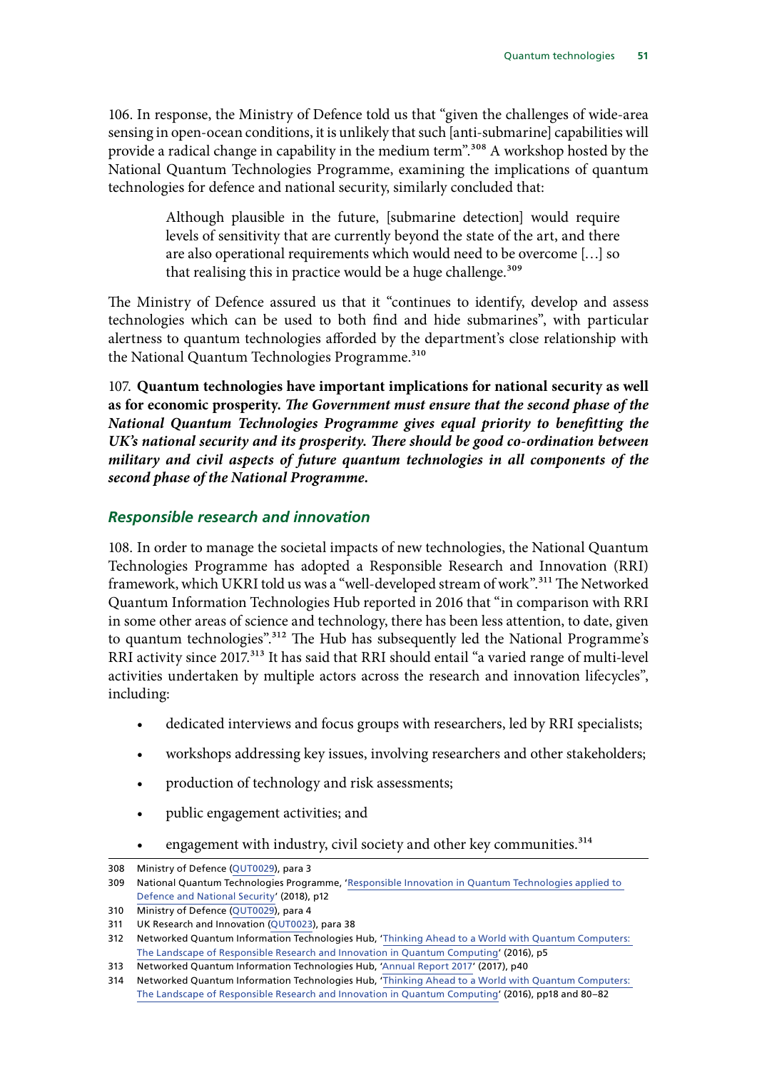106. In response, the Ministry of Defence told us that "given the challenges of wide-area sensing in open-ocean conditions, it is unlikely that such [anti-submarine] capabilities will provide a radical change in capability in the medium term".[308] A workshop hosted by the National Quantum Technologies Programme, examining the implications of quantum technologies for defence and national security, similarly concluded that:

> Although plausible in the future, [submarine detection] would require levels of sensitivity that are currently beyond the state of the art, and there are also operational requirements which would need to be overcome […] so that realising this in practice would be a huge challenge.[309]

The Ministry of Defence assured us that it "continues to identify, develop and assess technologies which can be used to both find and hide submarines", with particular alertness to quantum technologies afforded by the department's close relationship with the National Quantum Technologies Programme.[310]

107. **Quantum technologies have important implications for national security as well as for economic prosperity.** ***The Government must ensure that the second phase of the National Quantum Technologies Programme gives equal priority to benefitting the UK's national security and its prosperity. There should be good co-ordination between military and civil aspects of future quantum technologies in all components of the second phase of the National Programme.***

### *Responsible research and innovation*

108. In order to manage the societal impacts of new technologies, the National Quantum Technologies Programme has adopted a Responsible Research and Innovation (RRI) framework, which UKRI told us was a "well-developed stream of work".[311] The Networked Quantum Information Technologies Hub reported in 2016 that "in comparison with RRI in some other areas of science and technology, there has been less attention, to date, given to quantum technologies".[312] The Hub has subsequently led the National Programme's RRI activity since 2017.[313] It has said that RRI should entail "a varied range of multi-level activities undertaken by multiple actors across the research and innovation lifecycles", including:

- dedicated interviews and focus groups with researchers, led by RRI specialists;
- workshops addressing key issues, involving researchers and other stakeholders;
- production of technology and risk assessments;
- public engagement activities; and
- engagement with industry, civil society and other key communities.[314]

---

308 Ministry of Defence (QUT0029), para 3

309 National Quantum Technologies Programme, 'Responsible Innovation in Quantum Technologies applied to Defence and National Security' (2018), p12

310 Ministry of Defence (QUT0029), para 4

311 UK Research and Innovation (QUT0023), para 38

312 Networked Quantum Information Technologies Hub, 'Thinking Ahead to a World with Quantum Computers: The Landscape of Responsible Research and Innovation in Quantum Computing' (2016), p5

313 Networked Quantum Information Technologies Hub, 'Annual Report 2017' (2017), p40

314 Networked Quantum Information Technologies Hub, 'Thinking Ahead to a World with Quantum Computers: The Landscape of Responsible Research and Innovation in Quantum Computing' (2016), pp18 and 80–82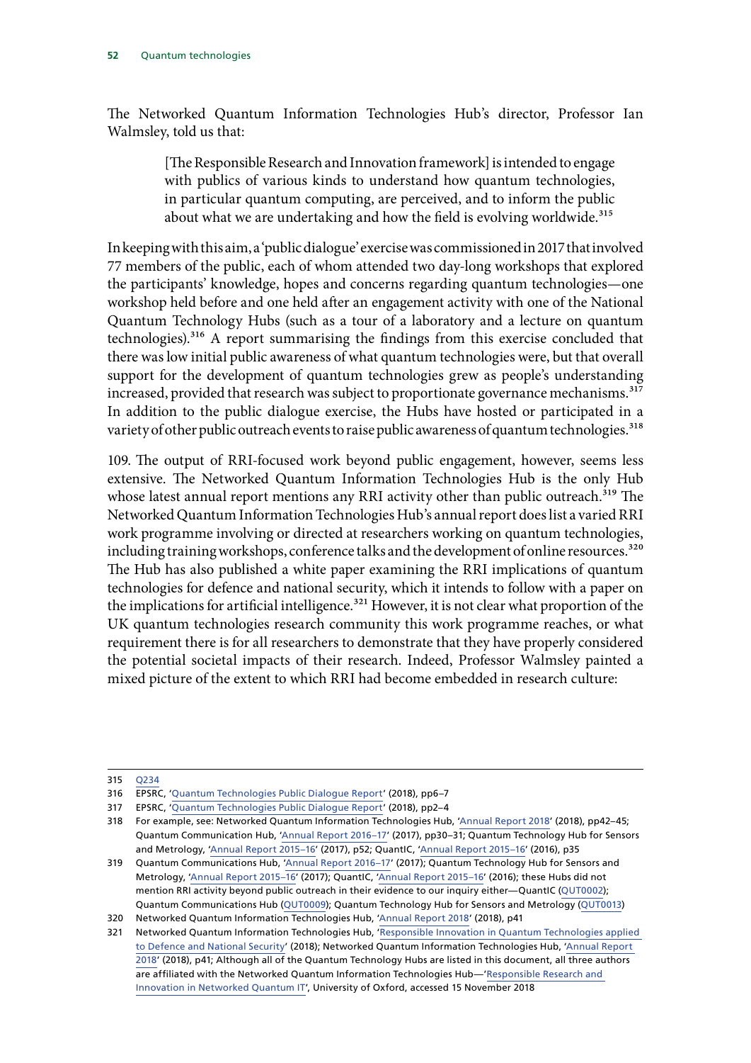The Networked Quantum Information Technologies Hub's director, Professor Ian Walmsley, told us that:

> [The Responsible Research and Innovation framework] is intended to engage with publics of various kinds to understand how quantum technologies, in particular quantum computing, are perceived, and to inform the public about what we are undertaking and how the field is evolving worldwide.[315]

In keeping with this aim, a 'public dialogue' exercise was commissioned in 2017 that involved 77 members of the public, each of whom attended two day-long workshops that explored the participants' knowledge, hopes and concerns regarding quantum technologies—one workshop held before and one held after an engagement activity with one of the National Quantum Technology Hubs (such as a tour of a laboratory and a lecture on quantum technologies).[316] A report summarising the findings from this exercise concluded that there was low initial public awareness of what quantum technologies were, but that overall support for the development of quantum technologies grew as people's understanding increased, provided that research was subject to proportionate governance mechanisms.[317] In addition to the public dialogue exercise, the Hubs have hosted or participated in a variety of other public outreach events to raise public awareness of quantum technologies.[318]

109. The output of RRI-focused work beyond public engagement, however, seems less extensive. The Networked Quantum Information Technologies Hub is the only Hub whose latest annual report mentions any RRI activity other than public outreach.[319] The Networked Quantum Information Technologies Hub's annual report does list a varied RRI work programme involving or directed at researchers working on quantum technologies, including training workshops, conference talks and the development of online resources.[320] The Hub has also published a white paper examining the RRI implications of quantum technologies for defence and national security, which it intends to follow with a paper on the implications for artificial intelligence.[321] However, it is not clear what proportion of the UK quantum technologies research community this work programme reaches, or what requirement there is for all researchers to demonstrate that they have properly considered the potential societal impacts of their research. Indeed, Professor Walmsley painted a mixed picture of the extent to which RRI had become embedded in research culture:

---

315 Q234

316 EPSRC, 'Quantum Technologies Public Dialogue Report' (2018), pp6–7

317 EPSRC, 'Quantum Technologies Public Dialogue Report' (2018), pp2–4

318 For example, see: Networked Quantum Information Technologies Hub, 'Annual Report 2018' (2018), pp42–45; Quantum Communication Hub, 'Annual Report 2016–17' (2017), pp30–31; Quantum Technology Hub for Sensors and Metrology, 'Annual Report 2015–16' (2017), p52; QuantIC, 'Annual Report 2015–16' (2016), p35

319 Quantum Communications Hub, 'Annual Report 2016–17' (2017); Quantum Technology Hub for Sensors and Metrology, 'Annual Report 2015–16' (2017); QuantIC, 'Annual Report 2015–16' (2016); these Hubs did not mention RRI activity beyond public outreach in their evidence to our inquiry either—QuantIC (QUT0002); Quantum Communications Hub (QUT0009); Quantum Technology Hub for Sensors and Metrology (QUT0013)

320 Networked Quantum Information Technologies Hub, 'Annual Report 2018' (2018), p41

321 Networked Quantum Information Technologies Hub, 'Responsible Innovation in Quantum Technologies applied to Defence and National Security' (2018); Networked Quantum Information Technologies Hub, 'Annual Report 2018' (2018), p41; Although all of the Quantum Technology Hubs are listed in this document, all three authors are affiliated with the Networked Quantum Information Technologies Hub—'Responsible Research and Innovation in Networked Quantum IT', University of Oxford, accessed 15 November 2018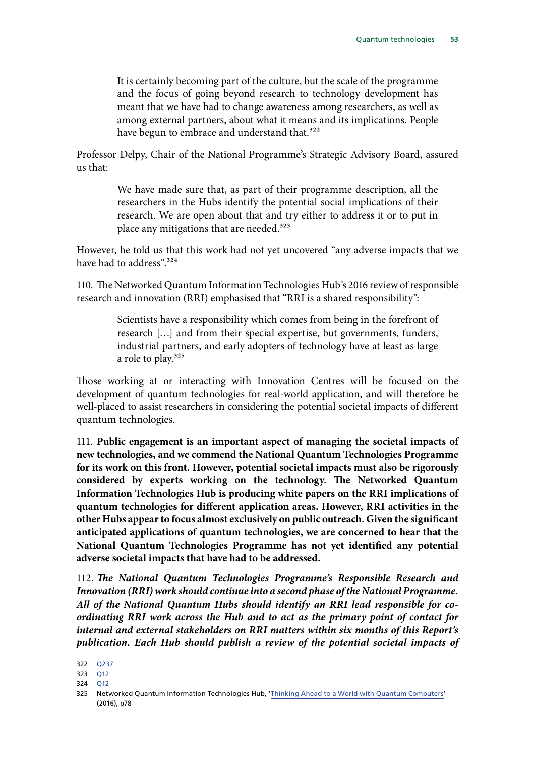> It is certainly becoming part of the culture, but the scale of the programme and the focus of going beyond research to technology development has meant that we have had to change awareness among researchers, as well as among external partners, about what it means and its implications. People have begun to embrace and understand that.[322]

Professor Delpy, Chair of the National Programme's Strategic Advisory Board, assured us that:

> We have made sure that, as part of their programme description, all the researchers in the Hubs identify the potential social implications of their research. We are open about that and try either to address it or to put in place any mitigations that are needed.[323]

However, he told us that this work had not yet uncovered "any adverse impacts that we have had to address".[324]

110. The Networked Quantum Information Technologies Hub's 2016 review of responsible research and innovation (RRI) emphasised that "RRI is a shared responsibility":

> Scientists have a responsibility which comes from being in the forefront of research […] and from their special expertise, but governments, funders, industrial partners, and early adopters of technology have at least as large a role to play.[325]

Those working at or interacting with Innovation Centres will be focused on the development of quantum technologies for real-world application, and will therefore be well-placed to assist researchers in considering the potential societal impacts of different quantum technologies.

111. **Public engagement is an important aspect of managing the societal impacts of new technologies, and we commend the National Quantum Technologies Programme for its work on this front. However, potential societal impacts must also be rigorously considered by experts working on the technology. The Networked Quantum Information Technologies Hub is producing white papers on the RRI implications of quantum technologies for different application areas. However, RRI activities in the other Hubs appear to focus almost exclusively on public outreach. Given the significant anticipated applications of quantum technologies, we are concerned to hear that the National Quantum Technologies Programme has not yet identified any potential adverse societal impacts that have had to be addressed.**

112. ***The National Quantum Technologies Programme's Responsible Research and Innovation (RRI) work should continue into a second phase of the National Programme. All of the National Quantum Hubs should identify an RRI lead responsible for co-ordinating RRI work across the Hub and to act as the primary point of contact for internal and external stakeholders on RRI matters within six months of this Report's publication. Each Hub should publish a review of the potential societal impacts of***

---

322 Q237

323 Q12

324 Q12

325 Networked Quantum Information Technologies Hub, 'Thinking Ahead to a World with Quantum Computers' (2016), p78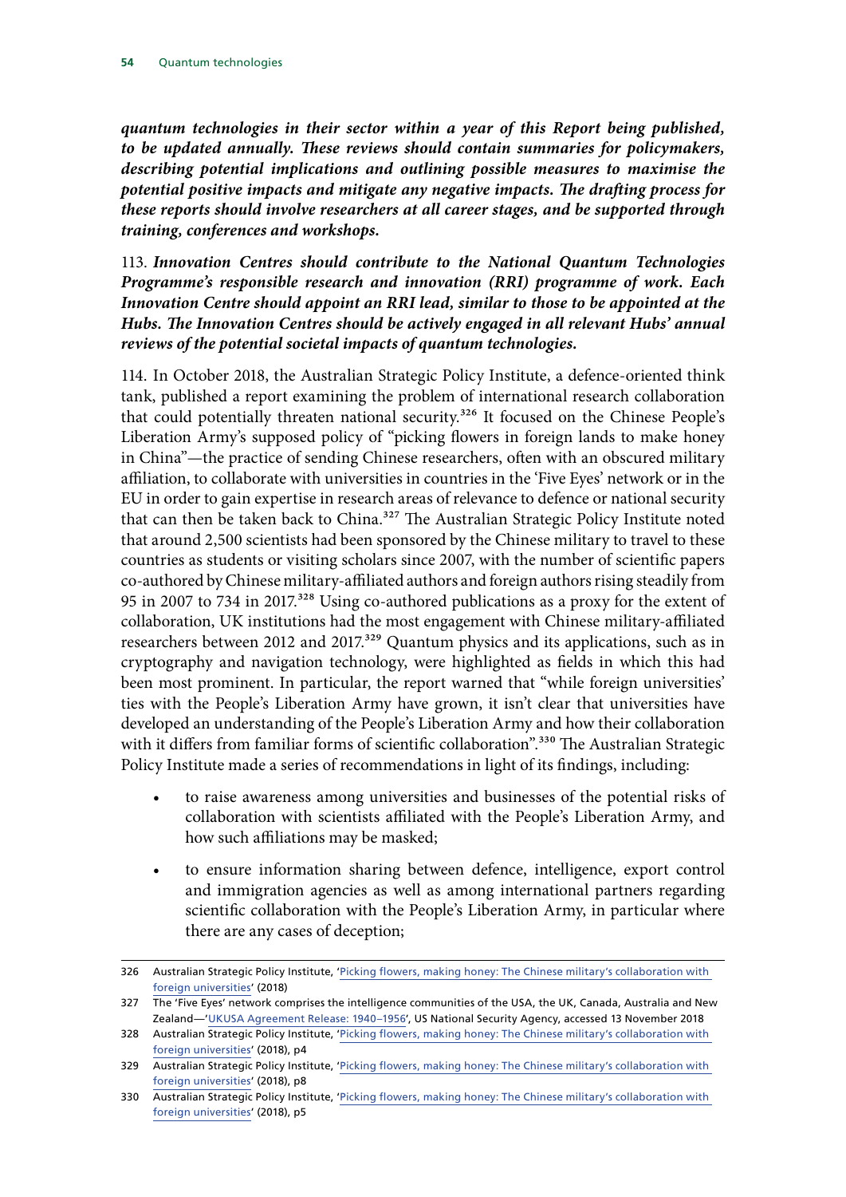***quantum technologies in their sector within a year of this Report being published, to be updated annually. These reviews should contain summaries for policymakers, describing potential implications and outlining possible measures to maximise the potential positive impacts and mitigate any negative impacts. The drafting process for these reports should involve researchers at all career stages, and be supported through training, conferences and workshops.***

113. ***Innovation Centres should contribute to the National Quantum Technologies Programme's responsible research and innovation (RRI) programme of work. Each Innovation Centre should appoint an RRI lead, similar to those to be appointed at the Hubs. The Innovation Centres should be actively engaged in all relevant Hubs' annual reviews of the potential societal impacts of quantum technologies.***

114. In October 2018, the Australian Strategic Policy Institute, a defence-oriented think tank, published a report examining the problem of international research collaboration that could potentially threaten national security.[326] It focused on the Chinese People's Liberation Army's supposed policy of "picking flowers in foreign lands to make honey in China"—the practice of sending Chinese researchers, often with an obscured military affiliation, to collaborate with universities in countries in the 'Five Eyes' network or in the EU in order to gain expertise in research areas of relevance to defence or national security that can then be taken back to China.[327] The Australian Strategic Policy Institute noted that around 2,500 scientists had been sponsored by the Chinese military to travel to these countries as students or visiting scholars since 2007, with the number of scientific papers co-authored by Chinese military-affiliated authors and foreign authors rising steadily from 95 in 2007 to 734 in 2017.[328] Using co-authored publications as a proxy for the extent of collaboration, UK institutions had the most engagement with Chinese military-affiliated researchers between 2012 and 2017.[329] Quantum physics and its applications, such as in cryptography and navigation technology, were highlighted as fields in which this had been most prominent. In particular, the report warned that "while foreign universities' ties with the People's Liberation Army have grown, it isn't clear that universities have developed an understanding of the People's Liberation Army and how their collaboration with it differs from familiar forms of scientific collaboration".[330] The Australian Strategic Policy Institute made a series of recommendations in light of its findings, including:

- to raise awareness among universities and businesses of the potential risks of collaboration with scientists affiliated with the People's Liberation Army, and how such affiliations may be masked;
- to ensure information sharing between defence, intelligence, export control and immigration agencies as well as among international partners regarding scientific collaboration with the People's Liberation Army, in particular where there are any cases of deception;

---

326 Australian Strategic Policy Institute, 'Picking flowers, making honey: The Chinese military's collaboration with foreign universities' (2018)

327 The 'Five Eyes' network comprises the intelligence communities of the USA, the UK, Canada, Australia and New Zealand—'UKUSA Agreement Release: 1940–1956', US National Security Agency, accessed 13 November 2018

328 Australian Strategic Policy Institute, 'Picking flowers, making honey: The Chinese military's collaboration with foreign universities' (2018), p4

329 Australian Strategic Policy Institute, 'Picking flowers, making honey: The Chinese military's collaboration with foreign universities' (2018), p8

330 Australian Strategic Policy Institute, 'Picking flowers, making honey: The Chinese military's collaboration with foreign universities' (2018), p5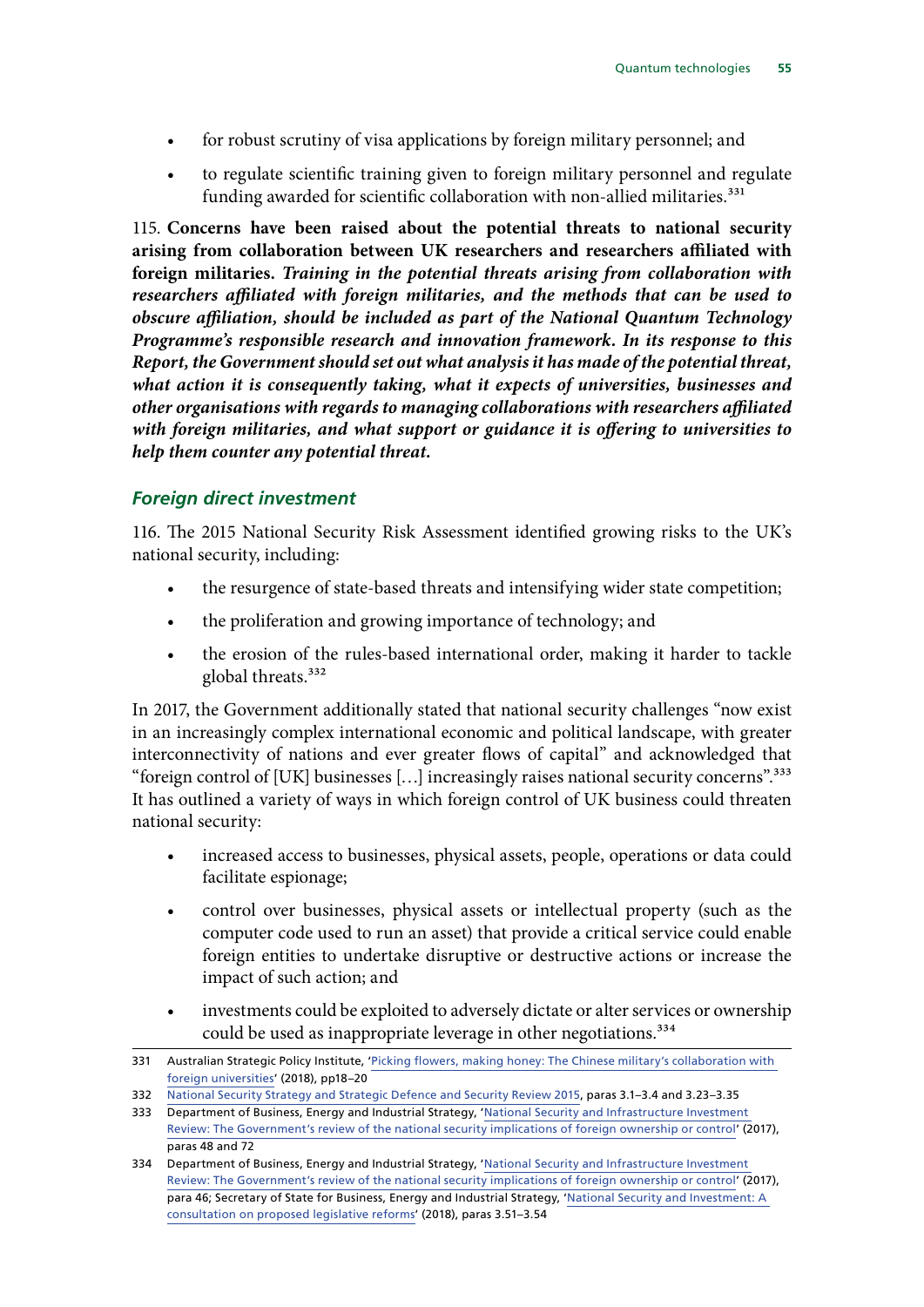- for robust scrutiny of visa applications by foreign military personnel; and
- to regulate scientific training given to foreign military personnel and regulate funding awarded for scientific collaboration with non-allied militaries.[331]

115. **Concerns have been raised about the potential threats to national security arising from collaboration between UK researchers and researchers affiliated with foreign militaries.** ***Training in the potential threats arising from collaboration with researchers affiliated with foreign militaries, and the methods that can be used to obscure affiliation, should be included as part of the National Quantum Technology Programme's responsible research and innovation framework. In its response to this Report, the Government should set out what analysis it has made of the potential threat, what action it is consequently taking, what it expects of universities, businesses and other organisations with regards to managing collaborations with researchers affiliated with foreign militaries, and what support or guidance it is offering to universities to help them counter any potential threat.***

### *Foreign direct investment*

116. The 2015 National Security Risk Assessment identified growing risks to the UK's national security, including:

- the resurgence of state-based threats and intensifying wider state competition;
- the proliferation and growing importance of technology; and
- the erosion of the rules-based international order, making it harder to tackle global threats.[332]

In 2017, the Government additionally stated that national security challenges "now exist in an increasingly complex international economic and political landscape, with greater interconnectivity of nations and ever greater flows of capital" and acknowledged that "foreign control of [UK] businesses […] increasingly raises national security concerns".[333] It has outlined a variety of ways in which foreign control of UK business could threaten national security:

- increased access to businesses, physical assets, people, operations or data could facilitate espionage;
- control over businesses, physical assets or intellectual property (such as the computer code used to run an asset) that provide a critical service could enable foreign entities to undertake disruptive or destructive actions or increase the impact of such action; and
- investments could be exploited to adversely dictate or alter services or ownership could be used as inappropriate leverage in other negotiations.[334]

---

331 Australian Strategic Policy Institute, 'Picking flowers, making honey: The Chinese military's collaboration with foreign universities' (2018), pp18–20

332 National Security Strategy and Strategic Defence and Security Review 2015, paras 3.1–3.4 and 3.23–3.35

333 Department of Business, Energy and Industrial Strategy, 'National Security and Infrastructure Investment Review: The Government's review of the national security implications of foreign ownership or control' (2017), paras 48 and 72

334 Department of Business, Energy and Industrial Strategy, 'National Security and Infrastructure Investment Review: The Government's review of the national security implications of foreign ownership or control' (2017), para 46; Secretary of State for Business, Energy and Industrial Strategy, 'National Security and Investment: A consultation on proposed legislative reforms' (2018), paras 3.51–3.54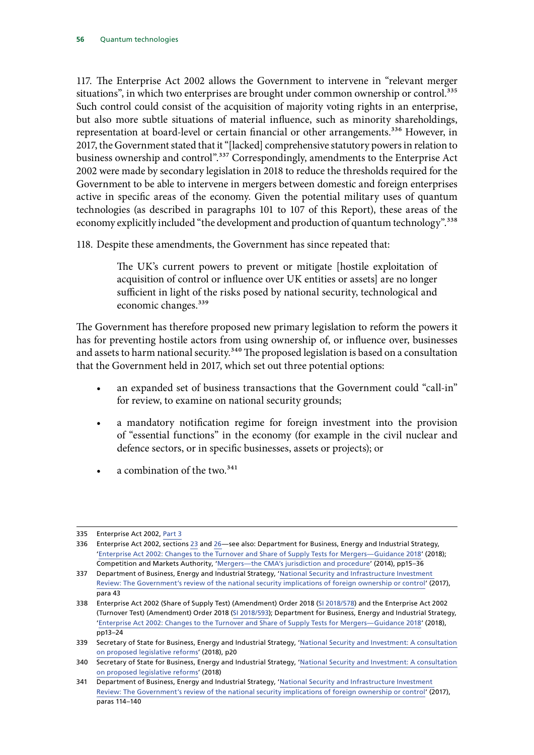117. The Enterprise Act 2002 allows the Government to intervene in "relevant merger situations", in which two enterprises are brought under common ownership or control.[335] Such control could consist of the acquisition of majority voting rights in an enterprise, but also more subtle situations of material influence, such as minority shareholdings, representation at board-level or certain financial or other arrangements.[336] However, in 2017, the Government stated that it "[lacked] comprehensive statutory powers in relation to business ownership and control".[337] Correspondingly, amendments to the Enterprise Act 2002 were made by secondary legislation in 2018 to reduce the thresholds required for the Government to be able to intervene in mergers between domestic and foreign enterprises active in specific areas of the economy. Given the potential military uses of quantum technologies (as described in paragraphs 101 to 107 of this Report), these areas of the economy explicitly included "the development and production of quantum technology".[338]

118. Despite these amendments, the Government has since repeated that:

> The UK's current powers to prevent or mitigate [hostile exploitation of acquisition of control or influence over UK entities or assets] are no longer sufficient in light of the risks posed by national security, technological and economic changes.[339]

The Government has therefore proposed new primary legislation to reform the powers it has for preventing hostile actors from using ownership of, or influence over, businesses and assets to harm national security.[340] The proposed legislation is based on a consultation that the Government held in 2017, which set out three potential options:

- an expanded set of business transactions that the Government could "call-in" for review, to examine on national security grounds;
- a mandatory notification regime for foreign investment into the provision of "essential functions" in the economy (for example in the civil nuclear and defence sectors, or in specific businesses, assets or projects); or
- a combination of the two.[341]

---

335 Enterprise Act 2002, Part 3

336 Enterprise Act 2002, sections 23 and 26—see also: Department for Business, Energy and Industrial Strategy, 'Enterprise Act 2002: Changes to the Turnover and Share of Supply Tests for Mergers—Guidance 2018' (2018); Competition and Markets Authority, 'Mergers—the CMA's jurisdiction and procedure' (2014), pp15–36

337 Department of Business, Energy and Industrial Strategy, 'National Security and Infrastructure Investment Review: The Government's review of the national security implications of foreign ownership or control' (2017), para 43

338 Enterprise Act 2002 (Share of Supply Test) (Amendment) Order 2018 (SI 2018/578) and the Enterprise Act 2002 (Turnover Test) (Amendment) Order 2018 (SI 2018/593); Department for Business, Energy and Industrial Strategy, 'Enterprise Act 2002: Changes to the Turnover and Share of Supply Tests for Mergers—Guidance 2018' (2018), pp13–24

339 Secretary of State for Business, Energy and Industrial Strategy, 'National Security and Investment: A consultation on proposed legislative reforms' (2018), p20

340 Secretary of State for Business, Energy and Industrial Strategy, 'National Security and Investment: A consultation on proposed legislative reforms' (2018)

341 Department of Business, Energy and Industrial Strategy, 'National Security and Infrastructure Investment Review: The Government's review of the national security implications of foreign ownership or control' (2017), paras 114–140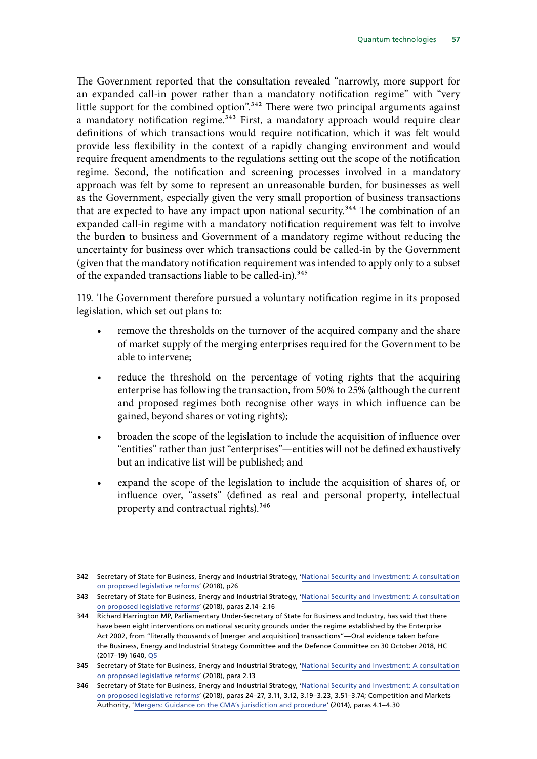The Government reported that the consultation revealed "narrowly, more support for an expanded call-in power rather than a mandatory notification regime" with "very little support for the combined option".[342] There were two principal arguments against a mandatory notification regime.[343] First, a mandatory approach would require clear definitions of which transactions would require notification, which it was felt would provide less flexibility in the context of a rapidly changing environment and would require frequent amendments to the regulations setting out the scope of the notification regime. Second, the notification and screening processes involved in a mandatory approach was felt by some to represent an unreasonable burden, for businesses as well as the Government, especially given the very small proportion of business transactions that are expected to have any impact upon national security.[344] The combination of an expanded call-in regime with a mandatory notification requirement was felt to involve the burden to business and Government of a mandatory regime without reducing the uncertainty for business over which transactions could be called-in by the Government (given that the mandatory notification requirement was intended to apply only to a subset of the expanded transactions liable to be called-in).[345]

119. The Government therefore pursued a voluntary notification regime in its proposed legislation, which set out plans to:

- remove the thresholds on the turnover of the acquired company and the share of market supply of the merging enterprises required for the Government to be able to intervene;
- reduce the threshold on the percentage of voting rights that the acquiring enterprise has following the transaction, from 50% to 25% (although the current and proposed regimes both recognise other ways in which influence can be gained, beyond shares or voting rights);
- broaden the scope of the legislation to include the acquisition of influence over "entities" rather than just "enterprises"—entities will not be defined exhaustively but an indicative list will be published; and
- expand the scope of the legislation to include the acquisition of shares of, or influence over, "assets" (defined as real and personal property, intellectual property and contractual rights).[346]

---

342 Secretary of State for Business, Energy and Industrial Strategy, 'National Security and Investment: A consultation on proposed legislative reforms' (2018), p26

343 Secretary of State for Business, Energy and Industrial Strategy, 'National Security and Investment: A consultation on proposed legislative reforms' (2018), paras 2.14–2.16

344 Richard Harrington MP, Parliamentary Under-Secretary of State for Business and Industry, has said that there have been eight interventions on national security grounds under the regime established by the Enterprise Act 2002, from "literally thousands of [merger and acquisition] transactions"—Oral evidence taken before the Business, Energy and Industrial Strategy Committee and the Defence Committee on 30 October 2018, HC (2017–19) 1640, Q5

345 Secretary of State for Business, Energy and Industrial Strategy, 'National Security and Investment: A consultation on proposed legislative reforms' (2018), para 2.13

346 Secretary of State for Business, Energy and Industrial Strategy, 'National Security and Investment: A consultation on proposed legislative reforms' (2018), paras 24–27, 3.11, 3.12, 3.19–3.23, 3.51–3.74; Competition and Markets Authority, 'Mergers: Guidance on the CMA's jurisdiction and procedure' (2014), paras 4.1–4.30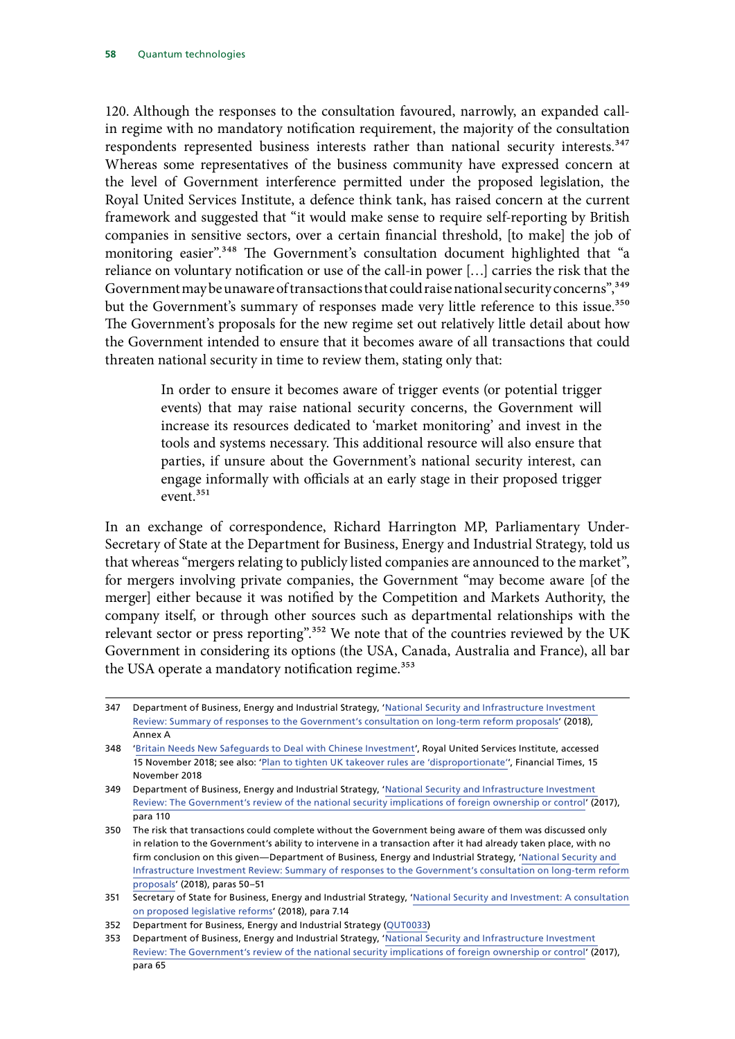120. Although the responses to the consultation favoured, narrowly, an expanded call-in regime with no mandatory notification requirement, the majority of the consultation respondents represented business interests rather than national security interests.[347] Whereas some representatives of the business community have expressed concern at the level of Government interference permitted under the proposed legislation, the Royal United Services Institute, a defence think tank, has raised concern at the current framework and suggested that "it would make sense to require self-reporting by British companies in sensitive sectors, over a certain financial threshold, [to make] the job of monitoring easier".[348] The Government's consultation document highlighted that "a reliance on voluntary notification or use of the call-in power […] carries the risk that the Government may be unaware of transactions that could raise national security concerns",[349] but the Government's summary of responses made very little reference to this issue.[350] The Government's proposals for the new regime set out relatively little detail about how the Government intended to ensure that it becomes aware of all transactions that could threaten national security in time to review them, stating only that:

> In order to ensure it becomes aware of trigger events (or potential trigger events) that may raise national security concerns, the Government will increase its resources dedicated to 'market monitoring' and invest in the tools and systems necessary. This additional resource will also ensure that parties, if unsure about the Government's national security interest, can engage informally with officials at an early stage in their proposed trigger event.[351]

In an exchange of correspondence, Richard Harrington MP, Parliamentary Under-Secretary of State at the Department for Business, Energy and Industrial Strategy, told us that whereas "mergers relating to publicly listed companies are announced to the market", for mergers involving private companies, the Government "may become aware [of the merger] either because it was notified by the Competition and Markets Authority, the company itself, or through other sources such as departmental relationships with the relevant sector or press reporting".[352] We note that of the countries reviewed by the UK Government in considering its options (the USA, Canada, Australia and France), all bar the USA operate a mandatory notification regime.[353]

---

347 Department of Business, Energy and Industrial Strategy, 'National Security and Infrastructure Investment Review: Summary of responses to the Government's consultation on long-term reform proposals' (2018), Annex A

348 'Britain Needs New Safeguards to Deal with Chinese Investment', Royal United Services Institute, accessed 15 November 2018; see also: 'Plan to tighten UK takeover rules are 'disproportionate'', Financial Times, 15 November 2018

349 Department of Business, Energy and Industrial Strategy, 'National Security and Infrastructure Investment Review: The Government's review of the national security implications of foreign ownership or control' (2017), para 110

350 The risk that transactions could complete without the Government being aware of them was discussed only in relation to the Government's ability to intervene in a transaction after it had already taken place, with no firm conclusion on this given—Department of Business, Energy and Industrial Strategy, 'National Security and Infrastructure Investment Review: Summary of responses to the Government's consultation on long-term reform proposals' (2018), paras 50–51

351 Secretary of State for Business, Energy and Industrial Strategy, 'National Security and Investment: A consultation on proposed legislative reforms' (2018), para 7.14

352 Department for Business, Energy and Industrial Strategy (QUT0033)

353 Department of Business, Energy and Industrial Strategy, 'National Security and Infrastructure Investment Review: The Government's review of the national security implications of foreign ownership or control' (2017), para 65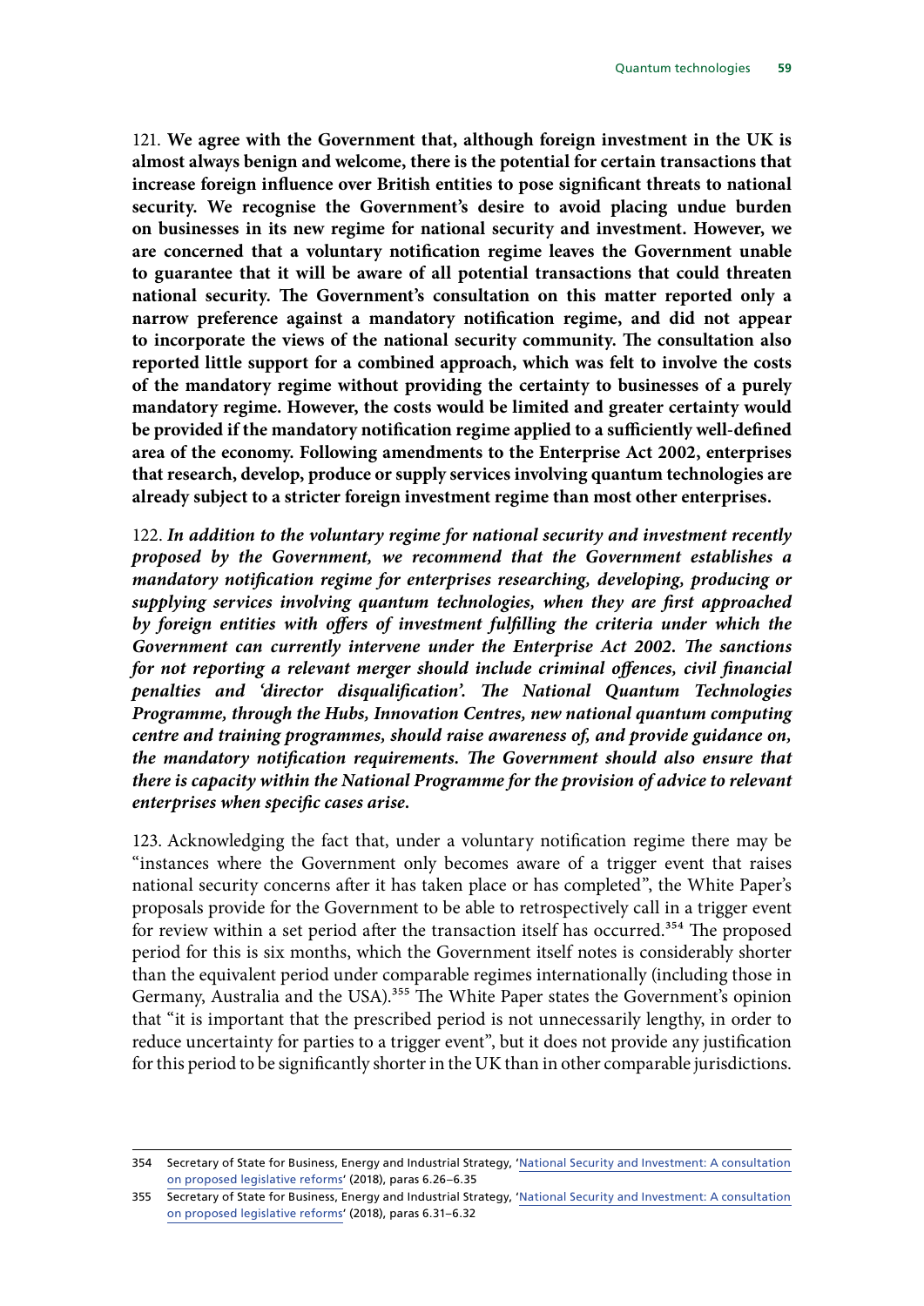121. **We agree with the Government that, although foreign investment in the UK is almost always benign and welcome, there is the potential for certain transactions that increase foreign influence over British entities to pose significant threats to national security. We recognise the Government's desire to avoid placing undue burden on businesses in its new regime for national security and investment. However, we are concerned that a voluntary notification regime leaves the Government unable to guarantee that it will be aware of all potential transactions that could threaten national security. The Government's consultation on this matter reported only a narrow preference against a mandatory notification regime, and did not appear to incorporate the views of the national security community. The consultation also reported little support for a combined approach, which was felt to involve the costs of the mandatory regime without providing the certainty to businesses of a purely mandatory regime. However, the costs would be limited and greater certainty would be provided if the mandatory notification regime applied to a sufficiently well-defined area of the economy. Following amendments to the Enterprise Act 2002, enterprises that research, develop, produce or supply services involving quantum technologies are already subject to a stricter foreign investment regime than most other enterprises.**

122. ***In addition to the voluntary regime for national security and investment recently proposed by the Government, we recommend that the Government establishes a mandatory notification regime for enterprises researching, developing, producing or supplying services involving quantum technologies, when they are first approached by foreign entities with offers of investment fulfilling the criteria under which the Government can currently intervene under the Enterprise Act 2002. The sanctions for not reporting a relevant merger should include criminal offences, civil financial penalties and 'director disqualification'. The National Quantum Technologies Programme, through the Hubs, Innovation Centres, new national quantum computing centre and training programmes, should raise awareness of, and provide guidance on, the mandatory notification requirements. The Government should also ensure that there is capacity within the National Programme for the provision of advice to relevant enterprises when specific cases arise.***

123. Acknowledging the fact that, under a voluntary notification regime there may be "instances where the Government only becomes aware of a trigger event that raises national security concerns after it has taken place or has completed", the White Paper's proposals provide for the Government to be able to retrospectively call in a trigger event for review within a set period after the transaction itself has occurred.[354] The proposed period for this is six months, which the Government itself notes is considerably shorter than the equivalent period under comparable regimes internationally (including those in Germany, Australia and the USA).[355] The White Paper states the Government's opinion that "it is important that the prescribed period is not unnecessarily lengthy, in order to reduce uncertainty for parties to a trigger event", but it does not provide any justification for this period to be significantly shorter in the UK than in other comparable jurisdictions.

---

354 Secretary of State for Business, Energy and Industrial Strategy, 'National Security and Investment: A consultation on proposed legislative reforms' (2018), paras 6.26–6.35

355 Secretary of State for Business, Energy and Industrial Strategy, 'National Security and Investment: A consultation on proposed legislative reforms' (2018), paras 6.31–6.32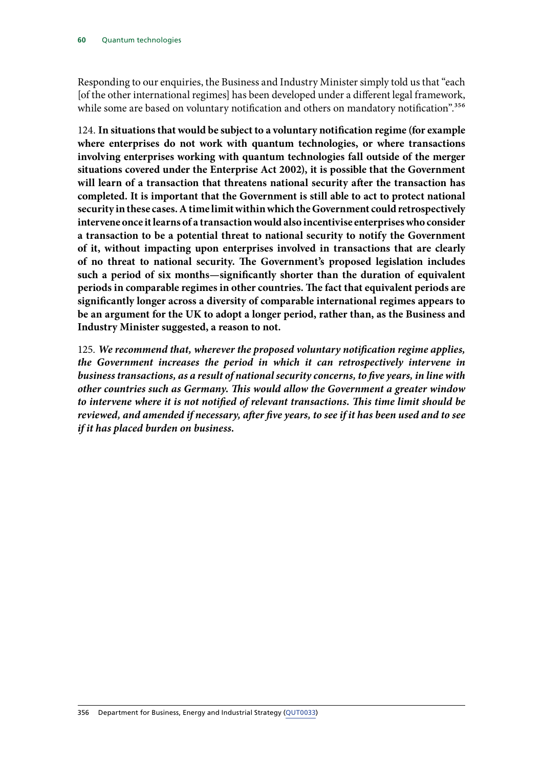Responding to our enquiries, the Business and Industry Minister simply told us that "each [of the other international regimes] has been developed under a different legal framework, while some are based on voluntary notification and others on mandatory notification".[356]

124. **In situations that would be subject to a voluntary notification regime (for example where enterprises do not work with quantum technologies, or where transactions involving enterprises working with quantum technologies fall outside of the merger situations covered under the Enterprise Act 2002), it is possible that the Government will learn of a transaction that threatens national security after the transaction has completed. It is important that the Government is still able to act to protect national security in these cases. A time limit within which the Government could retrospectively intervene once it learns of a transaction would also incentivise enterprises who consider a transaction to be a potential threat to national security to notify the Government of it, without impacting upon enterprises involved in transactions that are clearly of no threat to national security. The Government's proposed legislation includes such a period of six months—significantly shorter than the duration of equivalent periods in comparable regimes in other countries. The fact that equivalent periods are significantly longer across a diversity of comparable international regimes appears to be an argument for the UK to adopt a longer period, rather than, as the Business and Industry Minister suggested, a reason to not.**

125. ***We recommend that, wherever the proposed voluntary notification regime applies, the Government increases the period in which it can retrospectively intervene in business transactions, as a result of national security concerns, to five years, in line with other countries such as Germany. This would allow the Government a greater window to intervene where it is not notified of relevant transactions. This time limit should be reviewed, and amended if necessary, after five years, to see if it has been used and to see if it has placed burden on business.***

356 Department for Business, Energy and Industrial Strategy (QUT0033)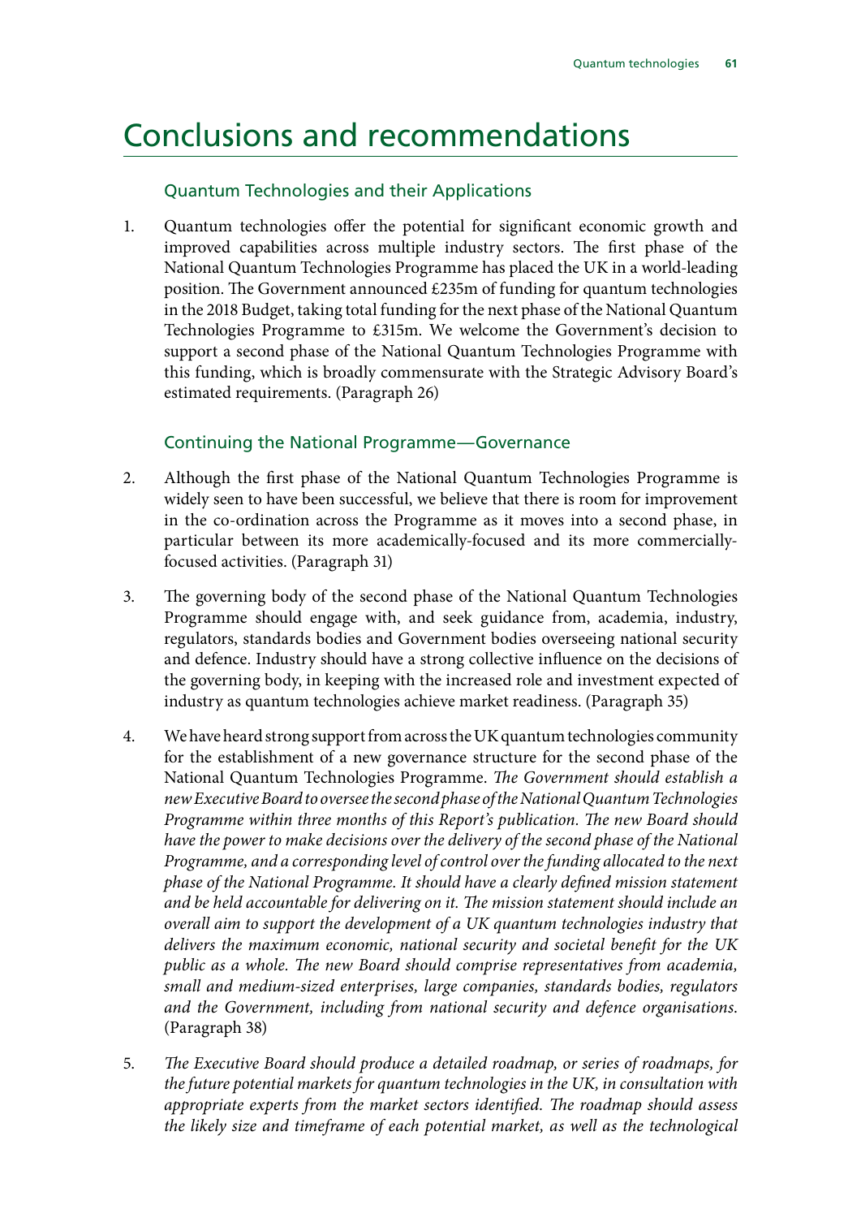# Conclusions and recommendations

## Quantum Technologies and their Applications

1. Quantum technologies offer the potential for significant economic growth and improved capabilities across multiple industry sectors. The first phase of the National Quantum Technologies Programme has placed the UK in a world-leading position. The Government announced £235m of funding for quantum technologies in the 2018 Budget, taking total funding for the next phase of the National Quantum Technologies Programme to £315m. We welcome the Government's decision to support a second phase of the National Quantum Technologies Programme with this funding, which is broadly commensurate with the Strategic Advisory Board's estimated requirements. (Paragraph 26)

## Continuing the National Programme—Governance

2. Although the first phase of the National Quantum Technologies Programme is widely seen to have been successful, we believe that there is room for improvement in the co-ordination across the Programme as it moves into a second phase, in particular between its more academically-focused and its more commercially-focused activities. (Paragraph 31)

3. The governing body of the second phase of the National Quantum Technologies Programme should engage with, and seek guidance from, academia, industry, regulators, standards bodies and Government bodies overseeing national security and defence. Industry should have a strong collective influence on the decisions of the governing body, in keeping with the increased role and investment expected of industry as quantum technologies achieve market readiness. (Paragraph 35)

4. We have heard strong support from across the UK quantum technologies community for the establishment of a new governance structure for the second phase of the National Quantum Technologies Programme. *The Government should establish a new Executive Board to oversee the second phase of the National Quantum Technologies Programme within three months of this Report's publication. The new Board should have the power to make decisions over the delivery of the second phase of the National Programme, and a corresponding level of control over the funding allocated to the next phase of the National Programme. It should have a clearly defined mission statement and be held accountable for delivering on it. The mission statement should include an overall aim to support the development of a UK quantum technologies industry that delivers the maximum economic, national security and societal benefit for the UK public as a whole. The new Board should comprise representatives from academia, small and medium-sized enterprises, large companies, standards bodies, regulators and the Government, including from national security and defence organisations.* (Paragraph 38)

5. *The Executive Board should produce a detailed roadmap, or series of roadmaps, for the future potential markets for quantum technologies in the UK, in consultation with appropriate experts from the market sectors identified. The roadmap should assess the likely size and timeframe of each potential market, as well as the technological*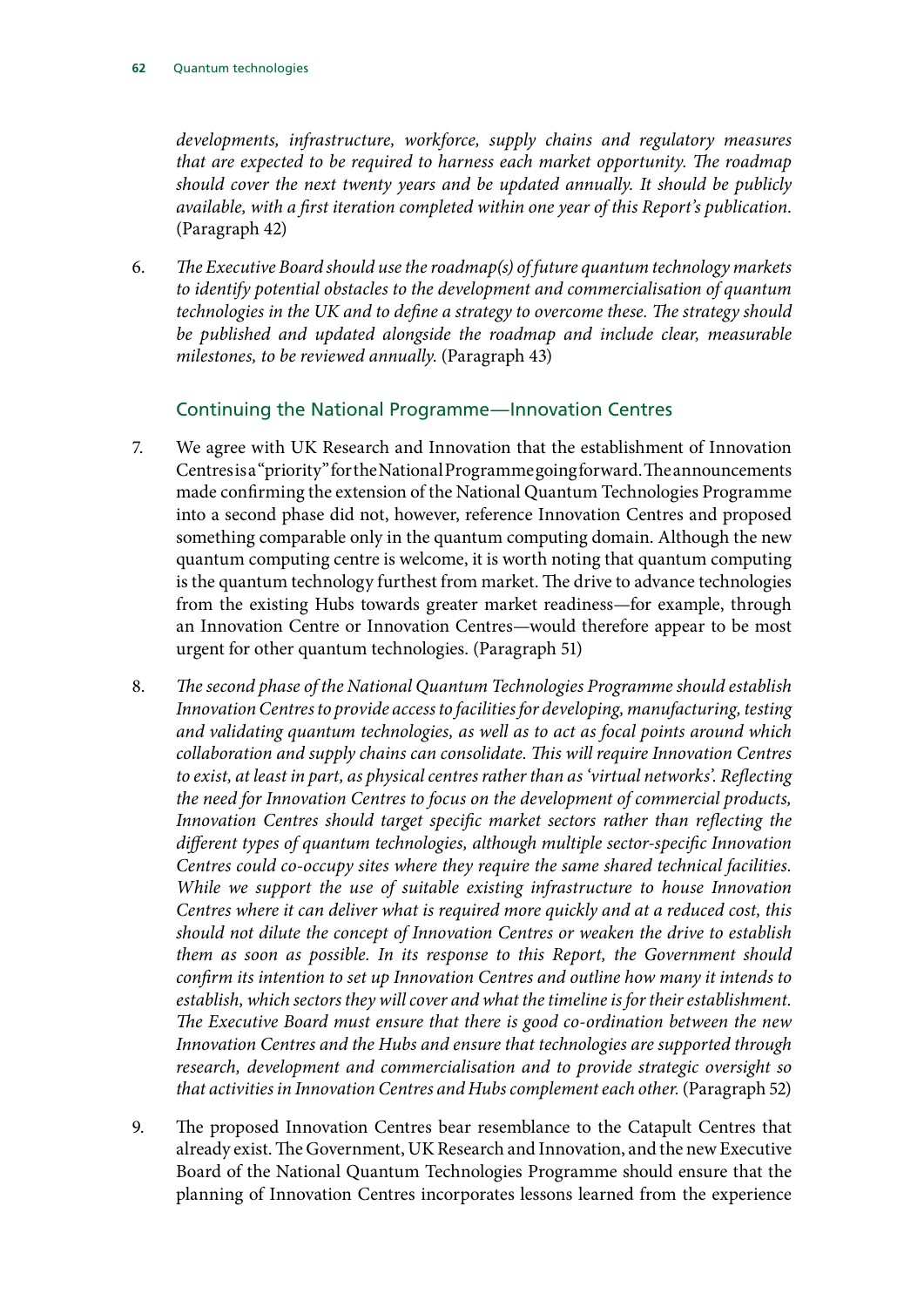*developments, infrastructure, workforce, supply chains and regulatory measures that are expected to be required to harness each market opportunity. The roadmap should cover the next twenty years and be updated annually. It should be publicly available, with a first iteration completed within one year of this Report's publication.* (Paragraph 42)

6. *The Executive Board should use the roadmap(s) of future quantum technology markets to identify potential obstacles to the development and commercialisation of quantum technologies in the UK and to define a strategy to overcome these. The strategy should be published and updated alongside the roadmap and include clear, measurable milestones, to be reviewed annually.* (Paragraph 43)

## Continuing the National Programme—Innovation Centres

7. We agree with UK Research and Innovation that the establishment of Innovation Centres is a "priority" for the National Programme going forward. The announcements made confirming the extension of the National Quantum Technologies Programme into a second phase did not, however, reference Innovation Centres and proposed something comparable only in the quantum computing domain. Although the new quantum computing centre is welcome, it is worth noting that quantum computing is the quantum technology furthest from market. The drive to advance technologies from the existing Hubs towards greater market readiness—for example, through an Innovation Centre or Innovation Centres—would therefore appear to be most urgent for other quantum technologies. (Paragraph 51)

8. *The second phase of the National Quantum Technologies Programme should establish Innovation Centres to provide access to facilities for developing, manufacturing, testing and validating quantum technologies, as well as to act as focal points around which collaboration and supply chains can consolidate. This will require Innovation Centres to exist, at least in part, as physical centres rather than as 'virtual networks'. Reflecting the need for Innovation Centres to focus on the development of commercial products, Innovation Centres should target specific market sectors rather than reflecting the different types of quantum technologies, although multiple sector-specific Innovation Centres could co-occupy sites where they require the same shared technical facilities. While we support the use of suitable existing infrastructure to house Innovation Centres where it can deliver what is required more quickly and at a reduced cost, this should not dilute the concept of Innovation Centres or weaken the drive to establish them as soon as possible. In its response to this Report, the Government should confirm its intention to set up Innovation Centres and outline how many it intends to establish, which sectors they will cover and what the timeline is for their establishment. The Executive Board must ensure that there is good co-ordination between the new Innovation Centres and the Hubs and ensure that technologies are supported through research, development and commercialisation and to provide strategic oversight so that activities in Innovation Centres and Hubs complement each other.* (Paragraph 52)

9. The proposed Innovation Centres bear resemblance to the Catapult Centres that already exist. The Government, UK Research and Innovation, and the new Executive Board of the National Quantum Technologies Programme should ensure that the planning of Innovation Centres incorporates lessons learned from the experience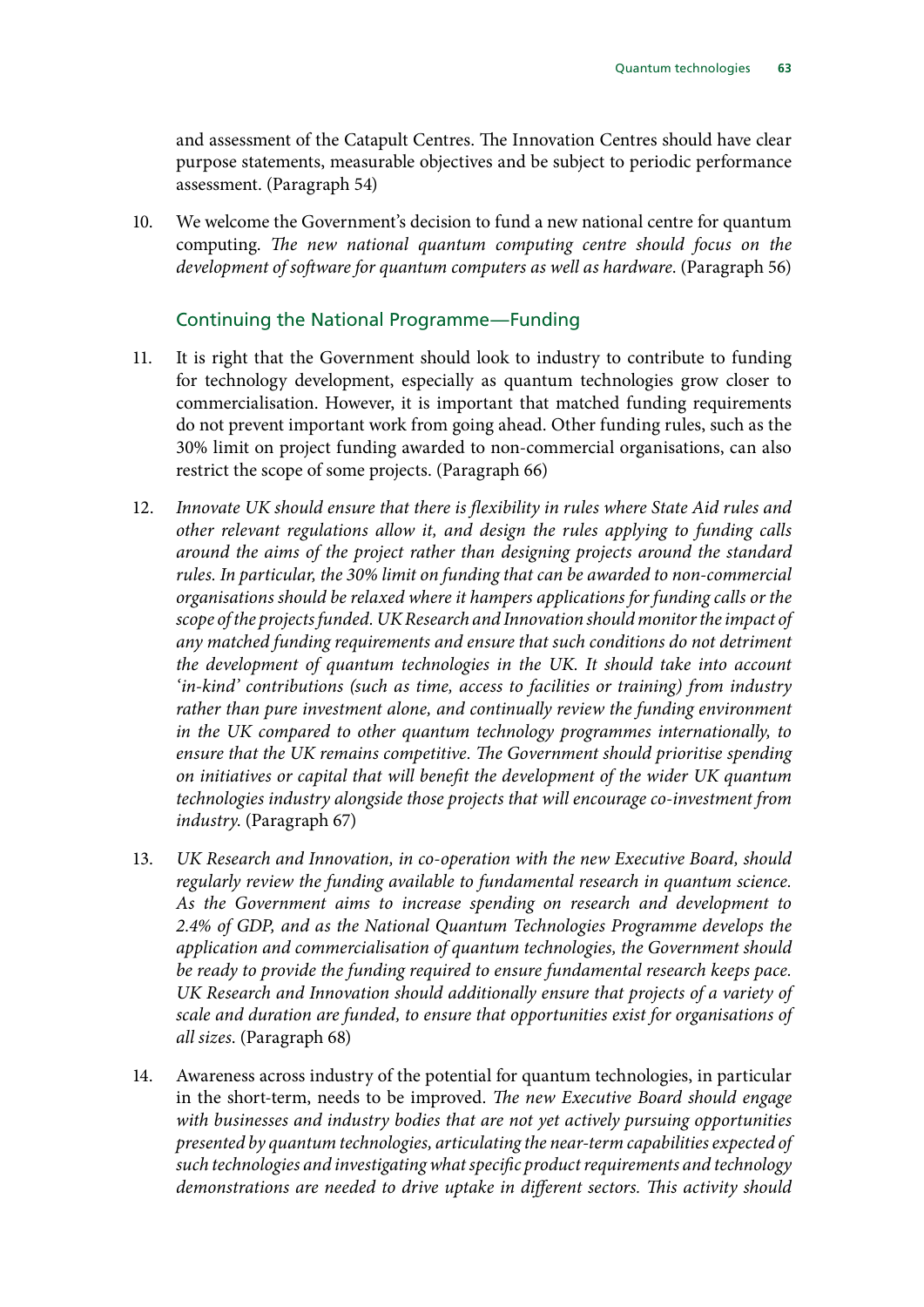and assessment of the Catapult Centres. The Innovation Centres should have clear purpose statements, measurable objectives and be subject to periodic performance assessment. (Paragraph 54)

10. We welcome the Government's decision to fund a new national centre for quantum computing. *The new national quantum computing centre should focus on the development of software for quantum computers as well as hardware.* (Paragraph 56)

### Continuing the National Programme—Funding

11. It is right that the Government should look to industry to contribute to funding for technology development, especially as quantum technologies grow closer to commercialisation. However, it is important that matched funding requirements do not prevent important work from going ahead. Other funding rules, such as the 30% limit on project funding awarded to non-commercial organisations, can also restrict the scope of some projects. (Paragraph 66)

12. *Innovate UK should ensure that there is flexibility in rules where State Aid rules and other relevant regulations allow it, and design the rules applying to funding calls around the aims of the project rather than designing projects around the standard rules. In particular, the 30% limit on funding that can be awarded to non-commercial organisations should be relaxed where it hampers applications for funding calls or the scope of the projects funded. UK Research and Innovation should monitor the impact of any matched funding requirements and ensure that such conditions do not detriment the development of quantum technologies in the UK. It should take into account 'in-kind' contributions (such as time, access to facilities or training) from industry rather than pure investment alone, and continually review the funding environment in the UK compared to other quantum technology programmes internationally, to ensure that the UK remains competitive. The Government should prioritise spending on initiatives or capital that will benefit the development of the wider UK quantum technologies industry alongside those projects that will encourage co-investment from industry.* (Paragraph 67)

13. *UK Research and Innovation, in co-operation with the new Executive Board, should regularly review the funding available to fundamental research in quantum science. As the Government aims to increase spending on research and development to 2.4% of GDP, and as the National Quantum Technologies Programme develops the application and commercialisation of quantum technologies, the Government should be ready to provide the funding required to ensure fundamental research keeps pace. UK Research and Innovation should additionally ensure that projects of a variety of scale and duration are funded, to ensure that opportunities exist for organisations of all sizes.* (Paragraph 68)

14. Awareness across industry of the potential for quantum technologies, in particular in the short-term, needs to be improved. *The new Executive Board should engage with businesses and industry bodies that are not yet actively pursuing opportunities presented by quantum technologies, articulating the near-term capabilities expected of such technologies and investigating what specific product requirements and technology demonstrations are needed to drive uptake in different sectors. This activity should*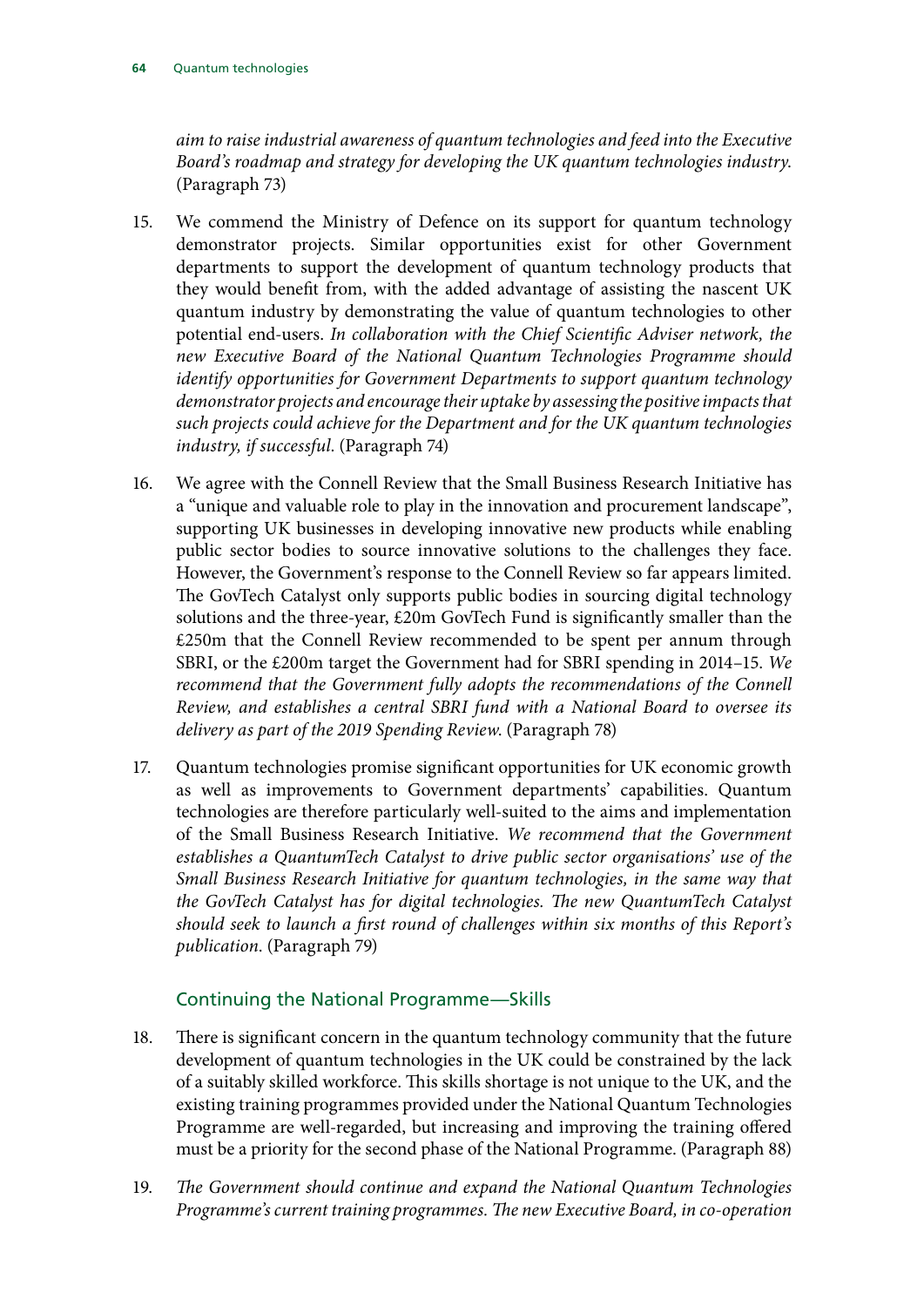*aim to raise industrial awareness of quantum technologies and feed into the Executive Board's roadmap and strategy for developing the UK quantum technologies industry.* (Paragraph 73)

15. We commend the Ministry of Defence on its support for quantum technology demonstrator projects. Similar opportunities exist for other Government departments to support the development of quantum technology products that they would benefit from, with the added advantage of assisting the nascent UK quantum industry by demonstrating the value of quantum technologies to other potential end-users. *In collaboration with the Chief Scientific Adviser network, the new Executive Board of the National Quantum Technologies Programme should identify opportunities for Government Departments to support quantum technology demonstrator projects and encourage their uptake by assessing the positive impacts that such projects could achieve for the Department and for the UK quantum technologies industry, if successful.* (Paragraph 74)

16. We agree with the Connell Review that the Small Business Research Initiative has a "unique and valuable role to play in the innovation and procurement landscape", supporting UK businesses in developing innovative new products while enabling public sector bodies to source innovative solutions to the challenges they face. However, the Government's response to the Connell Review so far appears limited. The GovTech Catalyst only supports public bodies in sourcing digital technology solutions and the three-year, £20m GovTech Fund is significantly smaller than the £250m that the Connell Review recommended to be spent per annum through SBRI, or the £200m target the Government had for SBRI spending in 2014–15. *We recommend that the Government fully adopts the recommendations of the Connell Review, and establishes a central SBRI fund with a National Board to oversee its delivery as part of the 2019 Spending Review.* (Paragraph 78)

17. Quantum technologies promise significant opportunities for UK economic growth as well as improvements to Government departments' capabilities. Quantum technologies are therefore particularly well-suited to the aims and implementation of the Small Business Research Initiative. *We recommend that the Government establishes a QuantumTech Catalyst to drive public sector organisations' use of the Small Business Research Initiative for quantum technologies, in the same way that the GovTech Catalyst has for digital technologies. The new QuantumTech Catalyst should seek to launch a first round of challenges within six months of this Report's publication.* (Paragraph 79)

## Continuing the National Programme—Skills

18. There is significant concern in the quantum technology community that the future development of quantum technologies in the UK could be constrained by the lack of a suitably skilled workforce. This skills shortage is not unique to the UK, and the existing training programmes provided under the National Quantum Technologies Programme are well-regarded, but increasing and improving the training offered must be a priority for the second phase of the National Programme. (Paragraph 88)

19. *The Government should continue and expand the National Quantum Technologies Programme's current training programmes. The new Executive Board, in co-operation*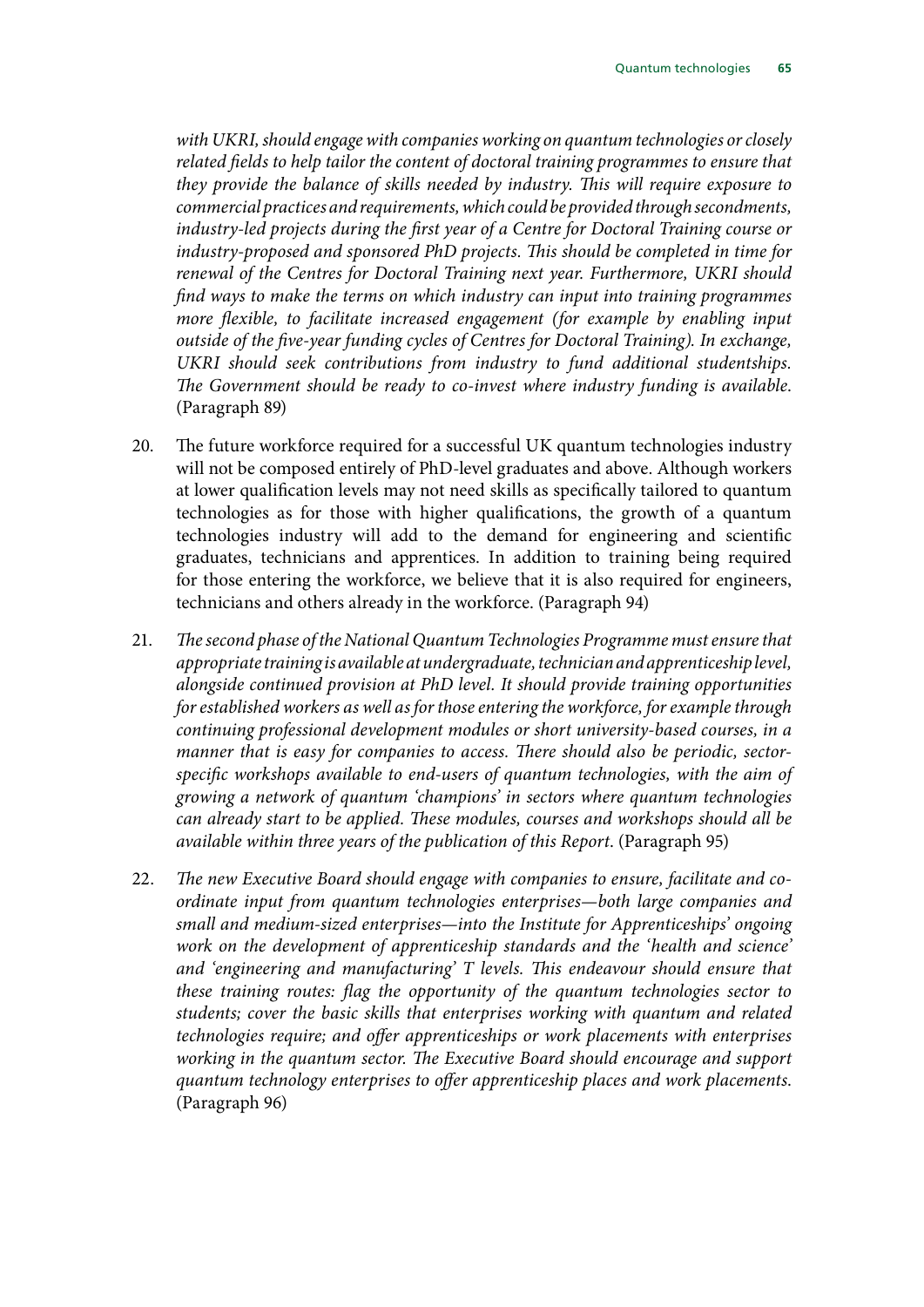*with UKRI, should engage with companies working on quantum technologies or closely related fields to help tailor the content of doctoral training programmes to ensure that they provide the balance of skills needed by industry. This will require exposure to commercial practices and requirements, which could be provided through secondments, industry-led projects during the first year of a Centre for Doctoral Training course or industry-proposed and sponsored PhD projects. This should be completed in time for renewal of the Centres for Doctoral Training next year. Furthermore, UKRI should find ways to make the terms on which industry can input into training programmes more flexible, to facilitate increased engagement (for example by enabling input outside of the five-year funding cycles of Centres for Doctoral Training). In exchange, UKRI should seek contributions from industry to fund additional studentships. The Government should be ready to co-invest where industry funding is available.* (Paragraph 89)

20. The future workforce required for a successful UK quantum technologies industry will not be composed entirely of PhD-level graduates and above. Although workers at lower qualification levels may not need skills as specifically tailored to quantum technologies as for those with higher qualifications, the growth of a quantum technologies industry will add to the demand for engineering and scientific graduates, technicians and apprentices. In addition to training being required for those entering the workforce, we believe that it is also required for engineers, technicians and others already in the workforce. (Paragraph 94)

21. *The second phase of the National Quantum Technologies Programme must ensure that appropriate training is available at undergraduate, technician and apprenticeship level, alongside continued provision at PhD level. It should provide training opportunities for established workers as well as for those entering the workforce, for example through continuing professional development modules or short university-based courses, in a manner that is easy for companies to access. There should also be periodic, sector-specific workshops available to end-users of quantum technologies, with the aim of growing a network of quantum 'champions' in sectors where quantum technologies can already start to be applied. These modules, courses and workshops should all be available within three years of the publication of this Report.* (Paragraph 95)

22. *The new Executive Board should engage with companies to ensure, facilitate and co-ordinate input from quantum technologies enterprises—both large companies and small and medium-sized enterprises—into the Institute for Apprenticeships' ongoing work on the development of apprenticeship standards and the 'health and science' and 'engineering and manufacturing' T levels. This endeavour should ensure that these training routes: flag the opportunity of the quantum technologies sector to students; cover the basic skills that enterprises working with quantum and related technologies require; and offer apprenticeships or work placements with enterprises working in the quantum sector. The Executive Board should encourage and support quantum technology enterprises to offer apprenticeship places and work placements.* (Paragraph 96)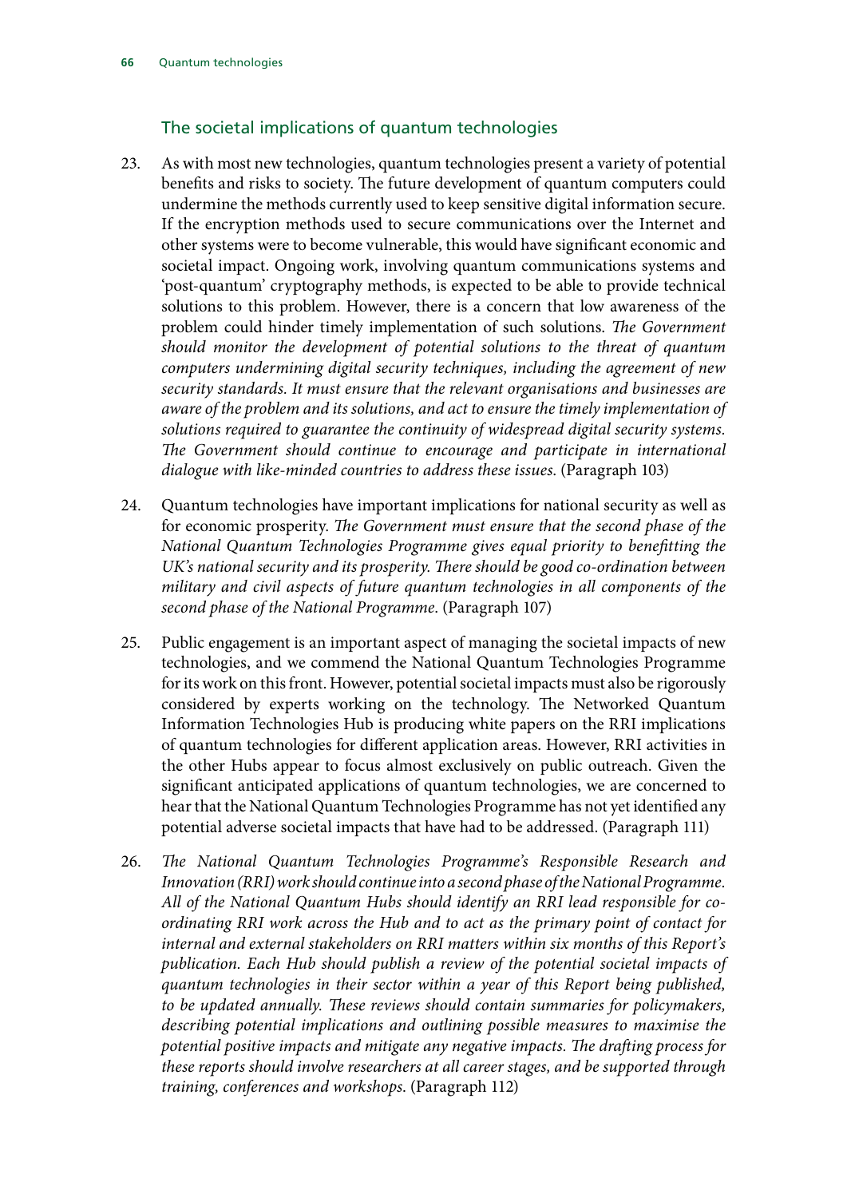## The societal implications of quantum technologies

23. As with most new technologies, quantum technologies present a variety of potential benefits and risks to society. The future development of quantum computers could undermine the methods currently used to keep sensitive digital information secure. If the encryption methods used to secure communications over the Internet and other systems were to become vulnerable, this would have significant economic and societal impact. Ongoing work, involving quantum communications systems and 'post-quantum' cryptography methods, is expected to be able to provide technical solutions to this problem. However, there is a concern that low awareness of the problem could hinder timely implementation of such solutions. *The Government should monitor the development of potential solutions to the threat of quantum computers undermining digital security techniques, including the agreement of new security standards. It must ensure that the relevant organisations and businesses are aware of the problem and its solutions, and act to ensure the timely implementation of solutions required to guarantee the continuity of widespread digital security systems. The Government should continue to encourage and participate in international dialogue with like-minded countries to address these issues.* (Paragraph 103)

24. Quantum technologies have important implications for national security as well as for economic prosperity. *The Government must ensure that the second phase of the National Quantum Technologies Programme gives equal priority to benefitting the UK's national security and its prosperity. There should be good co-ordination between military and civil aspects of future quantum technologies in all components of the second phase of the National Programme.* (Paragraph 107)

25. Public engagement is an important aspect of managing the societal impacts of new technologies, and we commend the National Quantum Technologies Programme for its work on this front. However, potential societal impacts must also be rigorously considered by experts working on the technology. The Networked Quantum Information Technologies Hub is producing white papers on the RRI implications of quantum technologies for different application areas. However, RRI activities in the other Hubs appear to focus almost exclusively on public outreach. Given the significant anticipated applications of quantum technologies, we are concerned to hear that the National Quantum Technologies Programme has not yet identified any potential adverse societal impacts that have had to be addressed. (Paragraph 111)

26. *The National Quantum Technologies Programme's Responsible Research and Innovation (RRI) work should continue into a second phase of the National Programme. All of the National Quantum Hubs should identify an RRI lead responsible for co-ordinating RRI work across the Hub and to act as the primary point of contact for internal and external stakeholders on RRI matters within six months of this Report's publication. Each Hub should publish a review of the potential societal impacts of quantum technologies in their sector within a year of this Report being published, to be updated annually. These reviews should contain summaries for policymakers, describing potential implications and outlining possible measures to maximise the potential positive impacts and mitigate any negative impacts. The drafting process for these reports should involve researchers at all career stages, and be supported through training, conferences and workshops.* (Paragraph 112)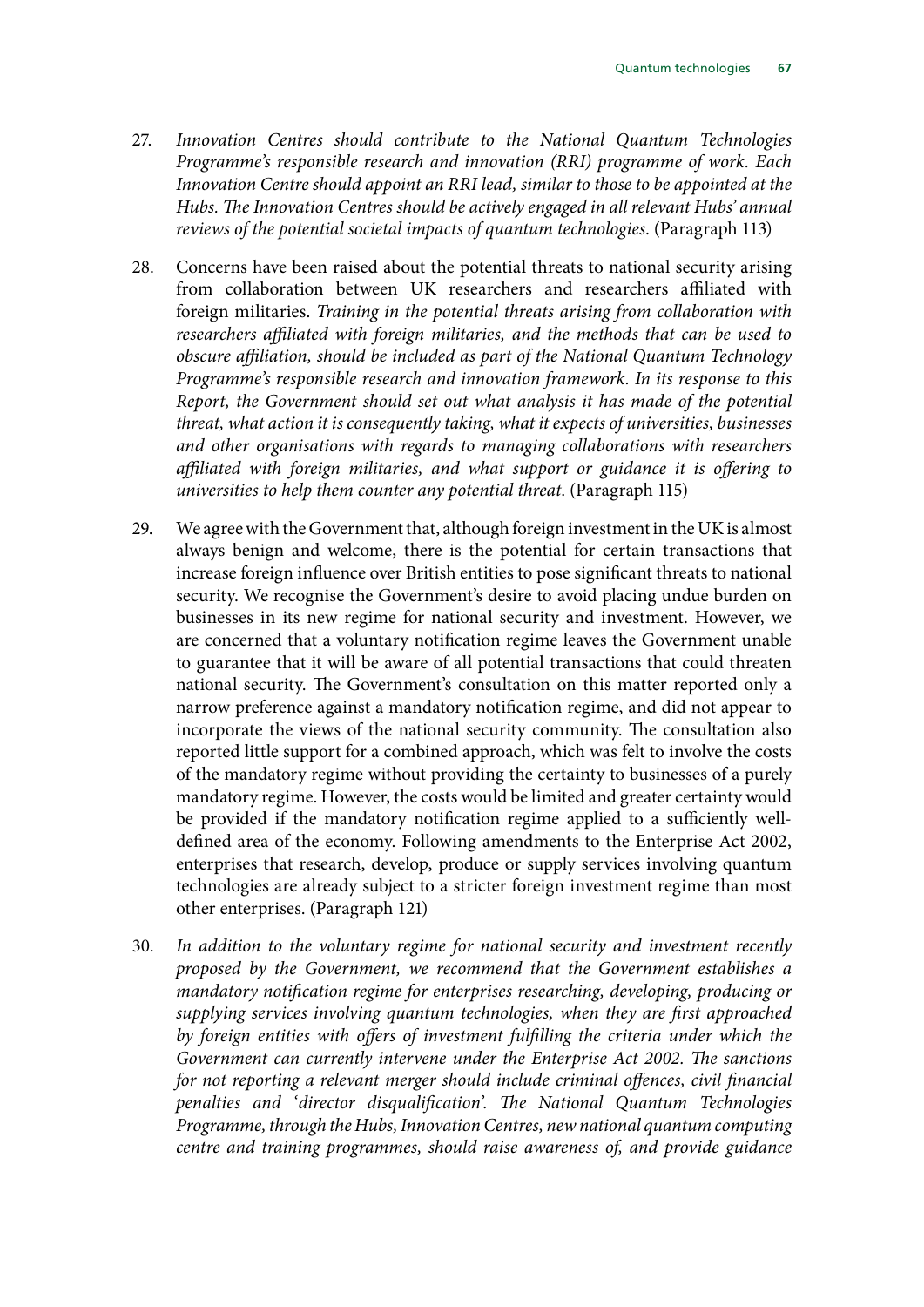27. *Innovation Centres should contribute to the National Quantum Technologies Programme's responsible research and innovation (RRI) programme of work. Each Innovation Centre should appoint an RRI lead, similar to those to be appointed at the Hubs. The Innovation Centres should be actively engaged in all relevant Hubs' annual reviews of the potential societal impacts of quantum technologies.* (Paragraph 113)

28. Concerns have been raised about the potential threats to national security arising from collaboration between UK researchers and researchers affiliated with foreign militaries. *Training in the potential threats arising from collaboration with researchers affiliated with foreign militaries, and the methods that can be used to obscure affiliation, should be included as part of the National Quantum Technology Programme's responsible research and innovation framework. In its response to this Report, the Government should set out what analysis it has made of the potential threat, what action it is consequently taking, what it expects of universities, businesses and other organisations with regards to managing collaborations with researchers affiliated with foreign militaries, and what support or guidance it is offering to universities to help them counter any potential threat.* (Paragraph 115)

29. We agree with the Government that, although foreign investment in the UK is almost always benign and welcome, there is the potential for certain transactions that increase foreign influence over British entities to pose significant threats to national security. We recognise the Government's desire to avoid placing undue burden on businesses in its new regime for national security and investment. However, we are concerned that a voluntary notification regime leaves the Government unable to guarantee that it will be aware of all potential transactions that could threaten national security. The Government's consultation on this matter reported only a narrow preference against a mandatory notification regime, and did not appear to incorporate the views of the national security community. The consultation also reported little support for a combined approach, which was felt to involve the costs of the mandatory regime without providing the certainty to businesses of a purely mandatory regime. However, the costs would be limited and greater certainty would be provided if the mandatory notification regime applied to a sufficiently well-defined area of the economy. Following amendments to the Enterprise Act 2002, enterprises that research, develop, produce or supply services involving quantum technologies are already subject to a stricter foreign investment regime than most other enterprises. (Paragraph 121)

30. *In addition to the voluntary regime for national security and investment recently proposed by the Government, we recommend that the Government establishes a mandatory notification regime for enterprises researching, developing, producing or supplying services involving quantum technologies, when they are first approached by foreign entities with offers of investment fulfilling the criteria under which the Government can currently intervene under the Enterprise Act 2002. The sanctions for not reporting a relevant merger should include criminal offences, civil financial penalties and 'director disqualification'. The National Quantum Technologies Programme, through the Hubs, Innovation Centres, new national quantum computing centre and training programmes, should raise awareness of, and provide guidance*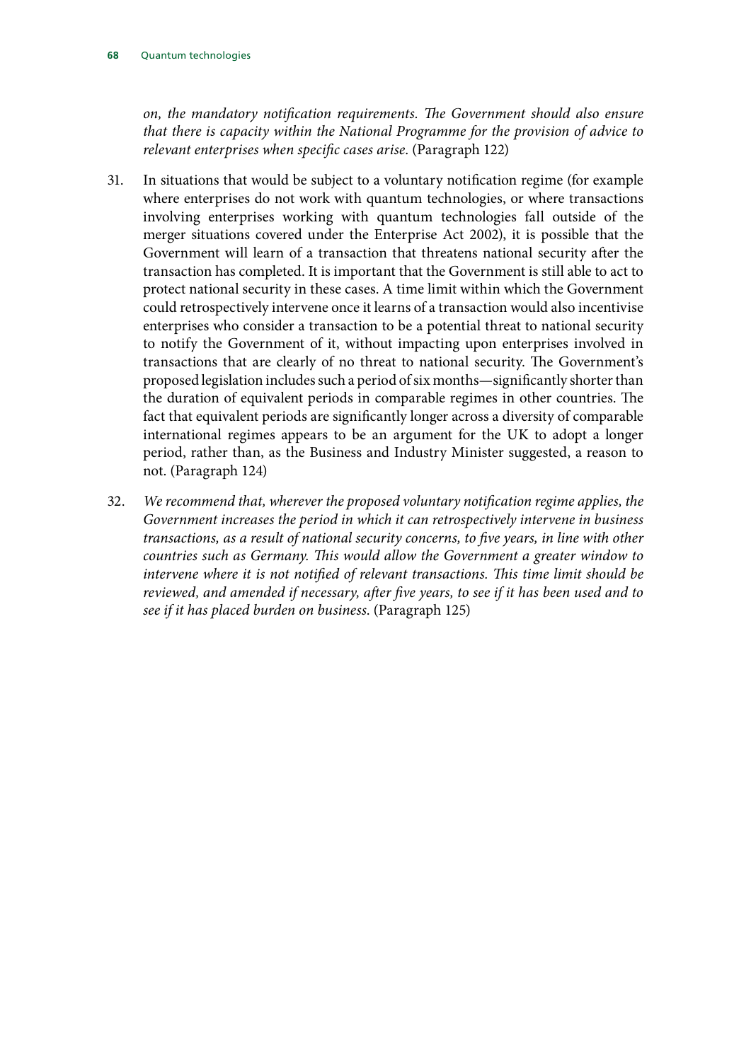*on, the mandatory notification requirements. The Government should also ensure that there is capacity within the National Programme for the provision of advice to relevant enterprises when specific cases arise.* (Paragraph 122)

31. In situations that would be subject to a voluntary notification regime (for example where enterprises do not work with quantum technologies, or where transactions involving enterprises working with quantum technologies fall outside of the merger situations covered under the Enterprise Act 2002), it is possible that the Government will learn of a transaction that threatens national security after the transaction has completed. It is important that the Government is still able to act to protect national security in these cases. A time limit within which the Government could retrospectively intervene once it learns of a transaction would also incentivise enterprises who consider a transaction to be a potential threat to national security to notify the Government of it, without impacting upon enterprises involved in transactions that are clearly of no threat to national security. The Government's proposed legislation includes such a period of six months—significantly shorter than the duration of equivalent periods in comparable regimes in other countries. The fact that equivalent periods are significantly longer across a diversity of comparable international regimes appears to be an argument for the UK to adopt a longer period, rather than, as the Business and Industry Minister suggested, a reason to not. (Paragraph 124)

32. *We recommend that, wherever the proposed voluntary notification regime applies, the Government increases the period in which it can retrospectively intervene in business transactions, as a result of national security concerns, to five years, in line with other countries such as Germany. This would allow the Government a greater window to intervene where it is not notified of relevant transactions. This time limit should be reviewed, and amended if necessary, after five years, to see if it has been used and to see if it has placed burden on business.* (Paragraph 125)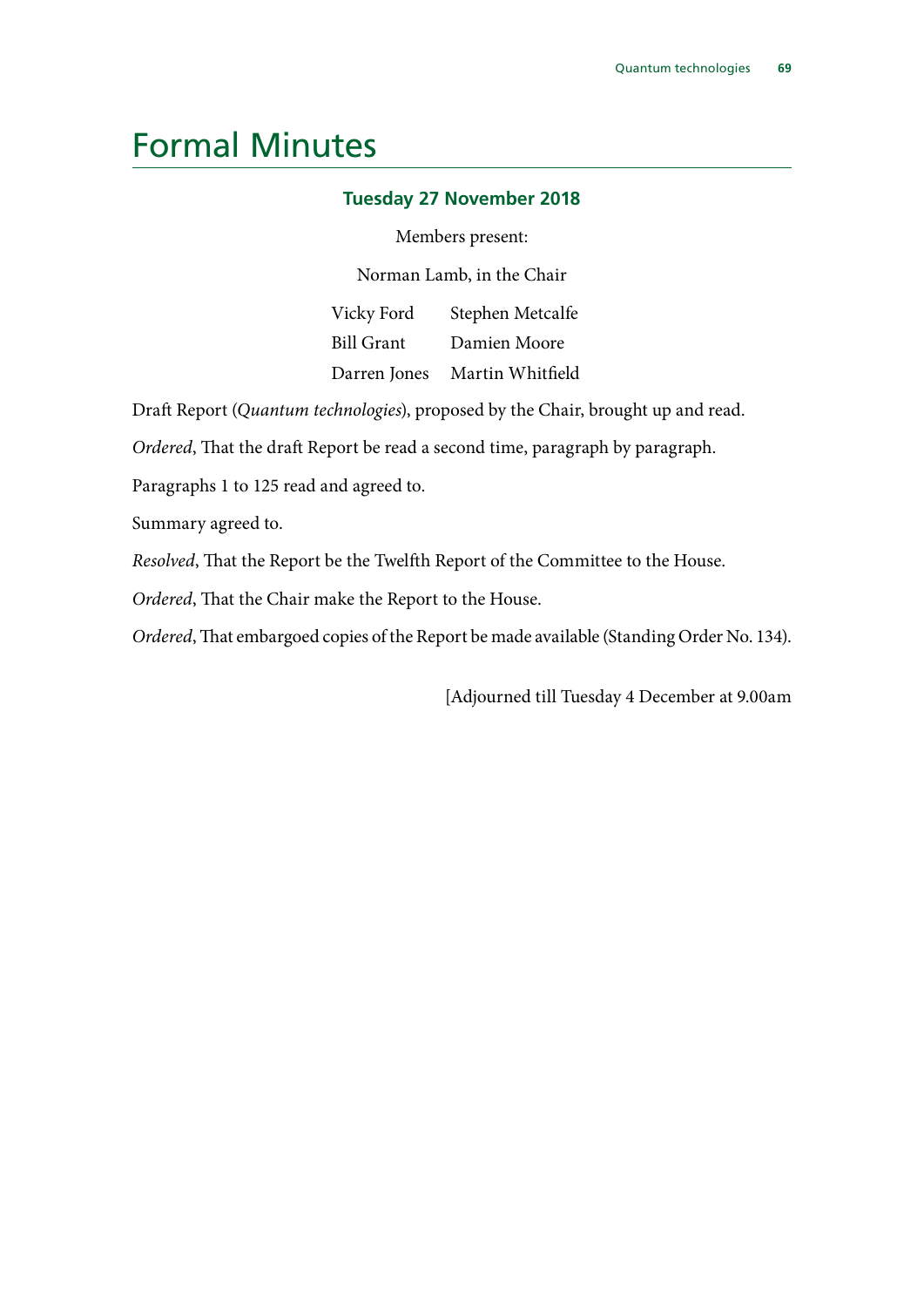# Formal Minutes

### Tuesday 27 November 2018

Members present:

Norman Lamb, in the Chair

| | |
|---|---|
| Vicky Ford | Stephen Metcalfe |
| Bill Grant | Damien Moore |
| Darren Jones | Martin Whitfield |

Draft Report (*Quantum technologies*), proposed by the Chair, brought up and read.

*Ordered*, That the draft Report be read a second time, paragraph by paragraph.

Paragraphs 1 to 125 read and agreed to.

Summary agreed to.

*Resolved*, That the Report be the Twelfth Report of the Committee to the House.

*Ordered*, That the Chair make the Report to the House.

*Ordered*, That embargoed copies of the Report be made available (Standing Order No. 134).

[Adjourned till Tuesday 4 December at 9.00am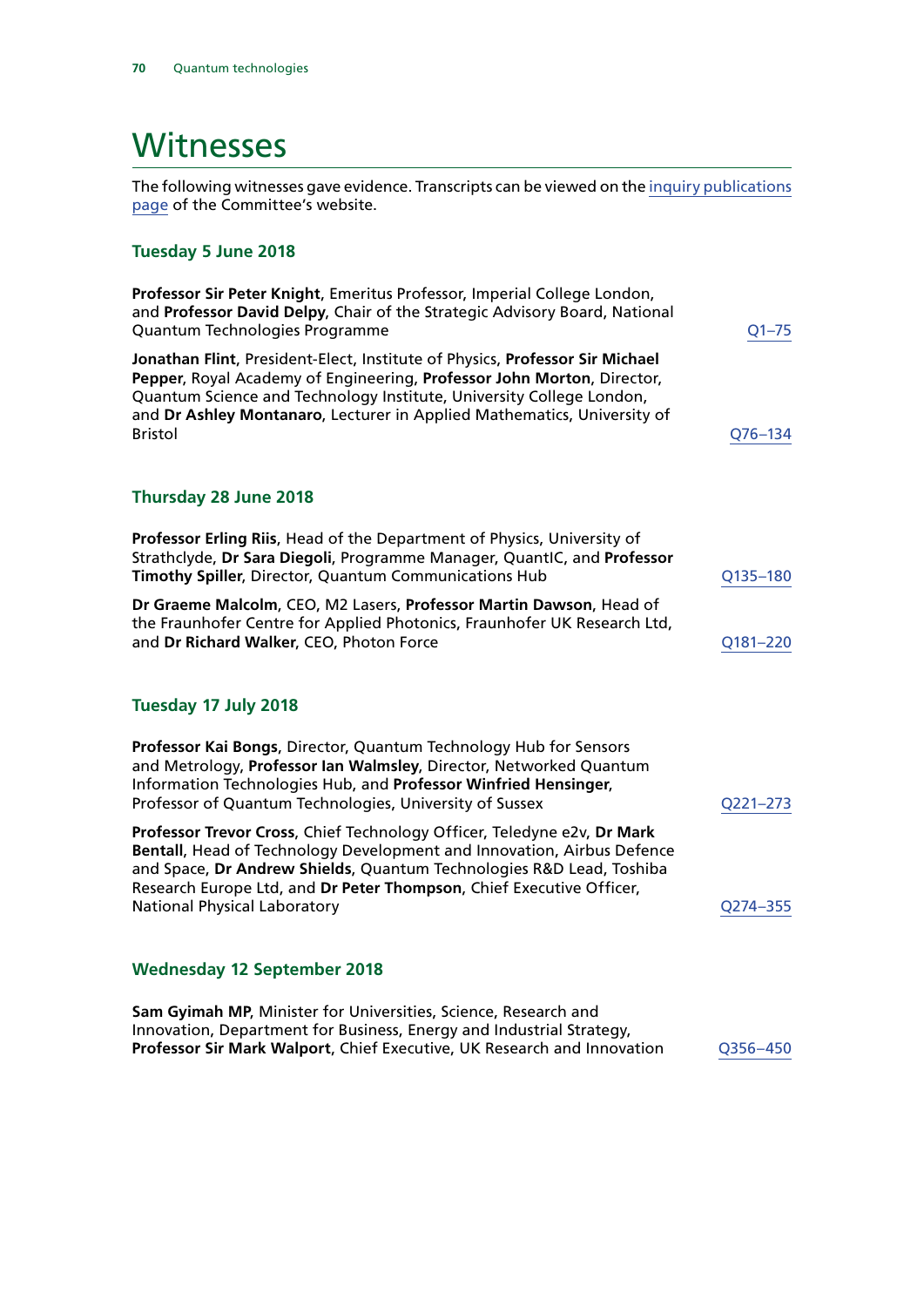# Witnesses

The following witnesses gave evidence. Transcripts can be viewed on the inquiry publications page of the Committee's website.

### Tuesday 5 June 2018

**Professor Sir Peter Knight**, Emeritus Professor, Imperial College London, and **Professor David Delpy**, Chair of the Strategic Advisory Board, National Quantum Technologies Programme — Q1–75

**Jonathan Flint**, President-Elect, Institute of Physics, **Professor Sir Michael Pepper**, Royal Academy of Engineering, **Professor John Morton**, Director, Quantum Science and Technology Institute, University College London, and **Dr Ashley Montanaro**, Lecturer in Applied Mathematics, University of Bristol — Q76–134

### Thursday 28 June 2018

**Professor Erling Riis**, Head of the Department of Physics, University of Strathclyde, **Dr Sara Diegoli**, Programme Manager, QuantIC, and **Professor Timothy Spiller**, Director, Quantum Communications Hub — Q135–180

**Dr Graeme Malcolm**, CEO, M2 Lasers, **Professor Martin Dawson**, Head of the Fraunhofer Centre for Applied Photonics, Fraunhofer UK Research Ltd, and **Dr Richard Walker**, CEO, Photon Force — Q181–220

### Tuesday 17 July 2018

**Professor Kai Bongs**, Director, Quantum Technology Hub for Sensors and Metrology, **Professor Ian Walmsley**, Director, Networked Quantum Information Technologies Hub, and **Professor Winfried Hensinger**, Professor of Quantum Technologies, University of Sussex — Q221–273

**Professor Trevor Cross**, Chief Technology Officer, Teledyne e2v, **Dr Mark Bentall**, Head of Technology Development and Innovation, Airbus Defence and Space, **Dr Andrew Shields**, Quantum Technologies R&D Lead, Toshiba Research Europe Ltd, and **Dr Peter Thompson**, Chief Executive Officer, National Physical Laboratory — Q274–355

### Wednesday 12 September 2018

**Sam Gyimah MP**, Minister for Universities, Science, Research and Innovation, Department for Business, Energy and Industrial Strategy, **Professor Sir Mark Walport**, Chief Executive, UK Research and Innovation — Q356–450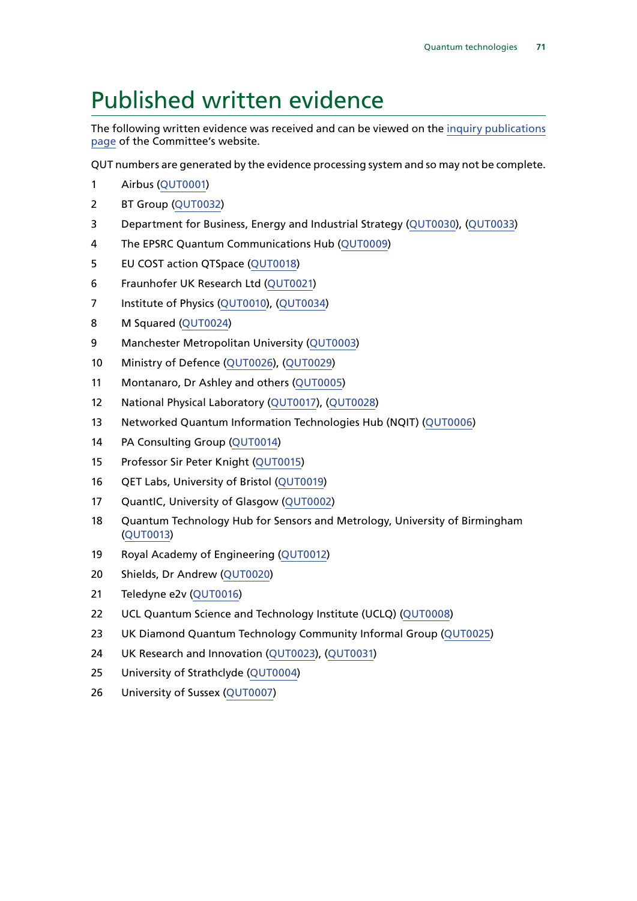# Published written evidence

The following written evidence was received and can be viewed on the inquiry publications page of the Committee's website.

QUT numbers are generated by the evidence processing system and so may not be complete.

1. Airbus (QUT0001)
2. BT Group (QUT0032)
3. Department for Business, Energy and Industrial Strategy (QUT0030), (QUT0033)
4. The EPSRC Quantum Communications Hub (QUT0009)
5. EU COST action QTSpace (QUT0018)
6. Fraunhofer UK Research Ltd (QUT0021)
7. Institute of Physics (QUT0010), (QUT0034)
8. M Squared (QUT0024)
9. Manchester Metropolitan University (QUT0003)
10. Ministry of Defence (QUT0026), (QUT0029)
11. Montanaro, Dr Ashley and others (QUT0005)
12. National Physical Laboratory (QUT0017), (QUT0028)
13. Networked Quantum Information Technologies Hub (NQIT) (QUT0006)
14. PA Consulting Group (QUT0014)
15. Professor Sir Peter Knight (QUT0015)
16. QET Labs, University of Bristol (QUT0019)
17. QuantIC, University of Glasgow (QUT0002)
18. Quantum Technology Hub for Sensors and Metrology, University of Birmingham (QUT0013)
19. Royal Academy of Engineering (QUT0012)
20. Shields, Dr Andrew (QUT0020)
21. Teledyne e2v (QUT0016)
22. UCL Quantum Science and Technology Institute (UCLQ) (QUT0008)
23. UK Diamond Quantum Technology Community Informal Group (QUT0025)
24. UK Research and Innovation (QUT0023), (QUT0031)
25. University of Strathclyde (QUT0004)
26. University of Sussex (QUT0007)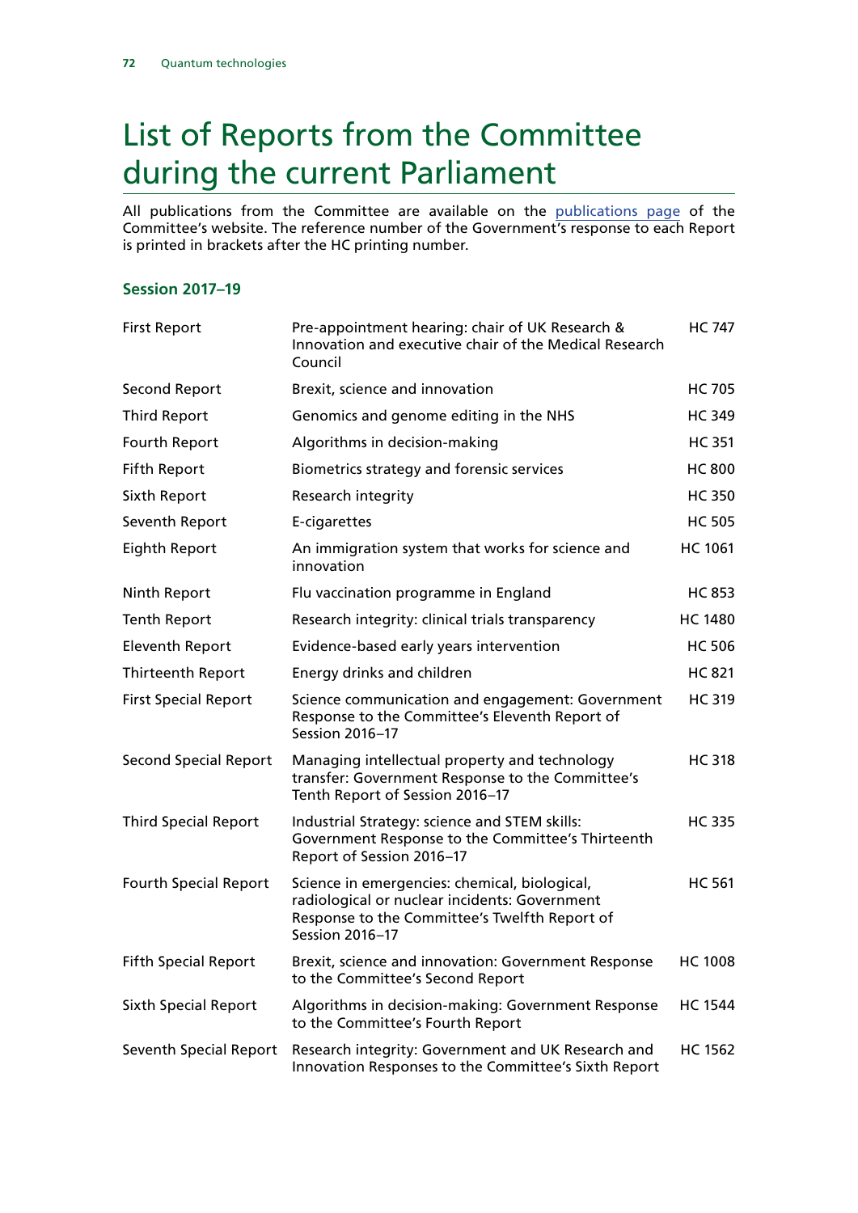# List of Reports from the Committee during the current Parliament

All publications from the Committee are available on the [publications page](#) of the Committee's website. The reference number of the Government's response to each Report is printed in brackets after the HC printing number.

### Session 2017–19

| | | |
|---|---|---|
| First Report | Pre-appointment hearing: chair of UK Research & Innovation and executive chair of the Medical Research Council | HC 747 |
| Second Report | Brexit, science and innovation | HC 705 |
| Third Report | Genomics and genome editing in the NHS | HC 349 |
| Fourth Report | Algorithms in decision-making | HC 351 |
| Fifth Report | Biometrics strategy and forensic services | HC 800 |
| Sixth Report | Research integrity | HC 350 |
| Seventh Report | E-cigarettes | HC 505 |
| Eighth Report | An immigration system that works for science and innovation | HC 1061 |
| Ninth Report | Flu vaccination programme in England | HC 853 |
| Tenth Report | Research integrity: clinical trials transparency | HC 1480 |
| Eleventh Report | Evidence-based early years intervention | HC 506 |
| Thirteenth Report | Energy drinks and children | HC 821 |
| First Special Report | Science communication and engagement: Government Response to the Committee's Eleventh Report of Session 2016–17 | HC 319 |
| Second Special Report | Managing intellectual property and technology transfer: Government Response to the Committee's Tenth Report of Session 2016–17 | HC 318 |
| Third Special Report | Industrial Strategy: science and STEM skills: Government Response to the Committee's Thirteenth Report of Session 2016–17 | HC 335 |
| Fourth Special Report | Science in emergencies: chemical, biological, radiological or nuclear incidents: Government Response to the Committee's Twelfth Report of Session 2016–17 | HC 561 |
| Fifth Special Report | Brexit, science and innovation: Government Response to the Committee's Second Report | HC 1008 |
| Sixth Special Report | Algorithms in decision-making: Government Response to the Committee's Fourth Report | HC 1544 |
| Seventh Special Report | Research integrity: Government and UK Research and Innovation Responses to the Committee's Sixth Report | HC 1562 |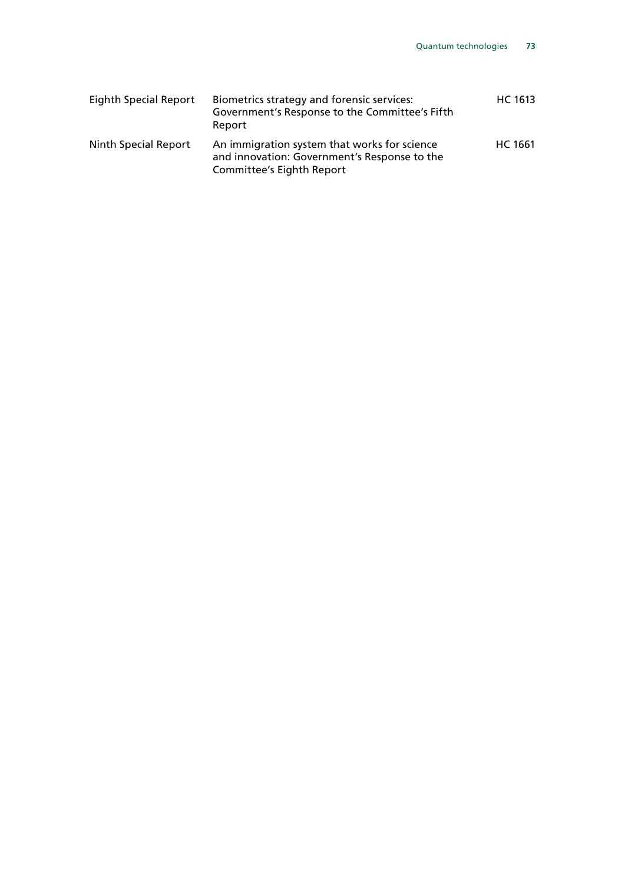| | | |
|---|---|---|
| Eighth Special Report | Biometrics strategy and forensic services: Government's Response to the Committee's Fifth Report | HC 1613 |
| Ninth Special Report | An immigration system that works for science and innovation: Government's Response to the Committee's Eighth Report | HC 1661 |